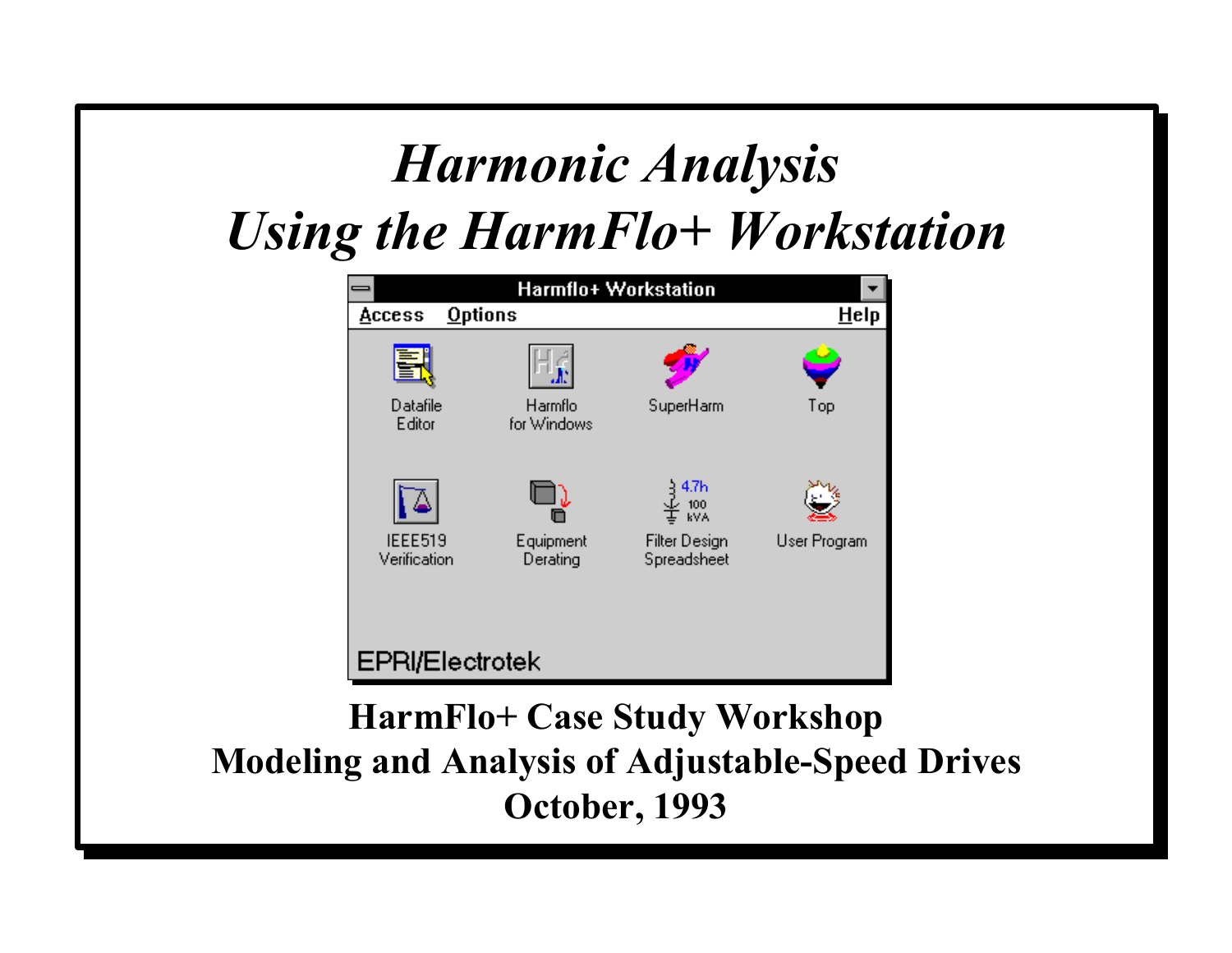# *Harmonic Analysis*
# *Using the HarmFlo+ Workstation*

**HarmFlo+ Case Study Workshop**

**Modeling and Analysis of Adjustable-Speed Drives**

**October, 1993**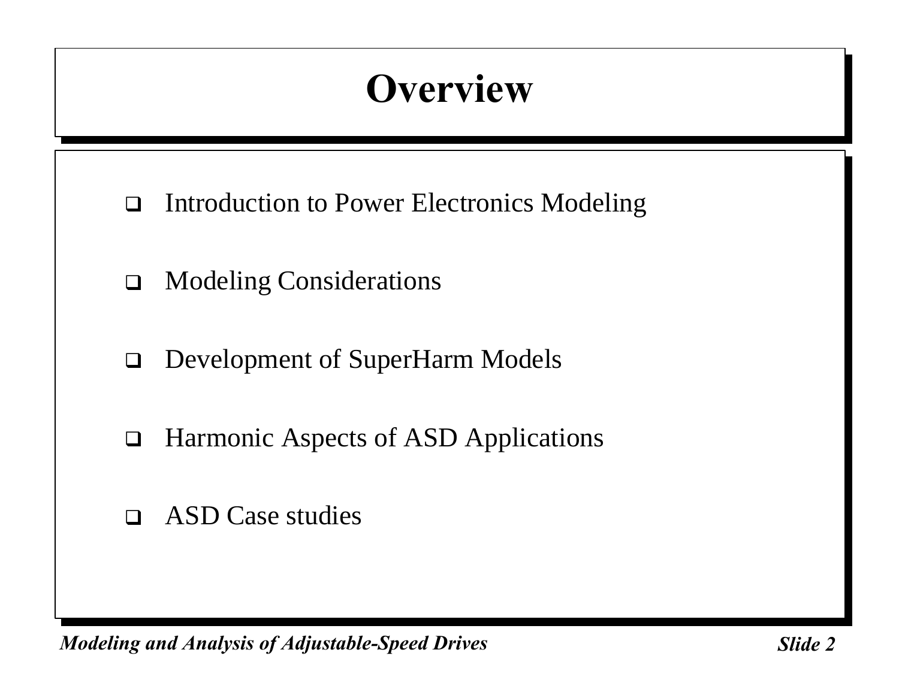# Overview

- Introduction to Power Electronics Modeling
- Modeling Considerations
- Development of SuperHarm Models
- Harmonic Aspects of ASD Applications
- ASD Case studies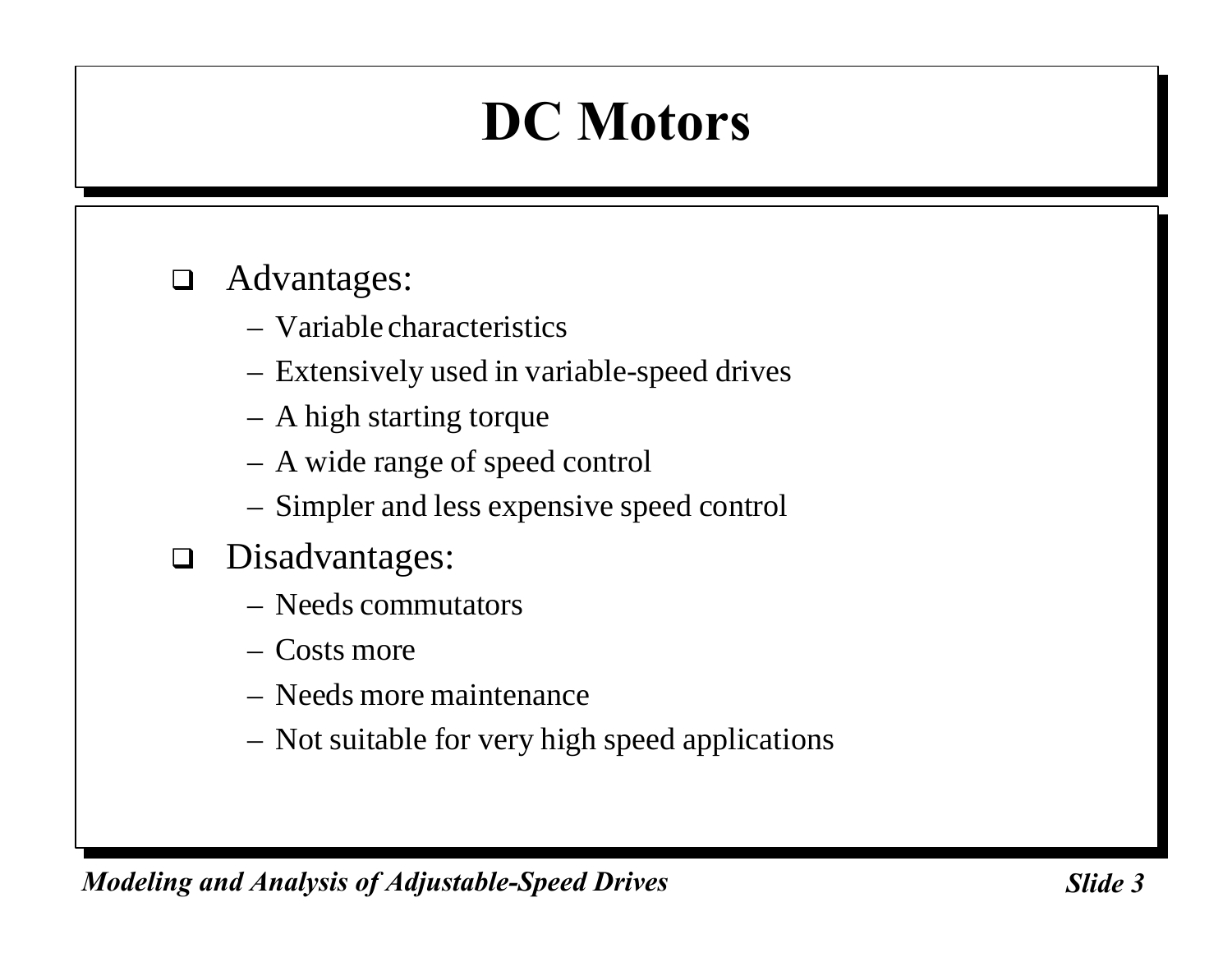# DC Motors

- Advantages:
  - Variable characteristics
  - Extensively used in variable-speed drives
  - A high starting torque
  - A wide range of speed control
  - Simpler and less expensive speed control
- Disadvantages:
  - Needs commutators
  - Costs more
  - Needs more maintenance
  - Not suitable for very high speed applications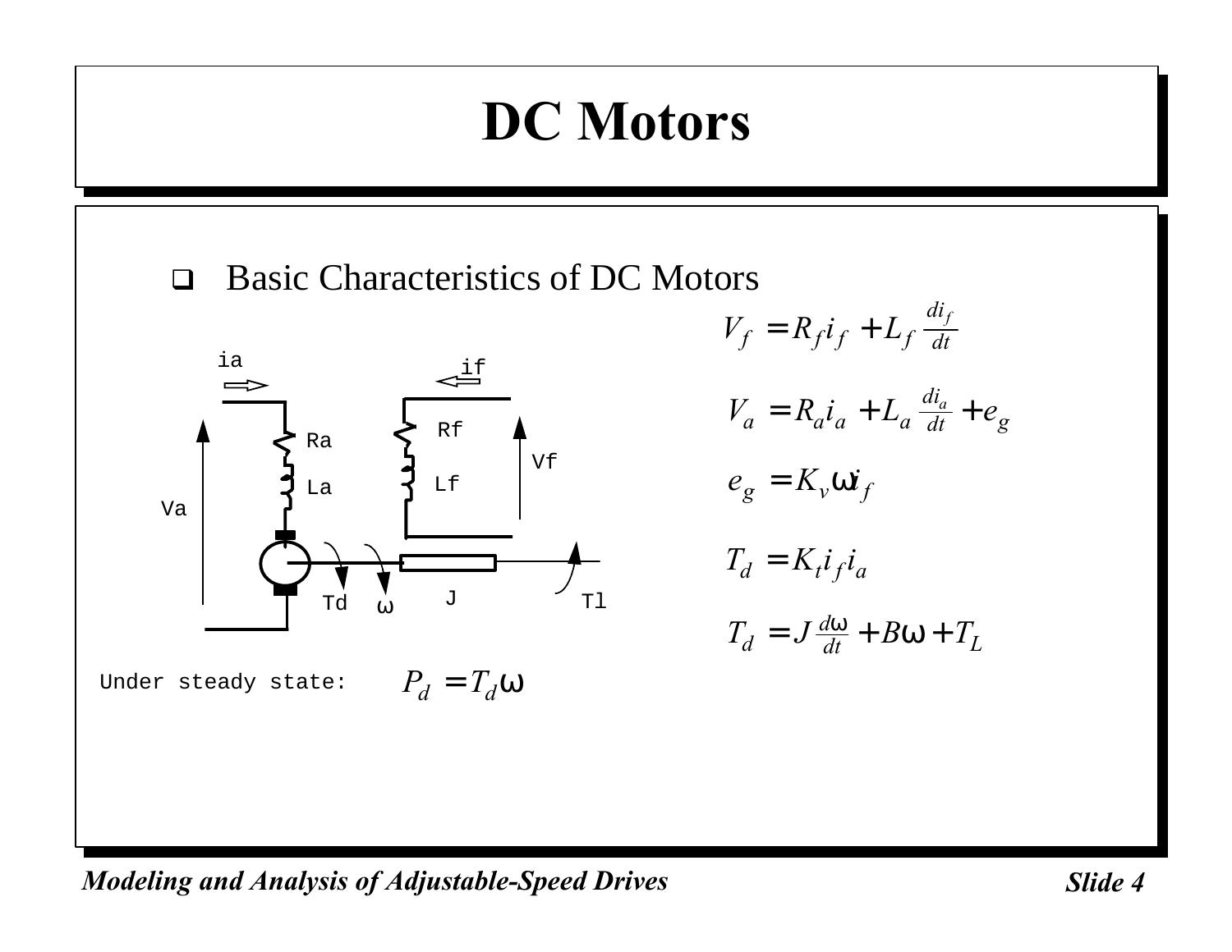# DC Motors

- Basic Characteristics of DC Motors

$$V_f = R_f i_f + L_f \frac{di_f}{dt}$$

$$V_a = R_a i_a + L_a \frac{di_a}{dt} + e_g$$

$$e_g = K_v \omega i_f$$

$$T_d = K_t i_f i_a$$

$$T_d = J \frac{d\omega}{dt} + B\omega + T_L$$

Under steady state: $P_d = T_d \omega$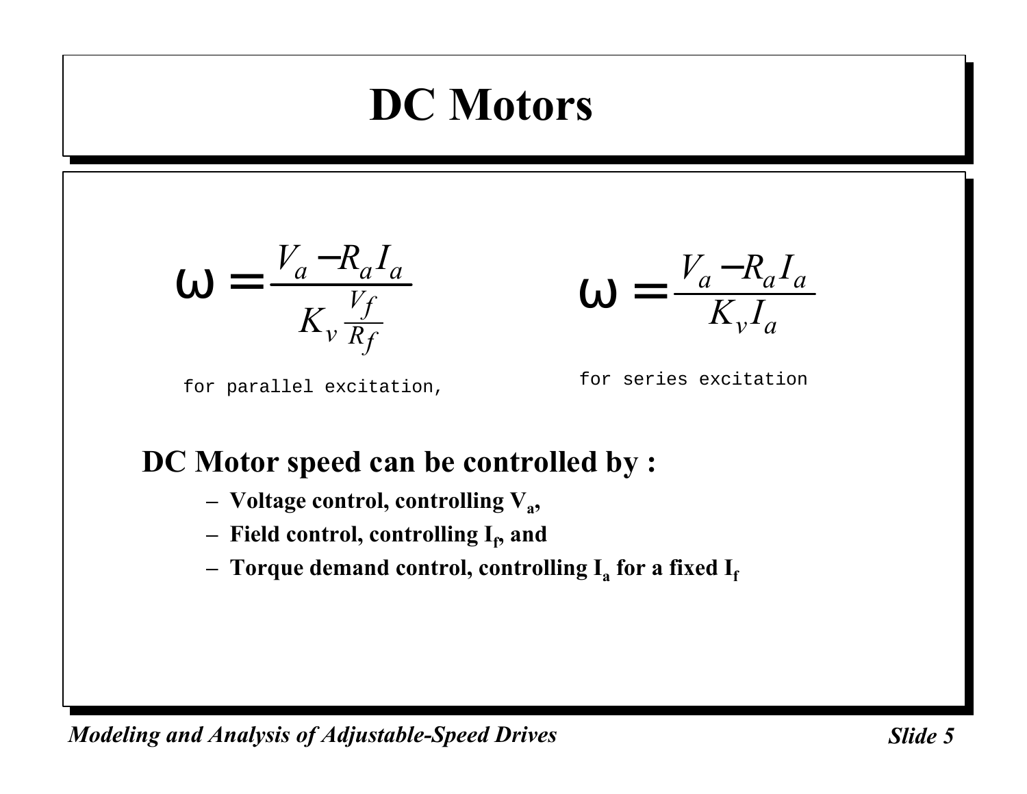# DC Motors

$$\omega = \frac{V_a - R_a I_a}{K_v \frac{V_f}{R_f}}$$

for parallel excitation,

$$\omega = \frac{V_a - R_a I_a}{K_v I_a}$$

for series excitation

**DC Motor speed can be controlled by :**

- **Voltage control, controlling $V_a$,**
- **Field control, controlling $I_f$, and**
- **Torque demand control, controlling $I_a$ for a fixed $I_f$**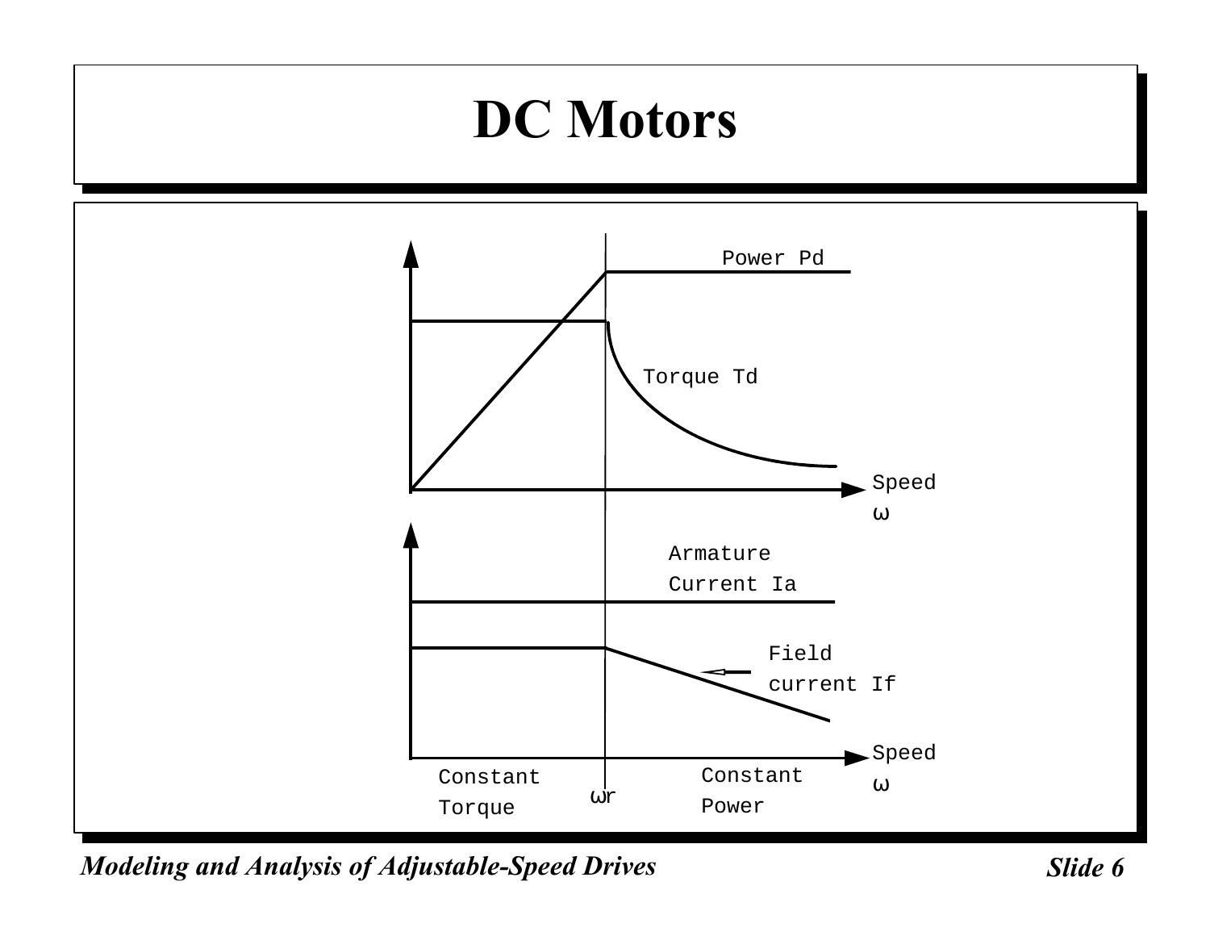# DC Motors

Power Pd

Torque Td

Speed ω

Armature Current Ia

Field current If

Speed ω

Constant Torque

ωr

Constant Power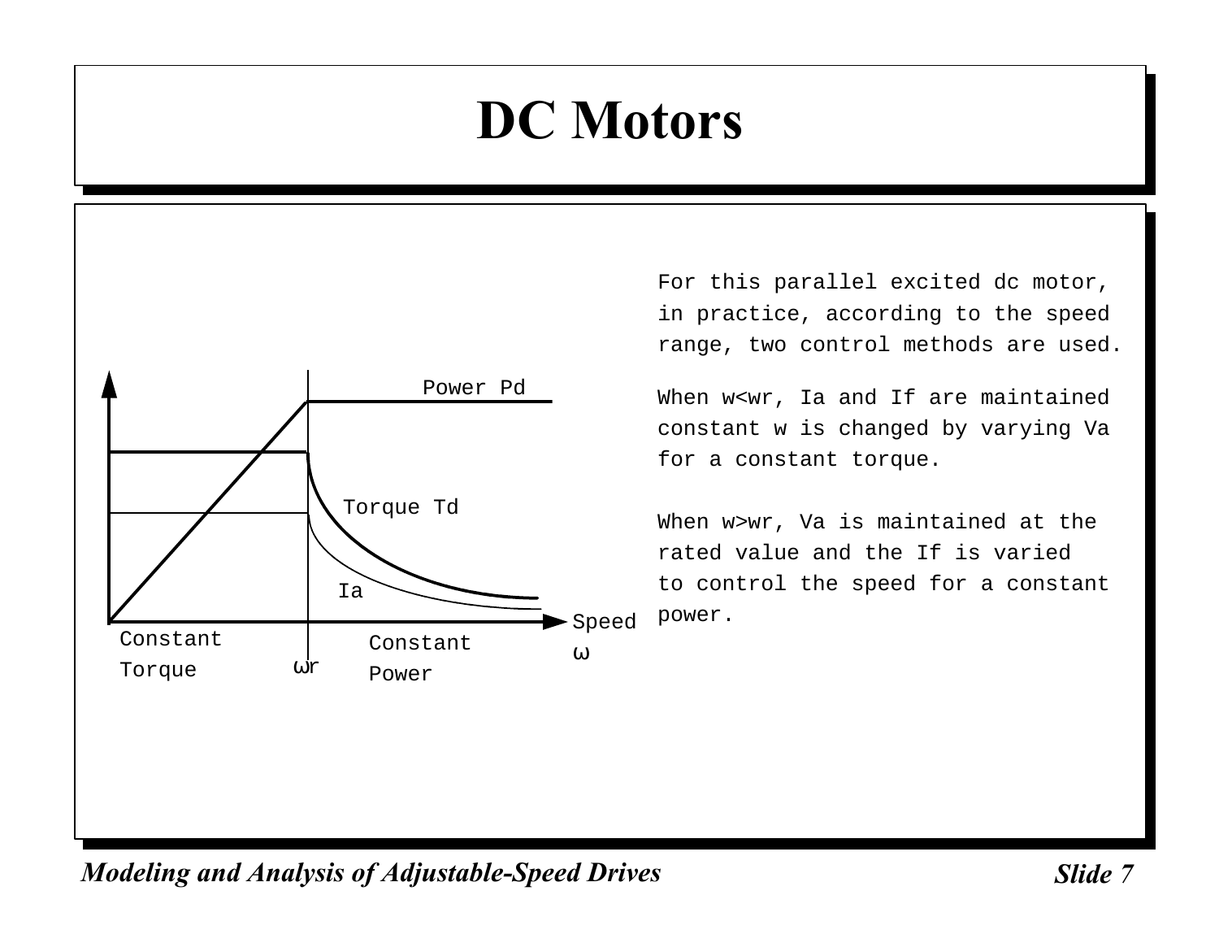# DC Motors

Power Pd

Torque Td

Ia

Speed ω

Constant Torque

ωr

Constant Power

For this parallel excited dc motor, in practice, according to the speed range, two control methods are used.

When w<wr, Ia and If are maintained constant w is changed by varying Va for a constant torque.

When w>wr, Va is maintained at the rated value and the If is varied to control the speed for a constant power.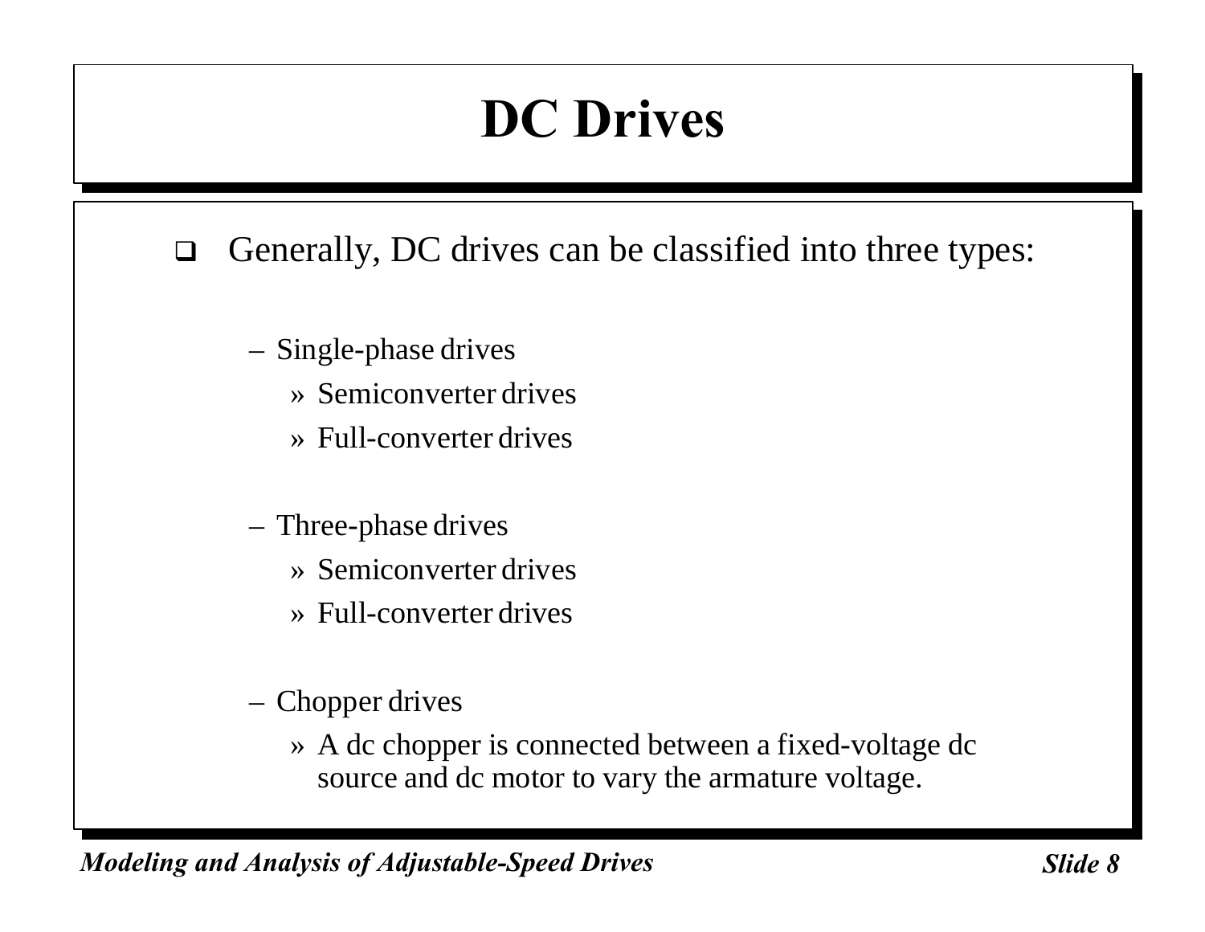# DC Drives

- Generally, DC drives can be classified into three types:
  - Single-phase drives
    - Semiconverter drives
    - Full-converter drives
  - Three-phase drives
    - Semiconverter drives
    - Full-converter drives
  - Chopper drives
    - A dc chopper is connected between a fixed-voltage dc source and dc motor to vary the armature voltage.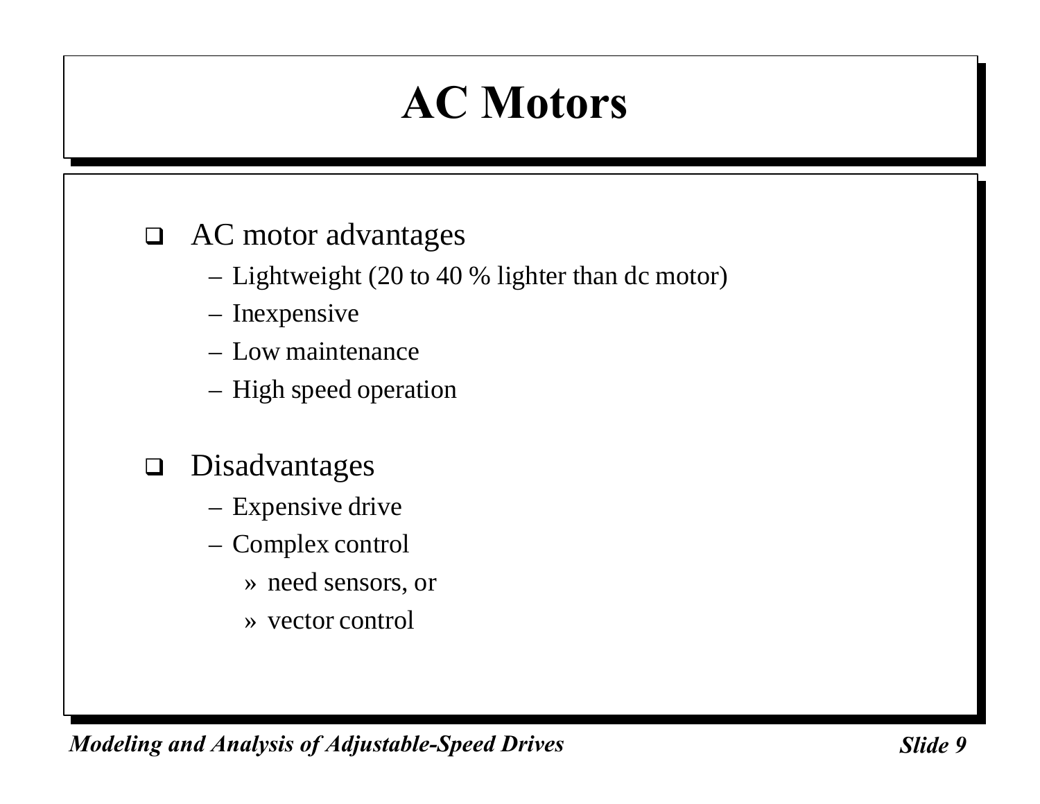# AC Motors

- AC motor advantages
  - Lightweight (20 to 40 % lighter than dc motor)
  - Inexpensive
  - Low maintenance
  - High speed operation

- Disadvantages
  - Expensive drive
  - Complex control
    - need sensors, or
    - vector control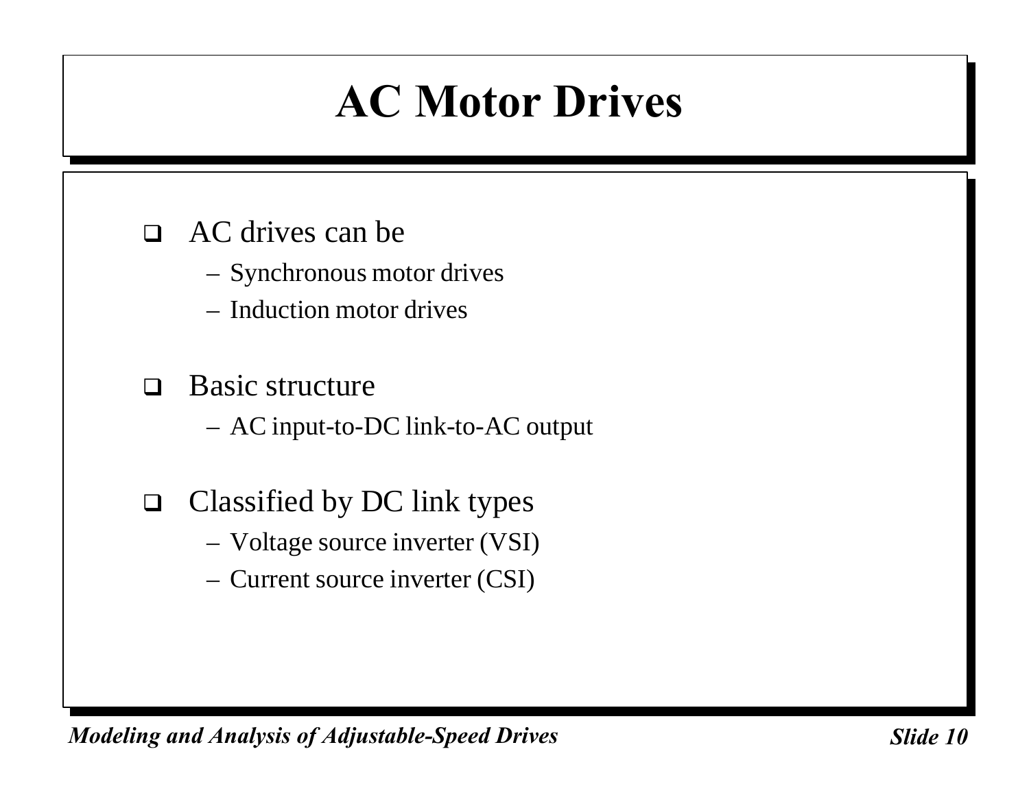# AC Motor Drives

- AC drives can be
  - Synchronous motor drives
  - Induction motor drives
- Basic structure
  - AC input-to-DC link-to-AC output
- Classified by DC link types
  - Voltage source inverter (VSI)
  - Current source inverter (CSI)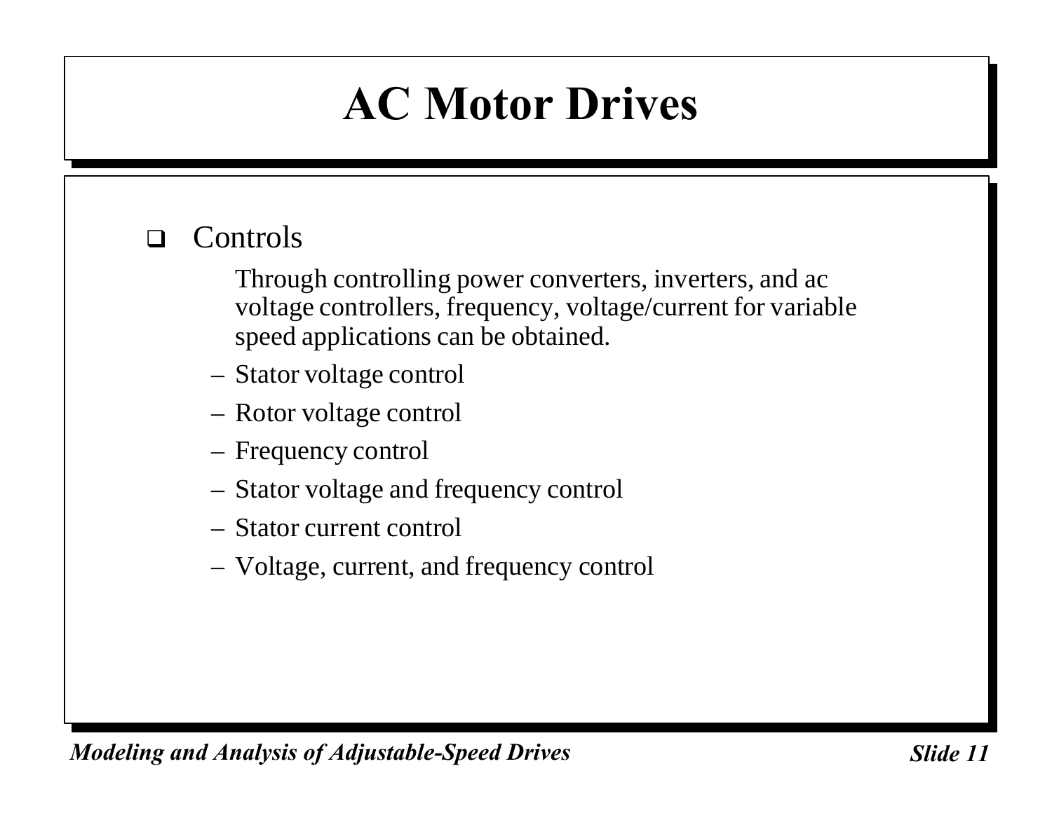# AC Motor Drives

- Controls

  Through controlling power converters, inverters, and ac voltage controllers, frequency, voltage/current for variable speed applications can be obtained.

  - Stator voltage control
  - Rotor voltage control
  - Frequency control
  - Stator voltage and frequency control
  - Stator current control
  - Voltage, current, and frequency control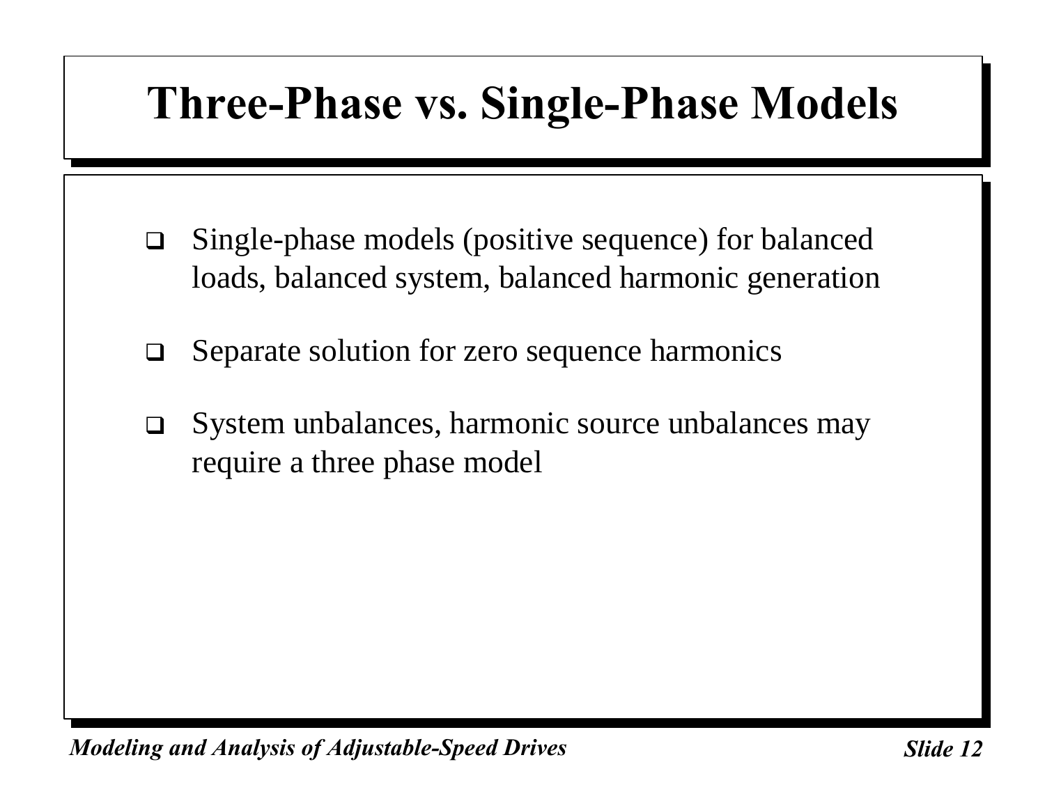# Three-Phase vs. Single-Phase Models

- Single-phase models (positive sequence) for balanced loads, balanced system, balanced harmonic generation
- Separate solution for zero sequence harmonics
- System unbalances, harmonic source unbalances may require a three phase model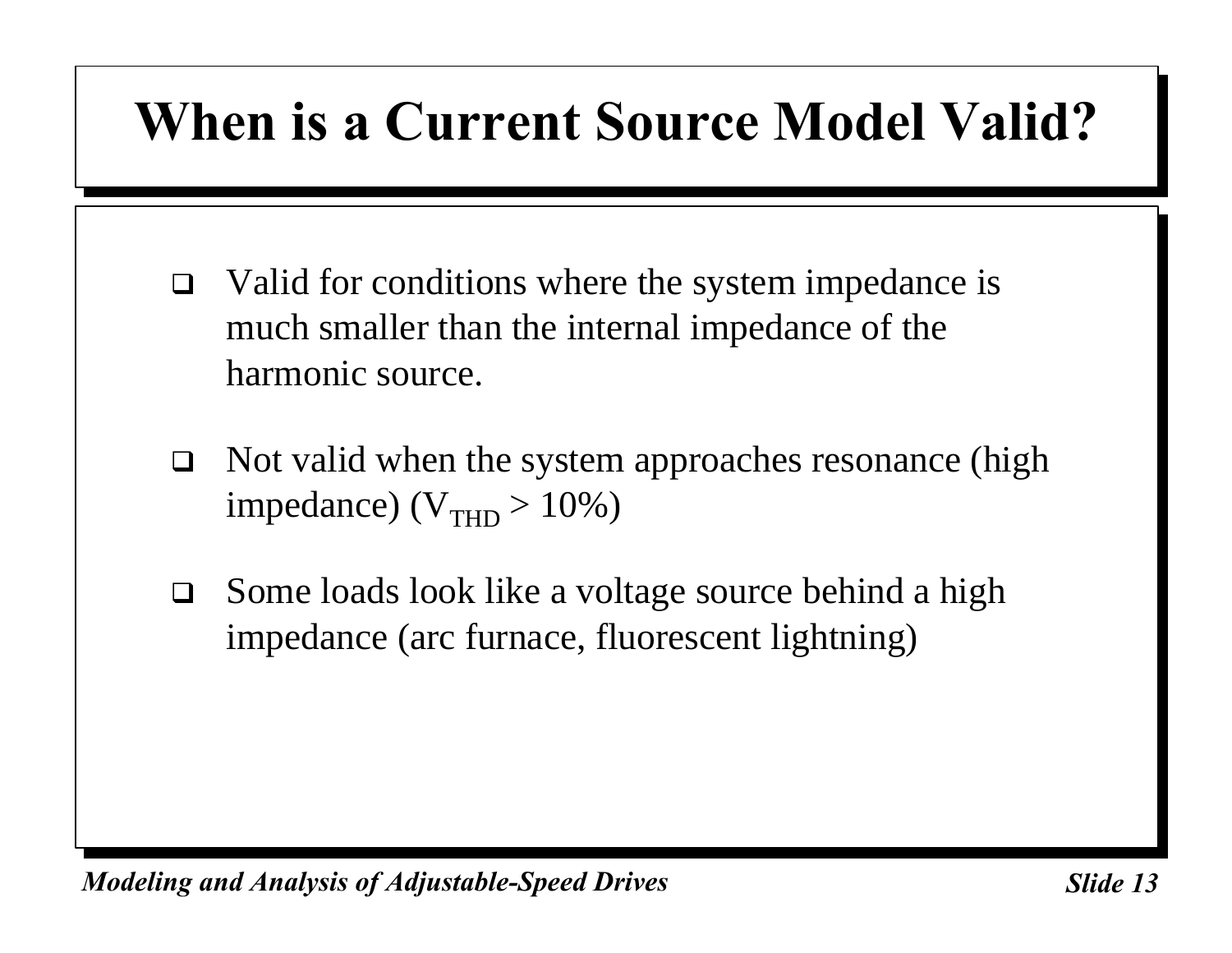# When is a Current Source Model Valid?

- Valid for conditions where the system impedance is much smaller than the internal impedance of the harmonic source.
- Not valid when the system approaches resonance (high impedance) ($V_{THD} > 10\%$)
- Some loads look like a voltage source behind a high impedance (arc furnace, fluorescent lightning)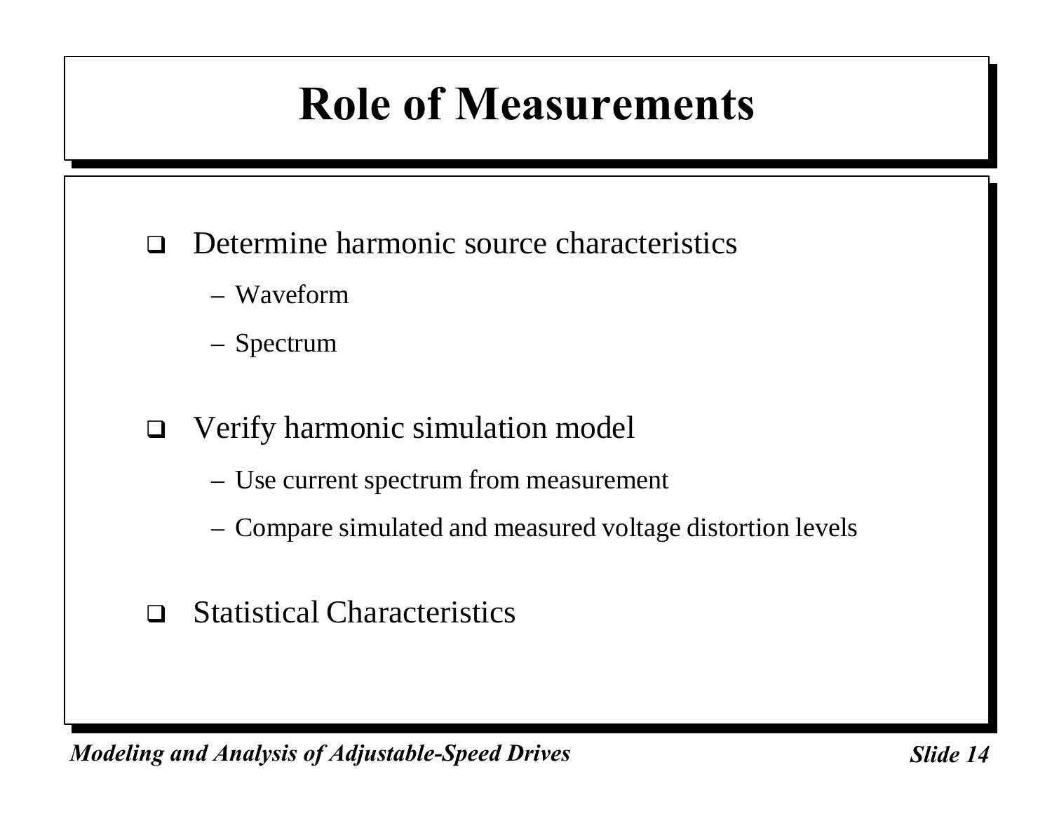# Role of Measurements

- Determine harmonic source characteristics
  - Waveform
  - Spectrum
- Verify harmonic simulation model
  - Use current spectrum from measurement
  - Compare simulated and measured voltage distortion levels
- Statistical Characteristics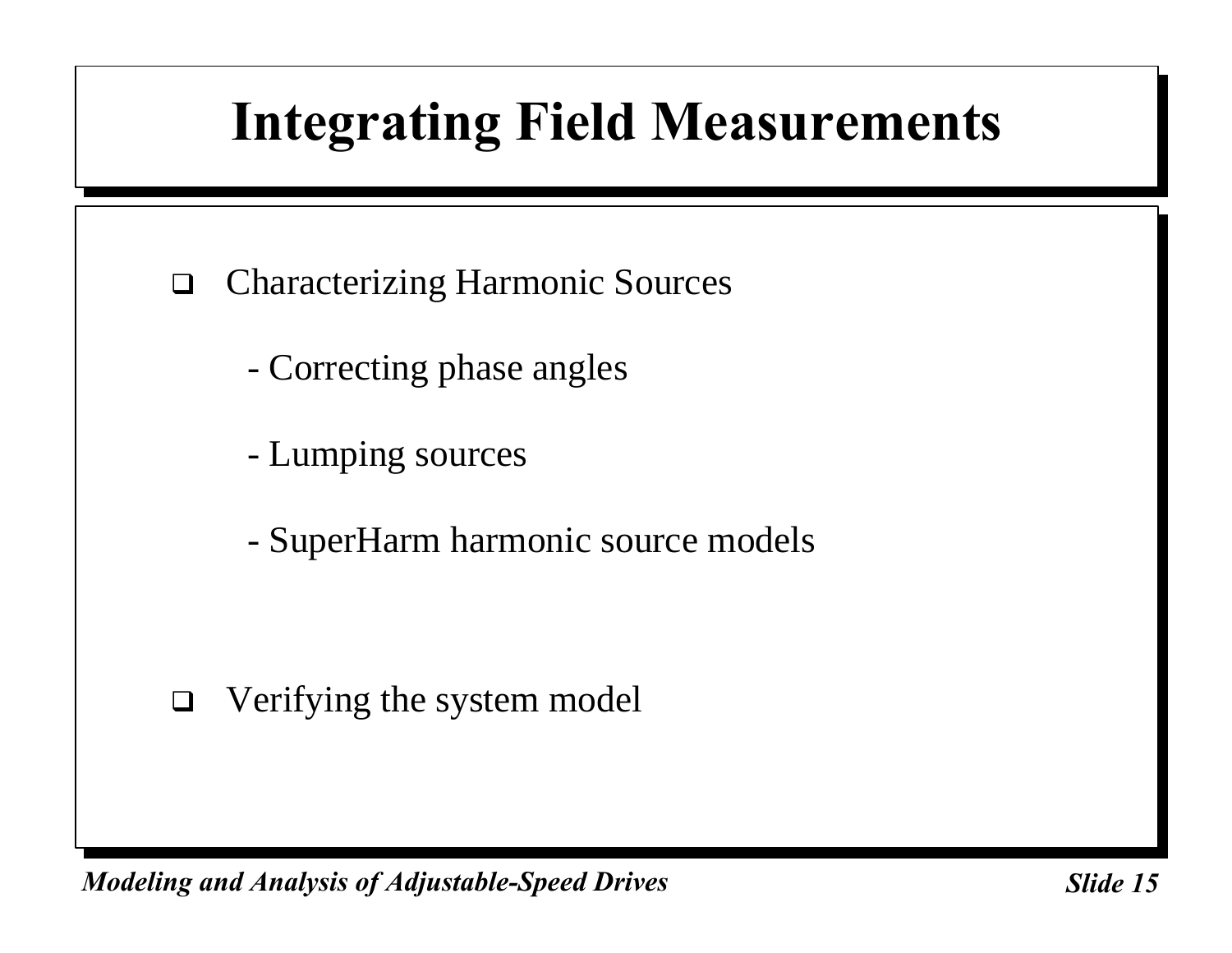# Integrating Field Measurements

- Characterizing Harmonic Sources
  - Correcting phase angles
  - Lumping sources
  - SuperHarm harmonic source models

- Verifying the system model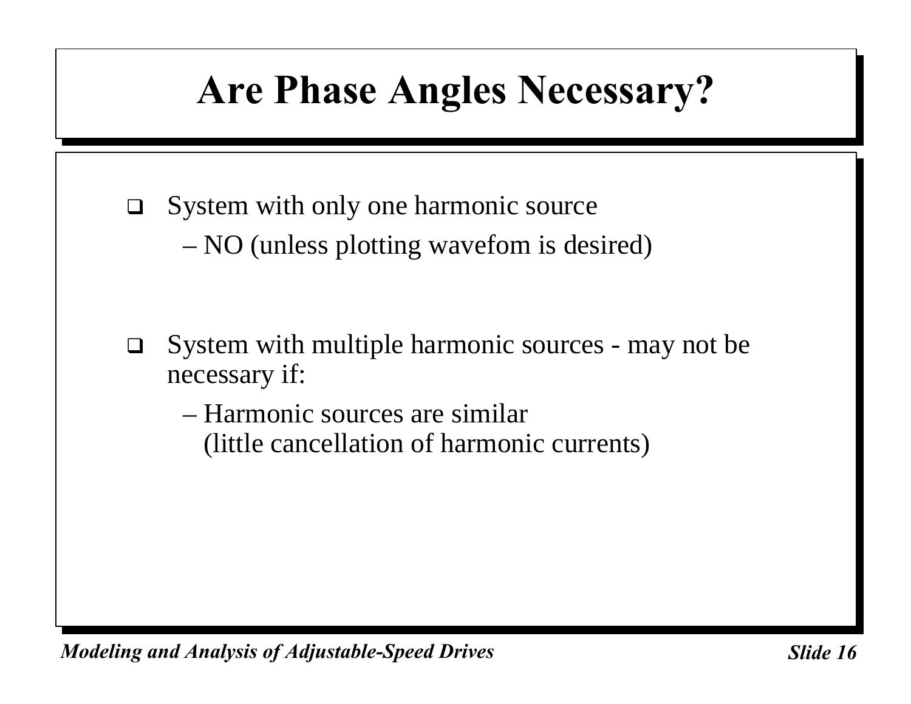# Are Phase Angles Necessary?

- System with only one harmonic source
  - – NO (unless plotting wavefom is desired)

- System with multiple harmonic sources - may not be necessary if:
  - – Harmonic sources are similar
    (little cancellation of harmonic currents)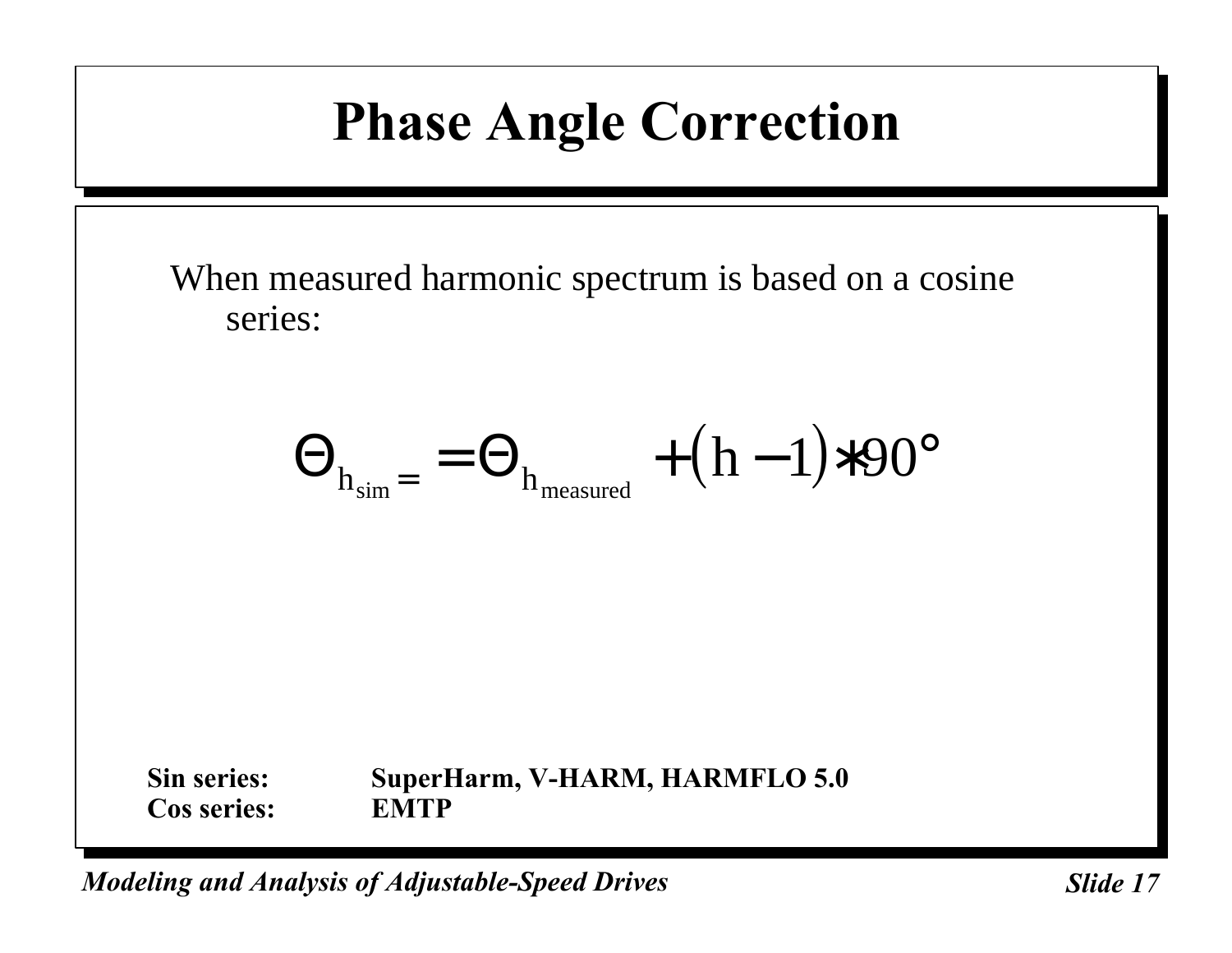# Phase Angle Correction

When measured harmonic spectrum is based on a cosine series:

$$\Theta_{h_{sim}} = \Theta_{h_{measured}} + (h - 1) * 90°$$

**Sin series:** **SuperHarm, V-HARM, HARMFLO 5.0**
**Cos series:** **EMTP**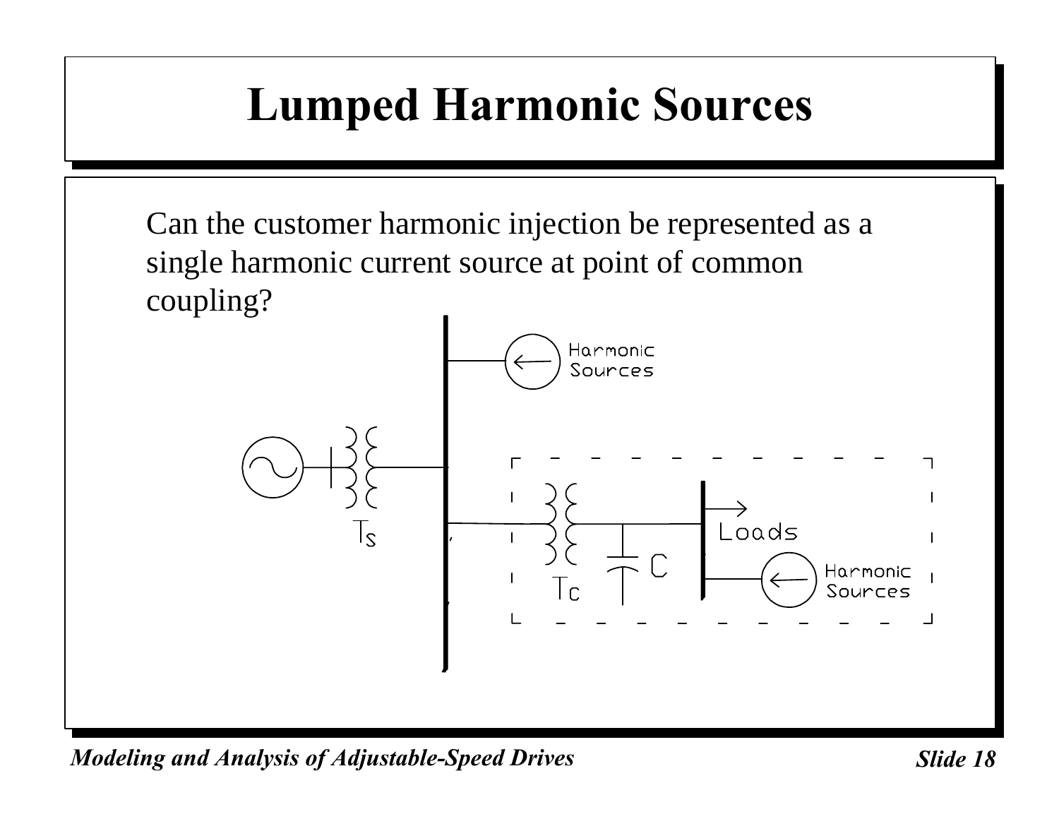# Lumped Harmonic Sources

Can the customer harmonic injection be represented as a single harmonic current source at point of common coupling?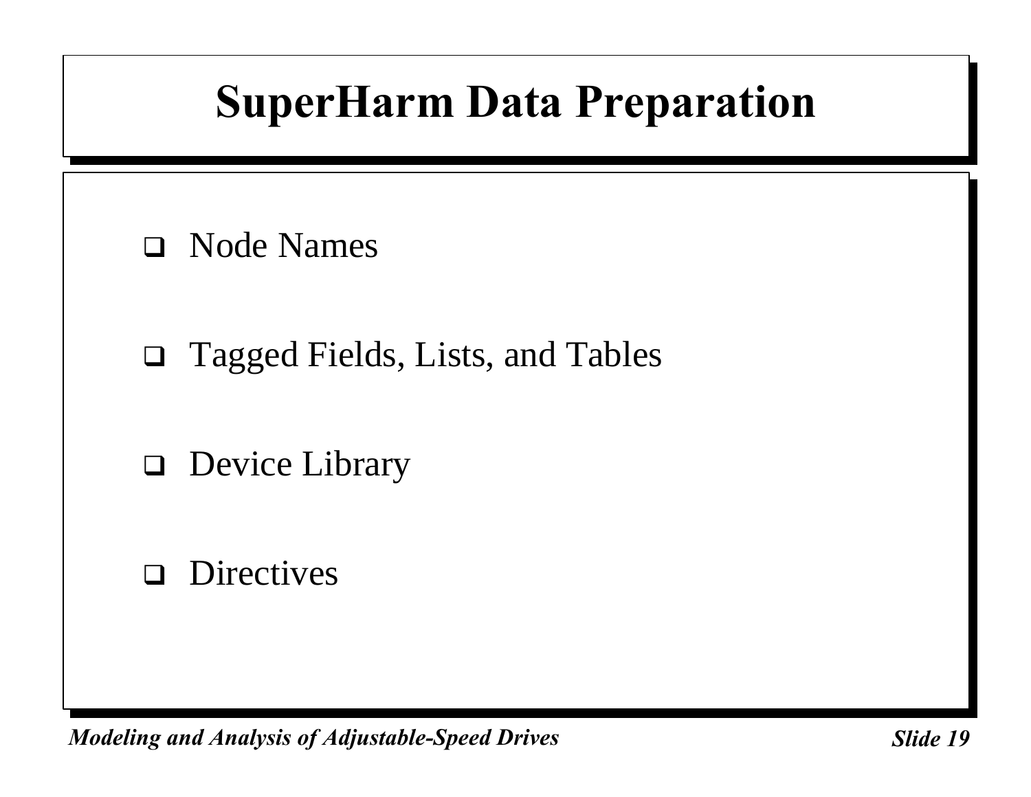# SuperHarm Data Preparation

- Node Names
- Tagged Fields, Lists, and Tables
- Device Library
- Directives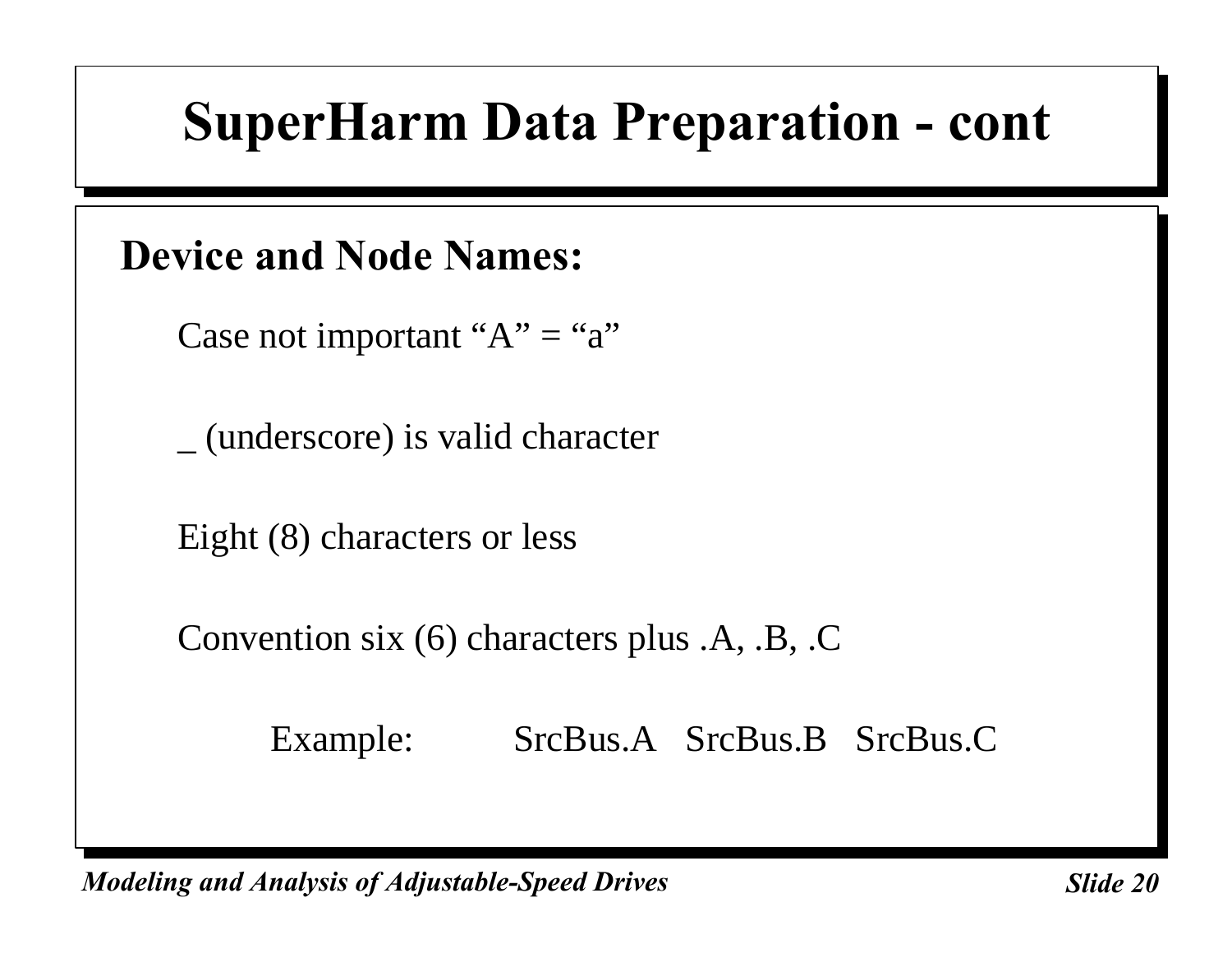# SuperHarm Data Preparation - cont

## Device and Node Names:

Case not important “A” = “a”

_ (underscore) is valid character

Eight (8) characters or less

Convention six (6) characters plus .A, .B, .C

Example: SrcBus.A SrcBus.B SrcBus.C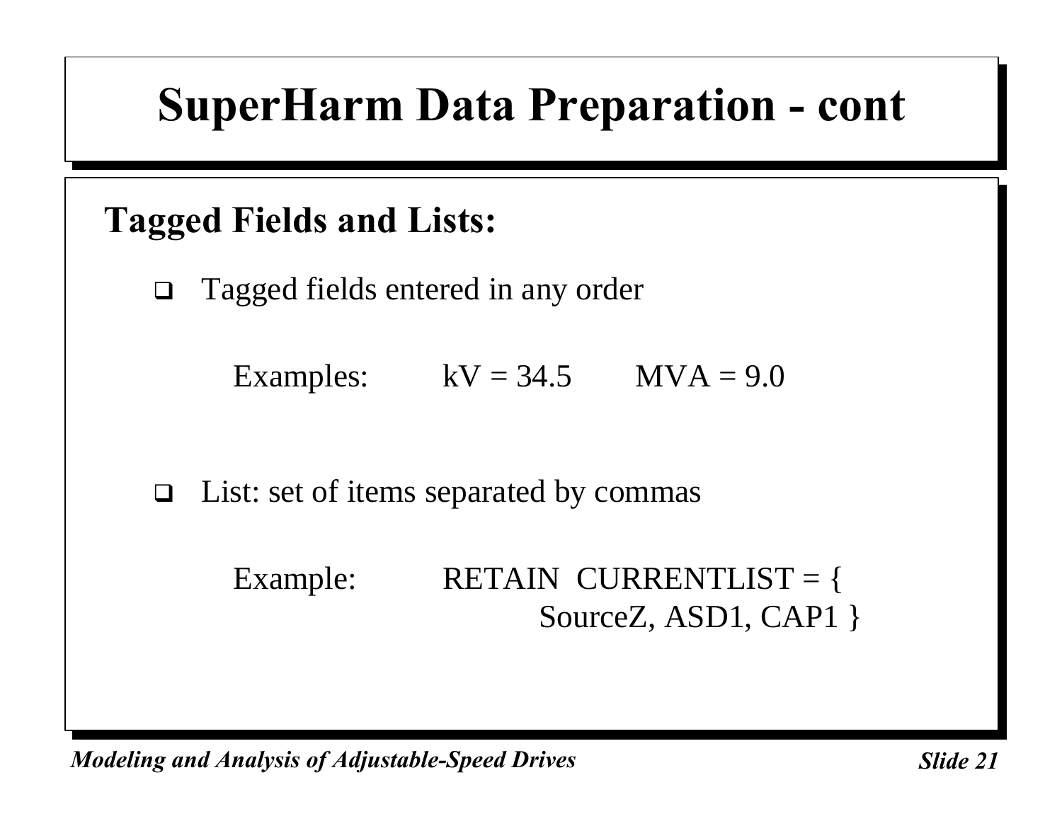# SuperHarm Data Preparation - cont

## Tagged Fields and Lists:

- Tagged fields entered in any order

  Examples: kV = 34.5 MVA = 9.0

- List: set of items separated by commas

  Example:

  ```
  RETAIN  CURRENTLIST = {
               SourceZ, ASD1, CAP1 }
  ```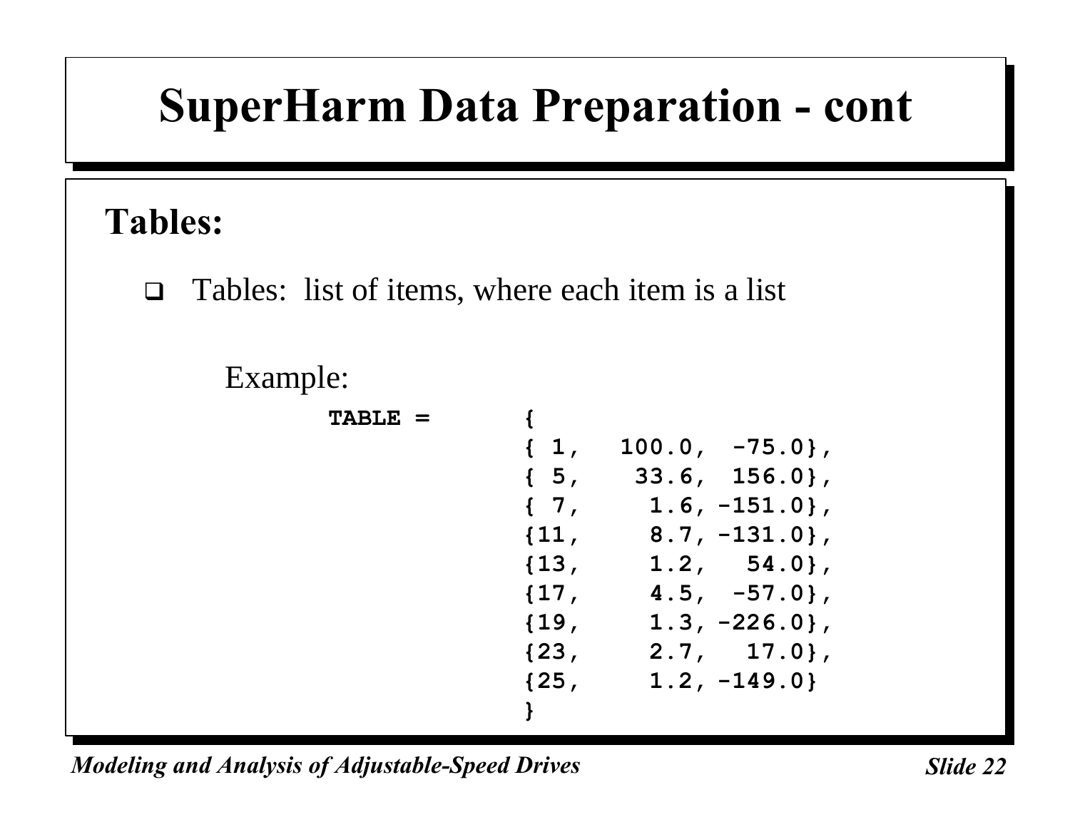# SuperHarm Data Preparation - cont

## Tables:

- Tables: list of items, where each item is a list

Example:

```
TABLE =       {
              { 1,   100.0,  -75.0},
              { 5,    33.6,  156.0},
              { 7,     1.6, -151.0},
              {11,     8.7, -131.0},
              {13,     1.2,   54.0},
              {17,     4.5,  -57.0},
              {19,     1.3, -226.0},
              {23,     2.7,   17.0},
              {25,     1.2, -149.0}
              }
```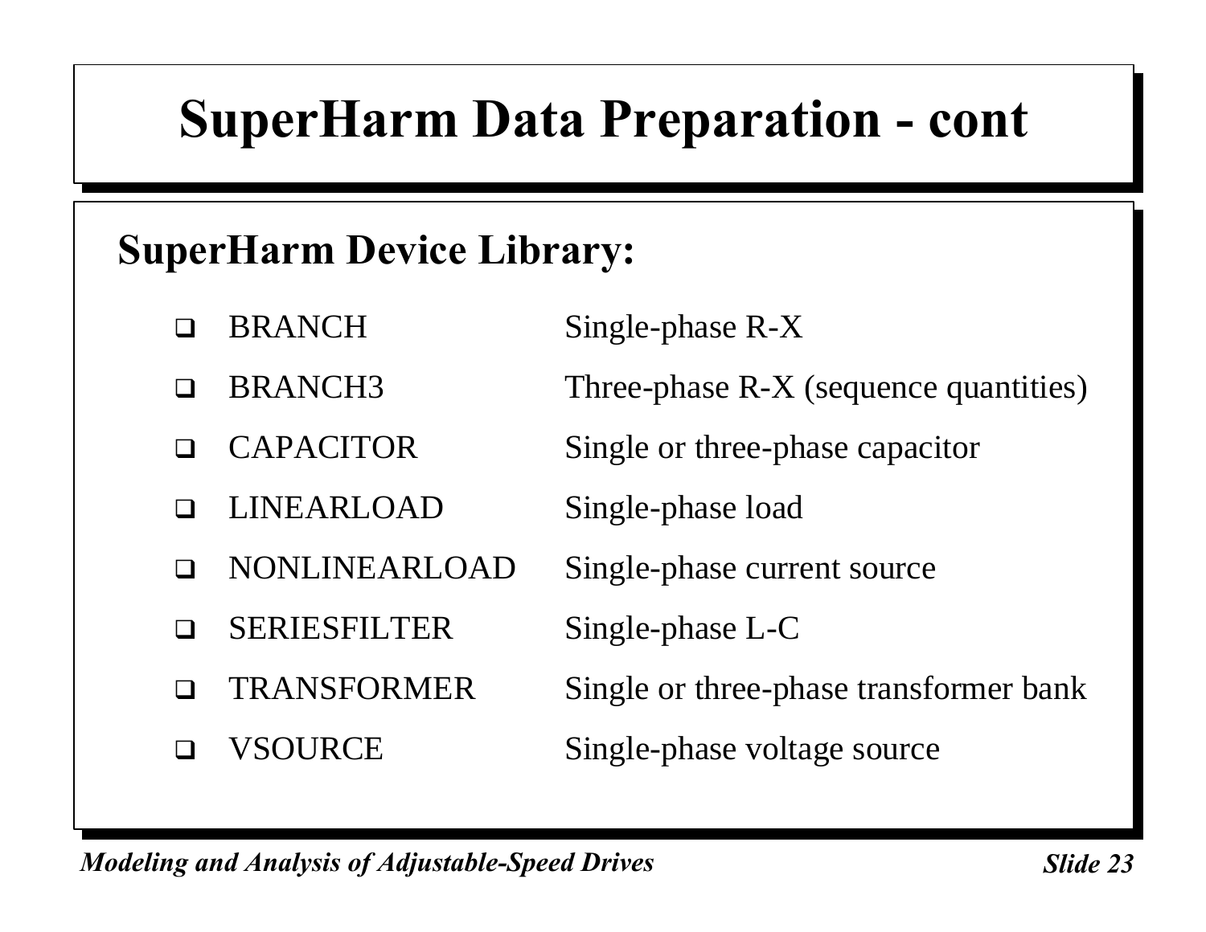# SuperHarm Data Preparation - cont

## SuperHarm Device Library:

- BRANCH — Single-phase R-X
- BRANCH3 — Three-phase R-X (sequence quantities)
- CAPACITOR — Single or three-phase capacitor
- LINEARLOAD — Single-phase load
- NONLINEARLOAD — Single-phase current source
- SERIESFILTER — Single-phase L-C
- TRANSFORMER — Single or three-phase transformer bank
- VSOURCE — Single-phase voltage source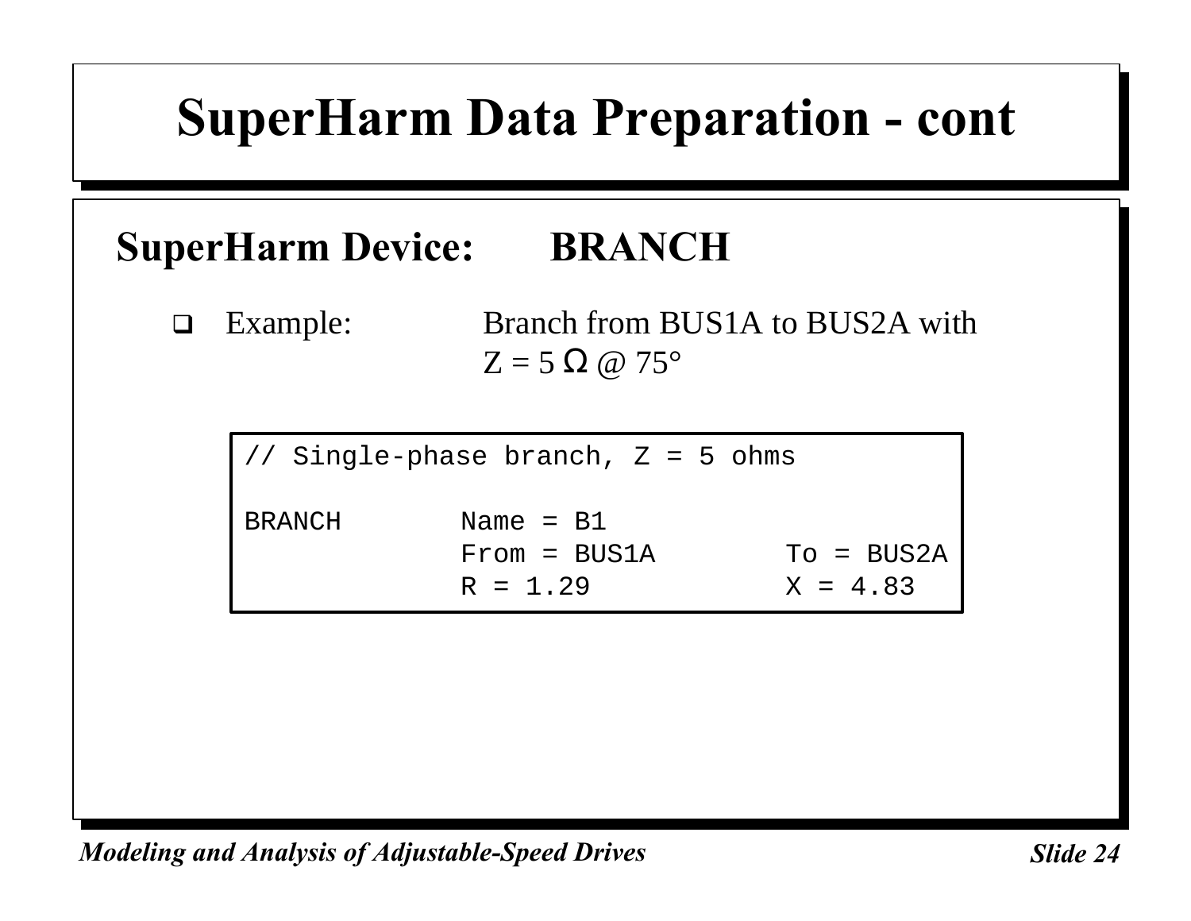# SuperHarm Data Preparation - cont

## SuperHarm Device: BRANCH

- Example: Branch from BUS1A to BUS2A with $Z = 5\ \Omega\ @\ 75°$

```
// Single-phase branch, Z = 5 ohms

BRANCH       Name = B1
             From = BUS1A        To = BUS2A
             R = 1.29            X = 4.83
```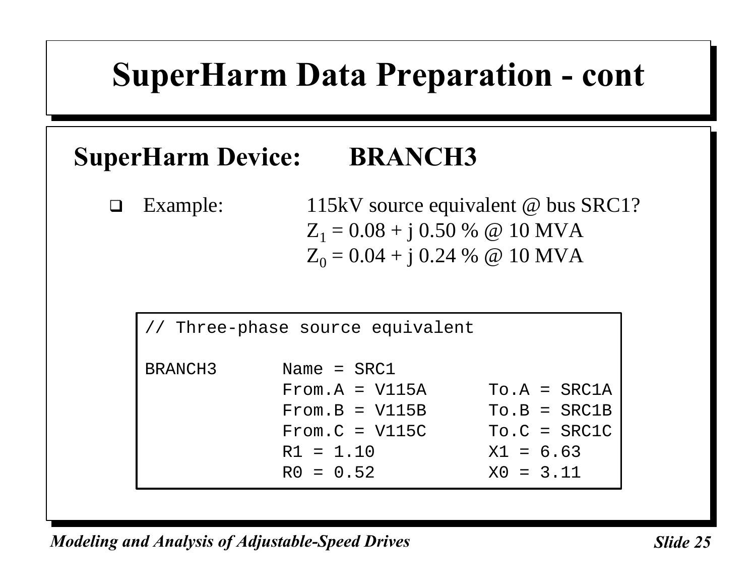# SuperHarm Data Preparation - cont

## SuperHarm Device: BRANCH3

- Example: 115kV source equivalent @ bus SRC1?
  $Z_1 = 0.08 + j\,0.50\ \%$ @ 10 MVA
  $Z_0 = 0.04 + j\,0.24\ \%$ @ 10 MVA

```
// Three-phase source equivalent

BRANCH3       Name = SRC1
              From.A = V115A      To.A = SRC1A
              From.B = V115B      To.B = SRC1B
              From.C = V115C      To.C = SRC1C
              R1 = 1.10           X1 = 6.63
              R0 = 0.52           X0 = 3.11
```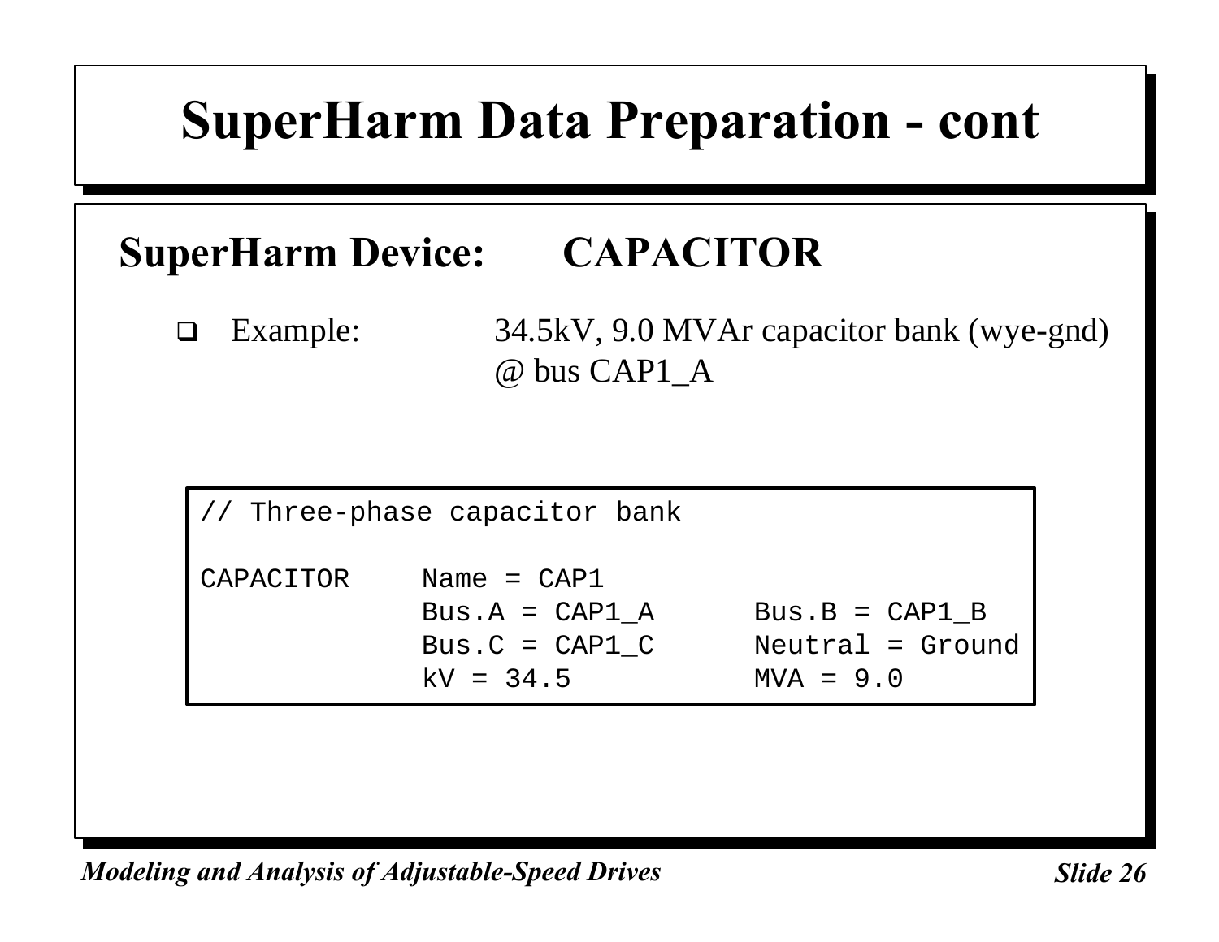# SuperHarm Data Preparation - cont

## SuperHarm Device: CAPACITOR

- Example: 34.5kV, 9.0 MVAr capacitor bank (wye-gnd) @ bus CAP1_A

```
// Three-phase capacitor bank

CAPACITOR    Name = CAP1
             Bus.A = CAP1_A      Bus.B = CAP1_B
             Bus.C = CAP1_C      Neutral = Ground
             kV = 34.5           MVA = 9.0
```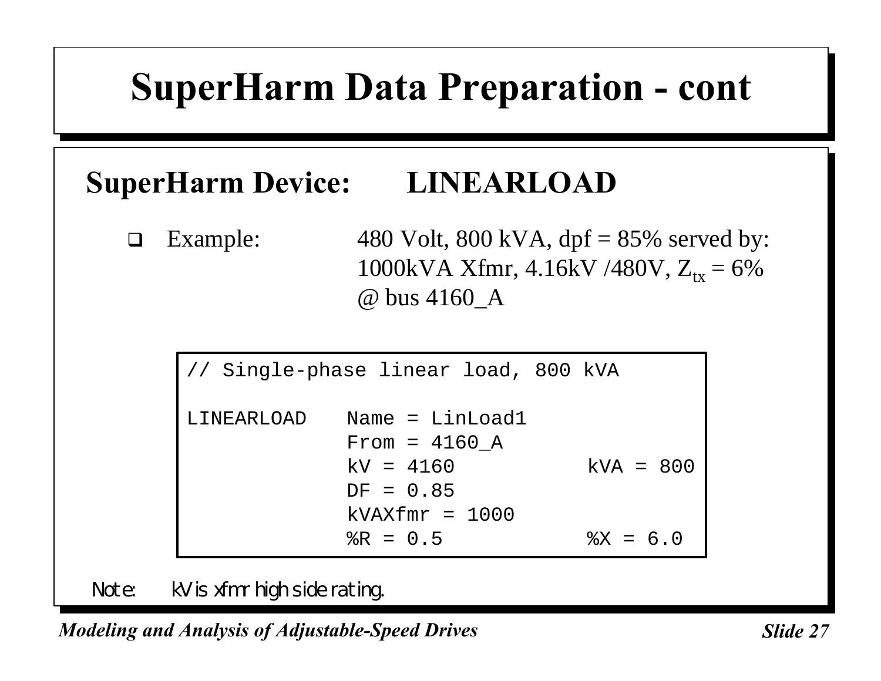# SuperHarm Data Preparation - cont

## SuperHarm Device: LINEARLOAD

- Example: 480 Volt, 800 kVA, dpf = 85% served by: 1000kVA Xfmr, 4.16kV /480V, $Z_{tx}$ = 6% @ bus 4160_A

```
// Single-phase linear load, 800 kVA

LINEARLOAD    Name = LinLoad1
              From = 4160_A
              kV = 4160            kVA = 800
              DF = 0.85
              kVAXfmr = 1000
              %R = 0.5             %X = 6.0
```

Note: kV is xfmr high side rating.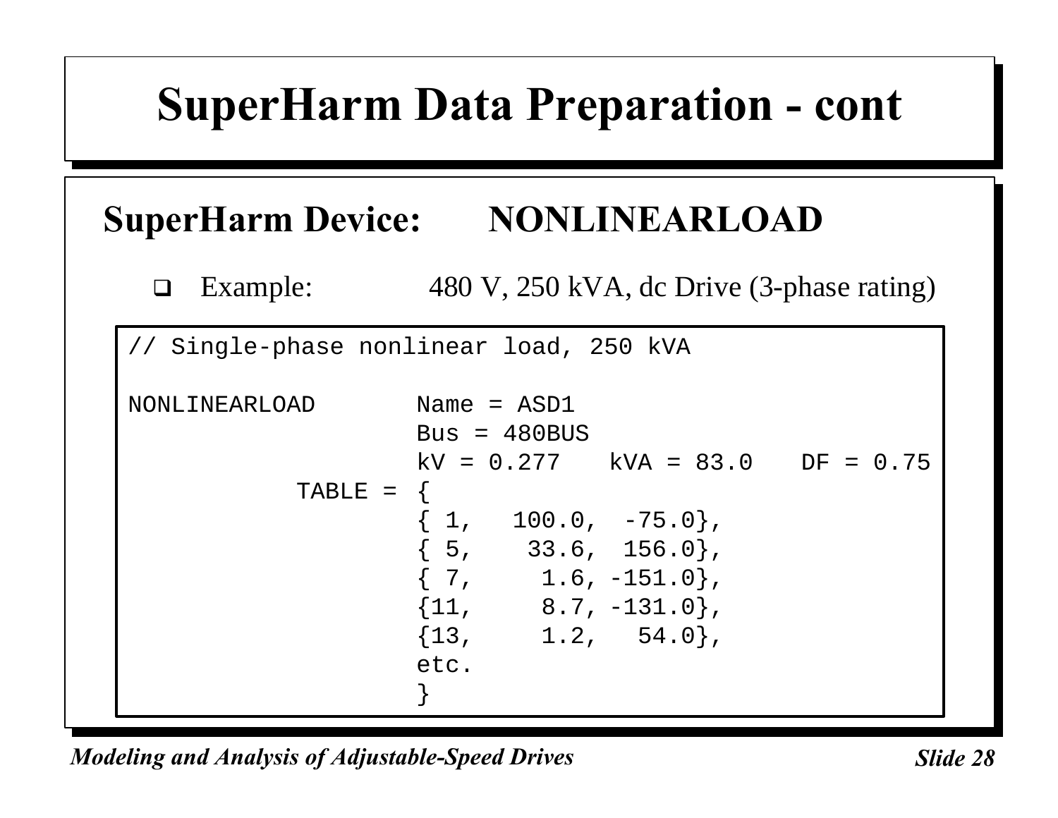# SuperHarm Data Preparation - cont

## SuperHarm Device: NONLINEARLOAD

- Example: 480 V, 250 kVA, dc Drive (3-phase rating)

```
// Single-phase nonlinear load, 250 kVA

NONLINEARLOAD       Name = ASD1
                    Bus = 480BUS
                    kV = 0.277   kVA = 83.0   DF = 0.75
            TABLE = {
                    { 1,   100.0,  -75.0},
                    { 5,    33.6,  156.0},
                    { 7,     1.6, -151.0},
                    {11,     8.7, -131.0},
                    {13,     1.2,   54.0},
                    etc.
                    }
```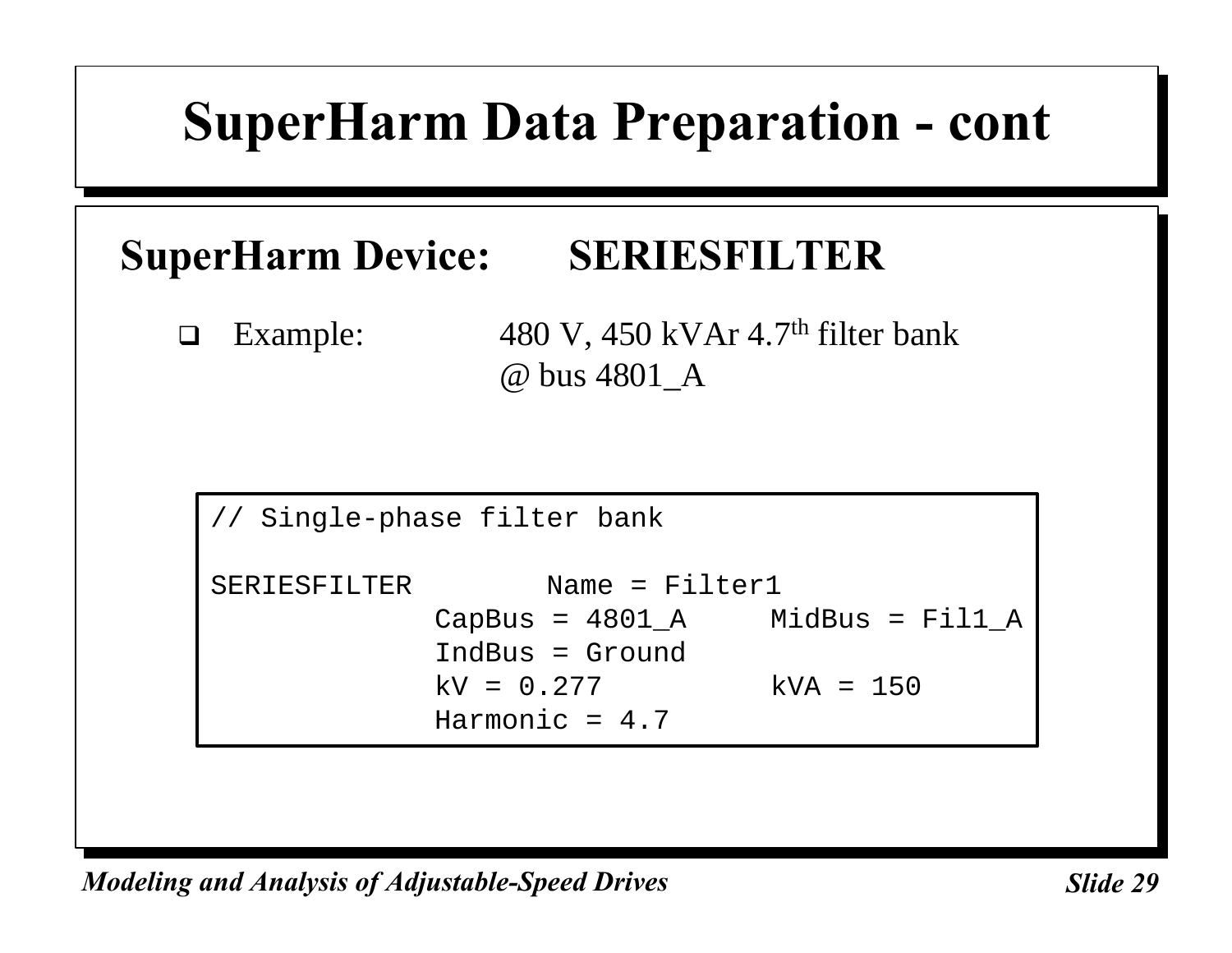# SuperHarm Data Preparation - cont

## SuperHarm Device: SERIESFILTER

- Example: 480 V, 450 kVAr 4.7th filter bank @ bus 4801_A

```
// Single-phase filter bank

SERIESFILTER        Name = Filter1
             CapBus = 4801_A     MidBus = Fil1_A
             IndBus = Ground
             kV = 0.277          kVA = 150
             Harmonic = 4.7
```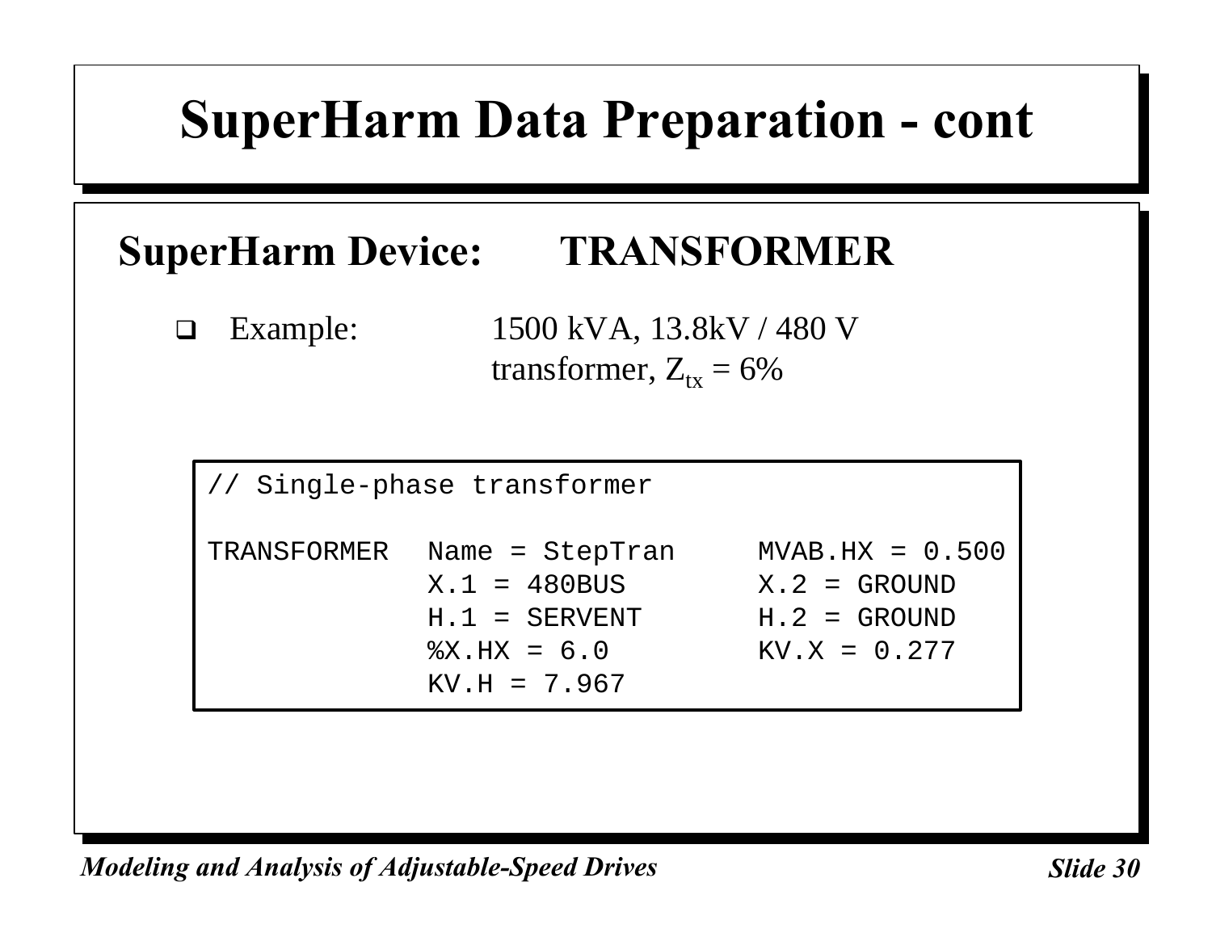# SuperHarm Data Preparation - cont

## SuperHarm Device: TRANSFORMER

- Example: 1500 kVA, 13.8kV / 480 V transformer, $Z_{tx}$ = 6%

```
// Single-phase transformer

TRANSFORMER   Name = StepTran     MVAB.HX = 0.500
              X.1 = 480BUS        X.2 = GROUND
              H.1 = SERVENT       H.2 = GROUND
              %X.HX = 6.0         KV.X = 0.277
              KV.H = 7.967
```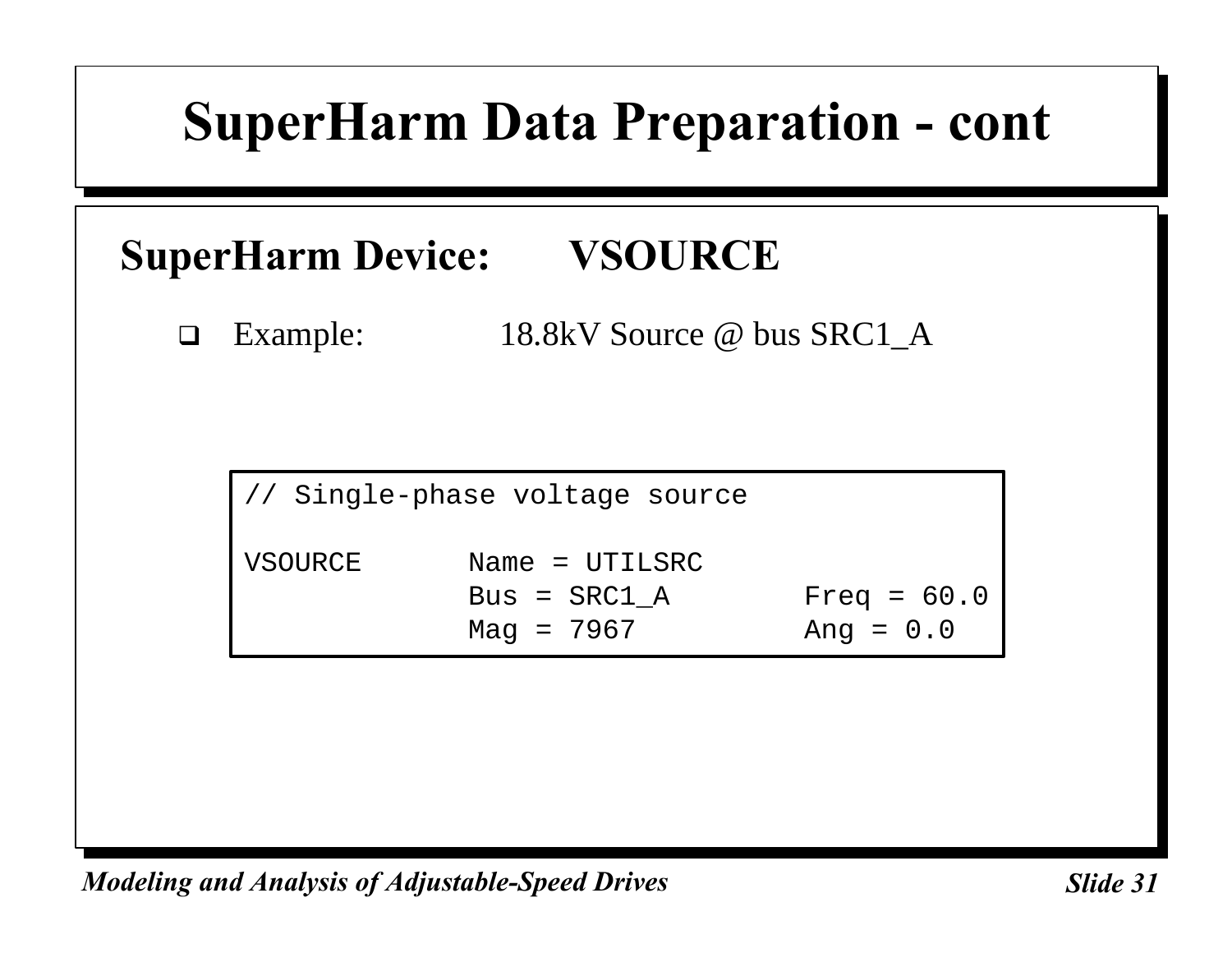# SuperHarm Data Preparation - cont

## SuperHarm Device: VSOURCE

- Example: 18.8kV Source @ bus SRC1_A

```
// Single-phase voltage source

VSOURCE      Name = UTILSRC
             Bus = SRC1_A        Freq = 60.0
             Mag = 7967          Ang = 0.0
```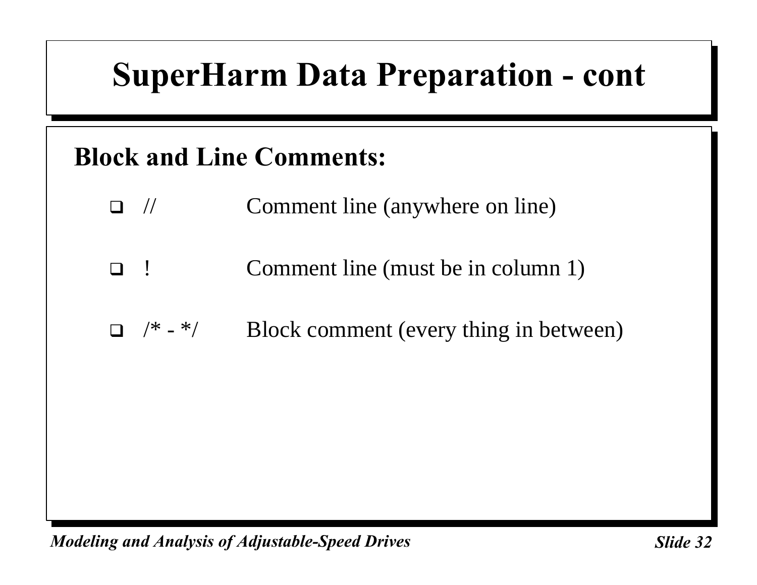# SuperHarm Data Preparation - cont

## Block and Line Comments:

- //   Comment line (anywhere on line)
- !   Comment line (must be in column 1)
- /* - */   Block comment (every thing in between)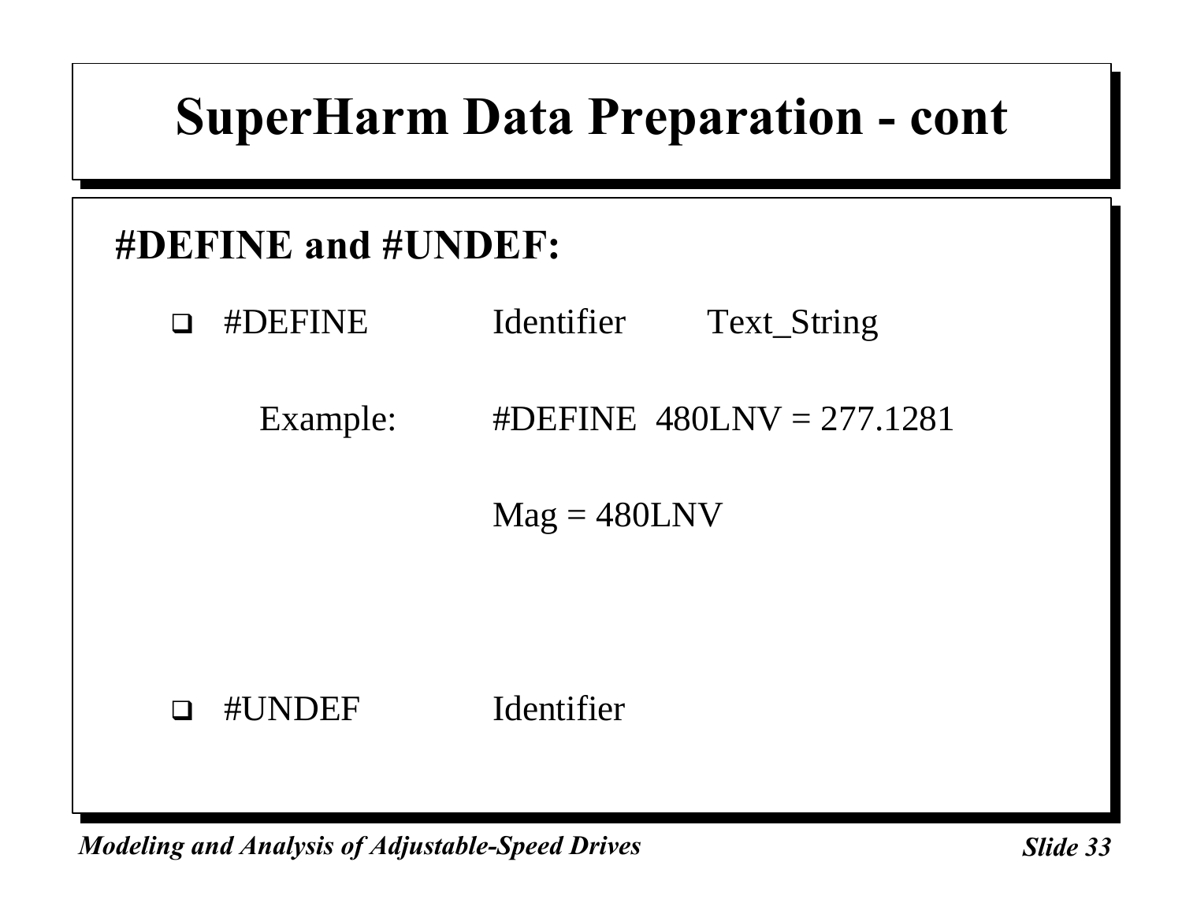# SuperHarm Data Preparation - cont

## #DEFINE and #UNDEF:

- #DEFINE Identifier Text_String

  Example:

  ```
  #DEFINE  480LNV = 277.1281

  Mag = 480LNV
  ```

- #UNDEF Identifier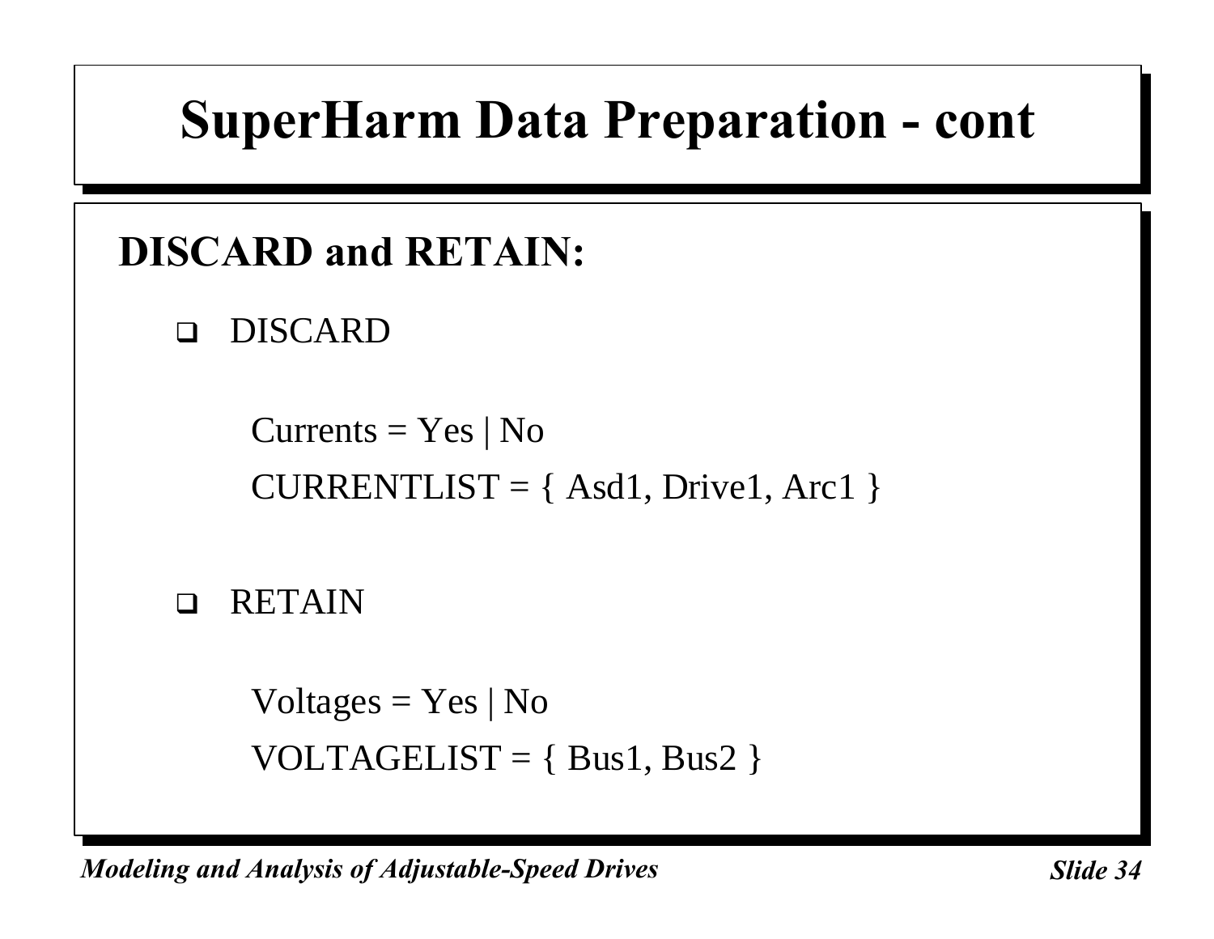# SuperHarm Data Preparation - cont

## DISCARD and RETAIN:

- DISCARD

  Currents = Yes | No

  CURRENTLIST = { Asd1, Drive1, Arc1 }

- RETAIN

  Voltages = Yes | No

  VOLTAGELIST = { Bus1, Bus2 }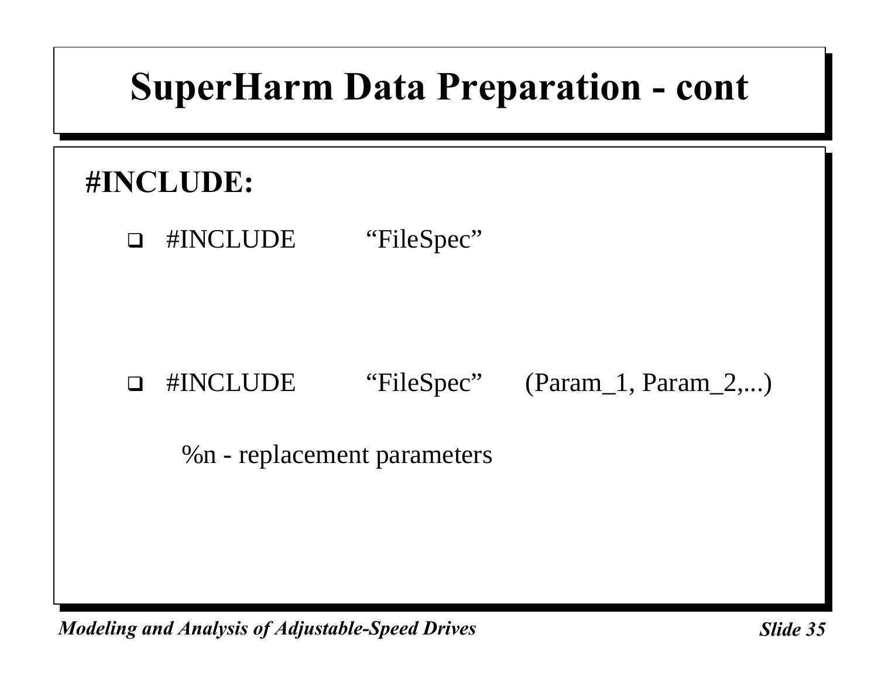# SuperHarm Data Preparation - cont

## #INCLUDE:

- #INCLUDE "FileSpec"

- #INCLUDE "FileSpec" (Param_1, Param_2,...)

  %n - replacement parameters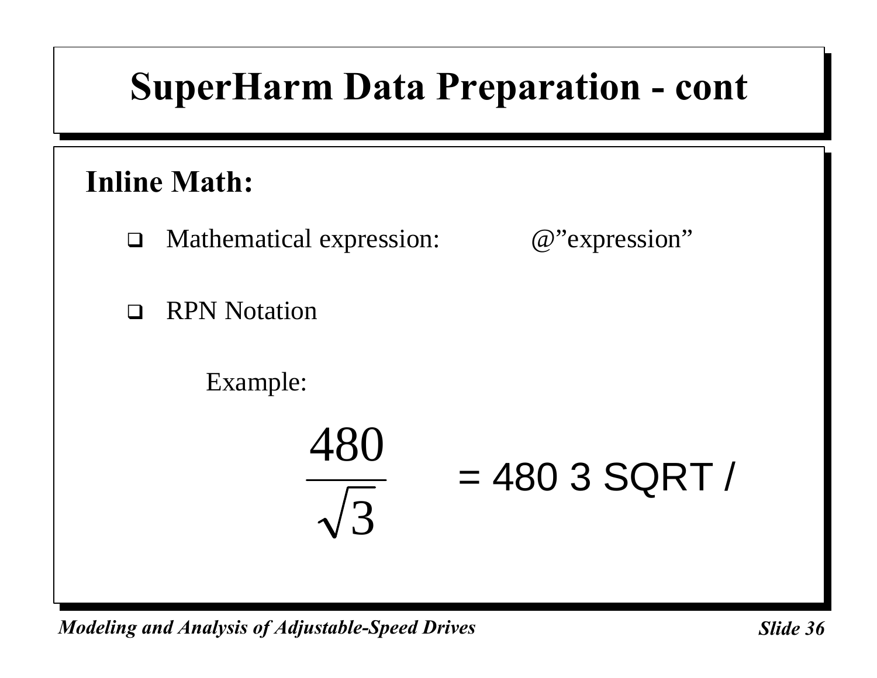# SuperHarm Data Preparation - cont

## Inline Math:

- Mathematical expression: @”expression”
- RPN Notation

  Example:

$$\frac{480}{\sqrt{3}} = 480\ 3\ \text{SQRT}\ /$$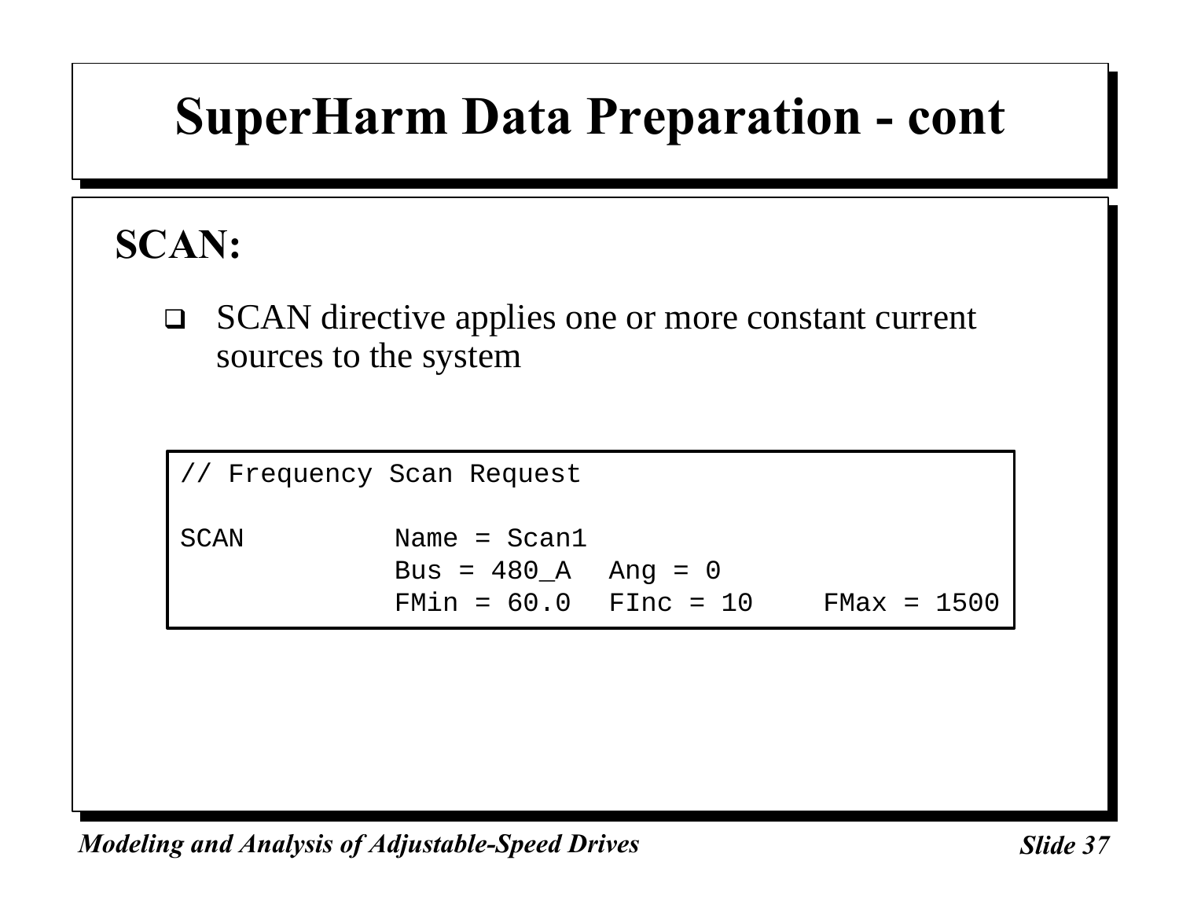# SuperHarm Data Preparation - cont

## SCAN:

- SCAN directive applies one or more constant current sources to the system

```
// Frequency Scan Request

SCAN         Name = Scan1
             Bus = 480_A   Ang = 0
             FMin = 60.0   FInc = 10    FMax = 1500
```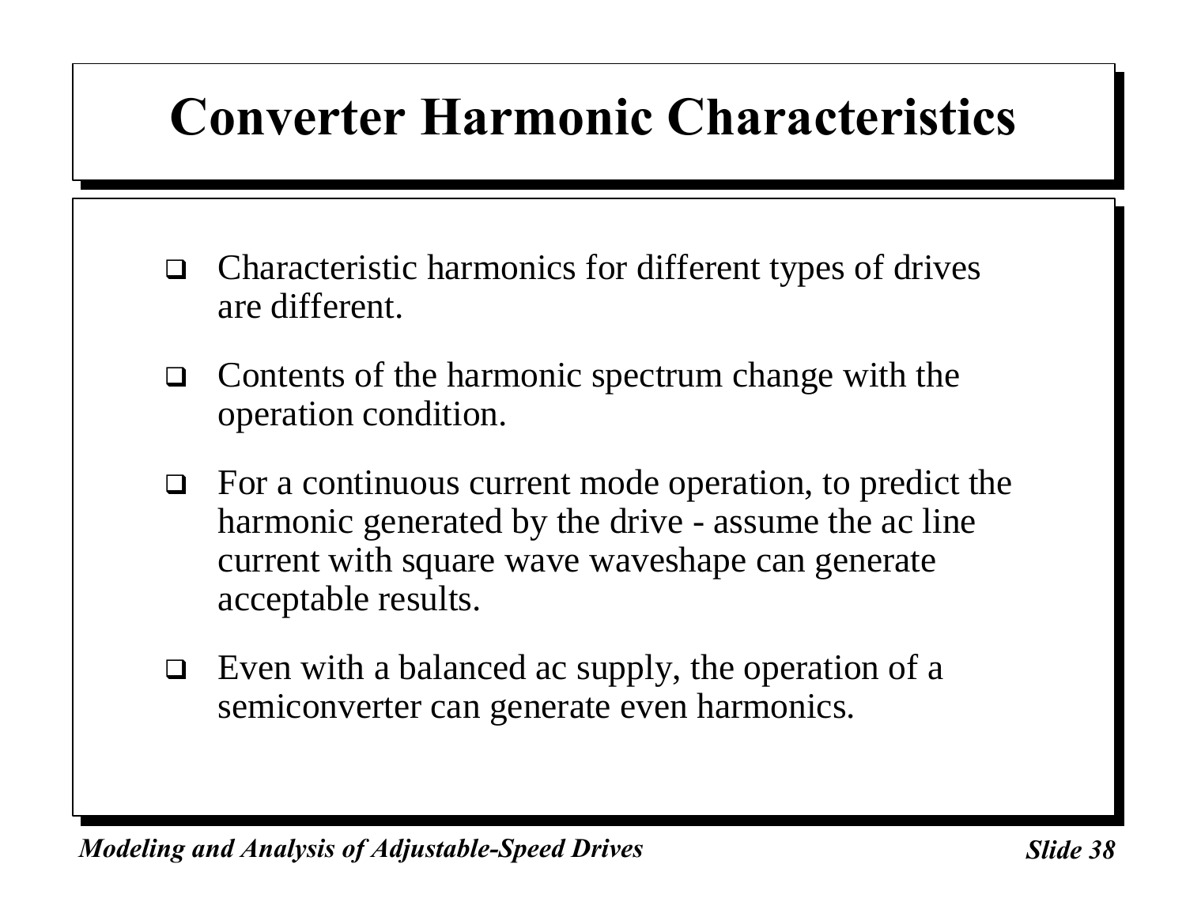# Converter Harmonic Characteristics

- Characteristic harmonics for different types of drives are different.
- Contents of the harmonic spectrum change with the operation condition.
- For a continuous current mode operation, to predict the harmonic generated by the drive - assume the ac line current with square wave waveshape can generate acceptable results.
- Even with a balanced ac supply, the operation of a semiconverter can generate even harmonics.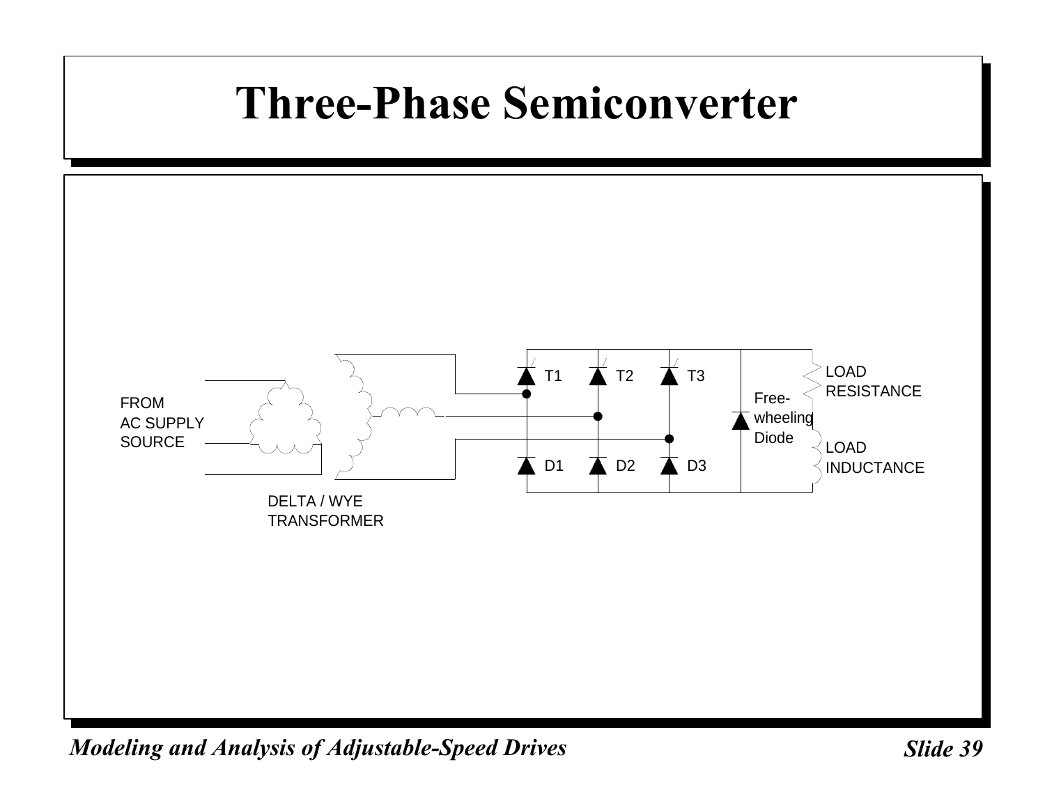# Three-Phase Semiconverter

FROM AC SUPPLY SOURCE

DELTA / WYE TRANSFORMER

T1 T2 T3

D1 D2 D3

Free-wheeling Diode

LOAD RESISTANCE

LOAD INDUCTANCE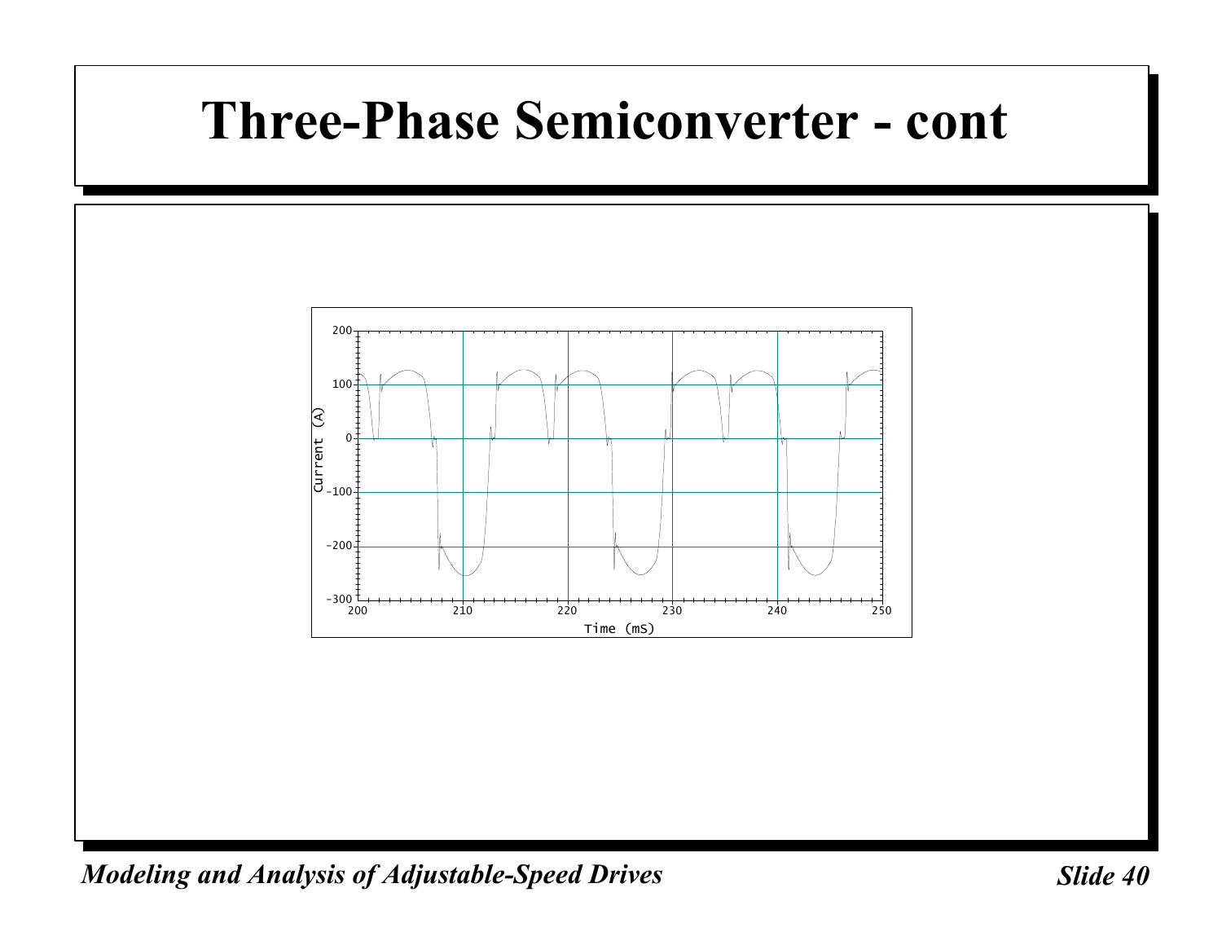# Three-Phase Semiconverter - cont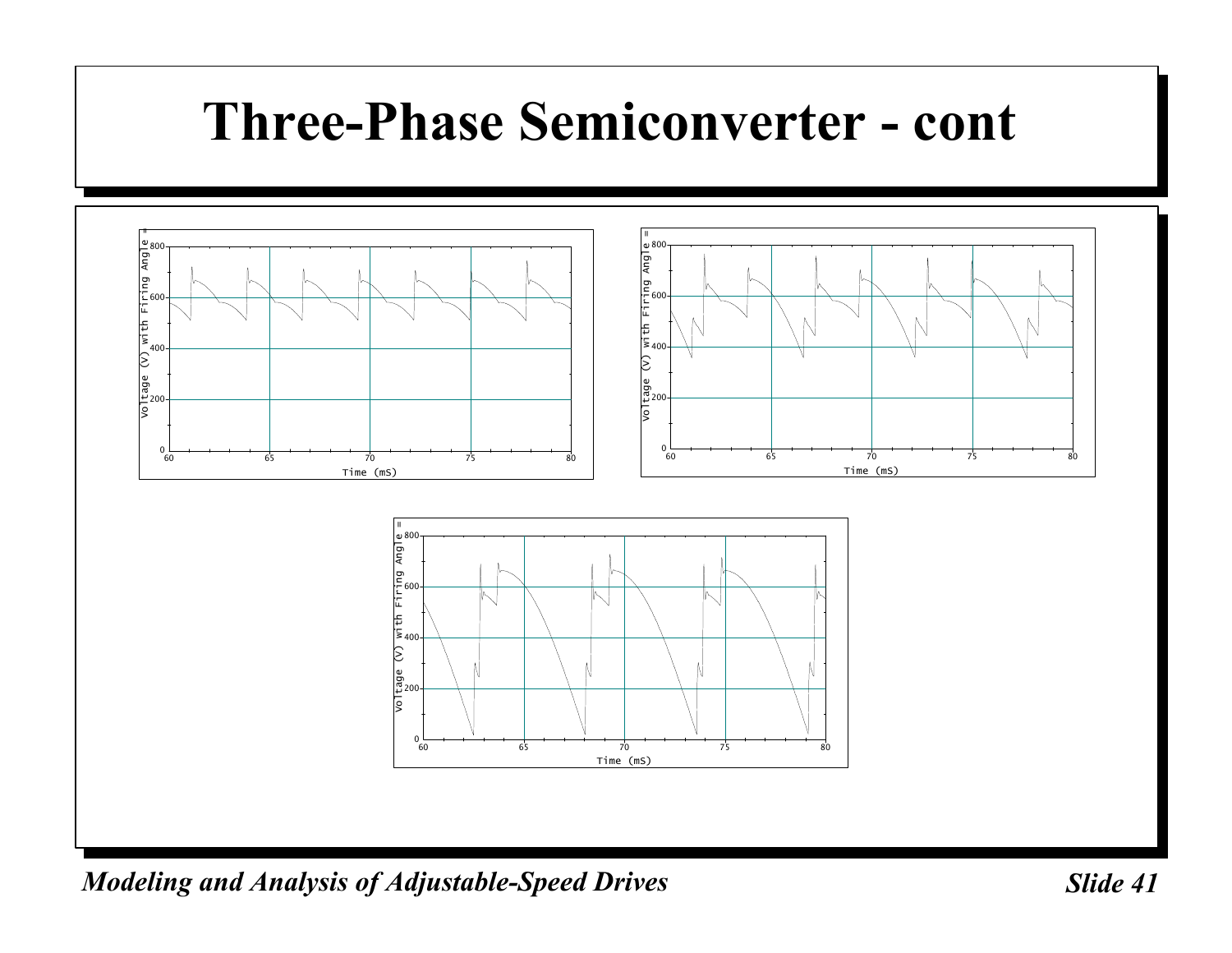# Three-Phase Semiconverter - cont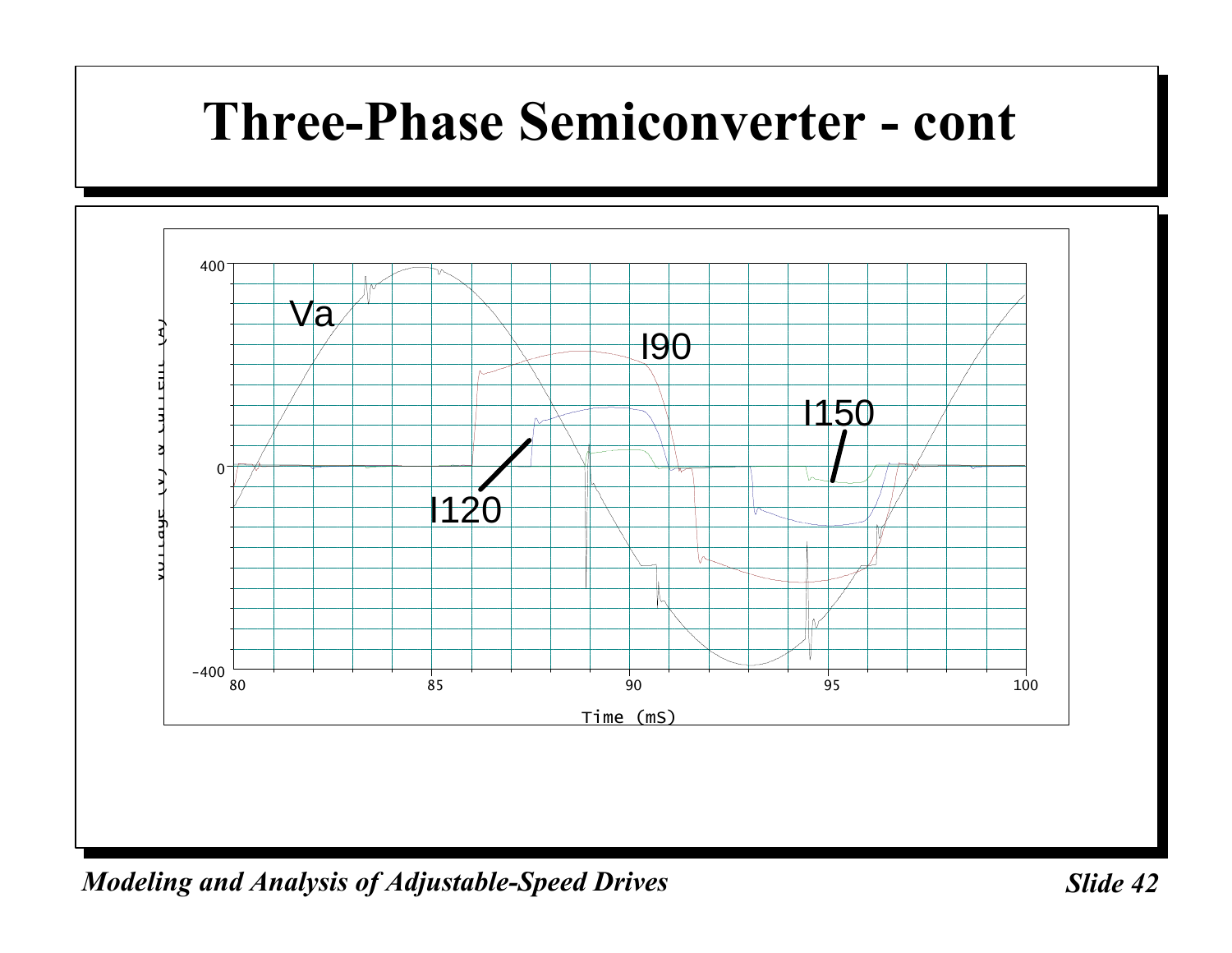# Three-Phase Semiconverter - cont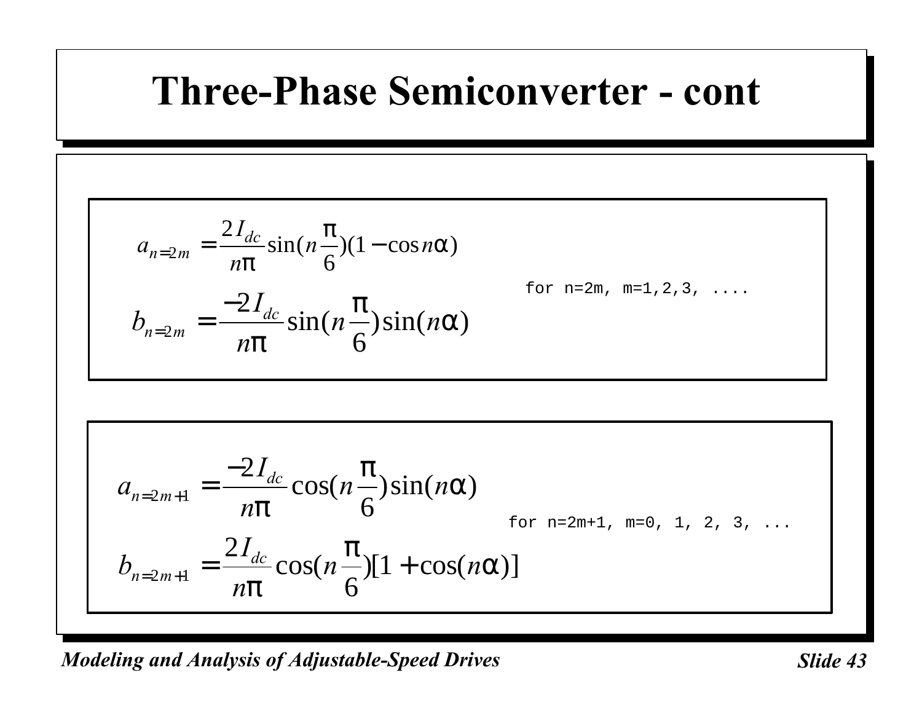# Three-Phase Semiconverter - cont

$$a_{n=2m} = \frac{2I_{dc}}{n\pi}\sin(n\frac{\pi}{6})(1-\cos n\alpha)$$

$$b_{n=2m} = \frac{-2I_{dc}}{n\pi}\sin(n\frac{\pi}{6})\sin(n\alpha)$$

for n=2m, m=1,2,3, ....

$$a_{n=2m+1} = \frac{-2I_{dc}}{n\pi}\cos(n\frac{\pi}{6})\sin(n\alpha)$$

$$b_{n=2m+1} = \frac{2I_{dc}}{n\pi}\cos(n\frac{\pi}{6})[1+\cos(n\alpha)]$$

for n=2m+1, m=0, 1, 2, 3, ...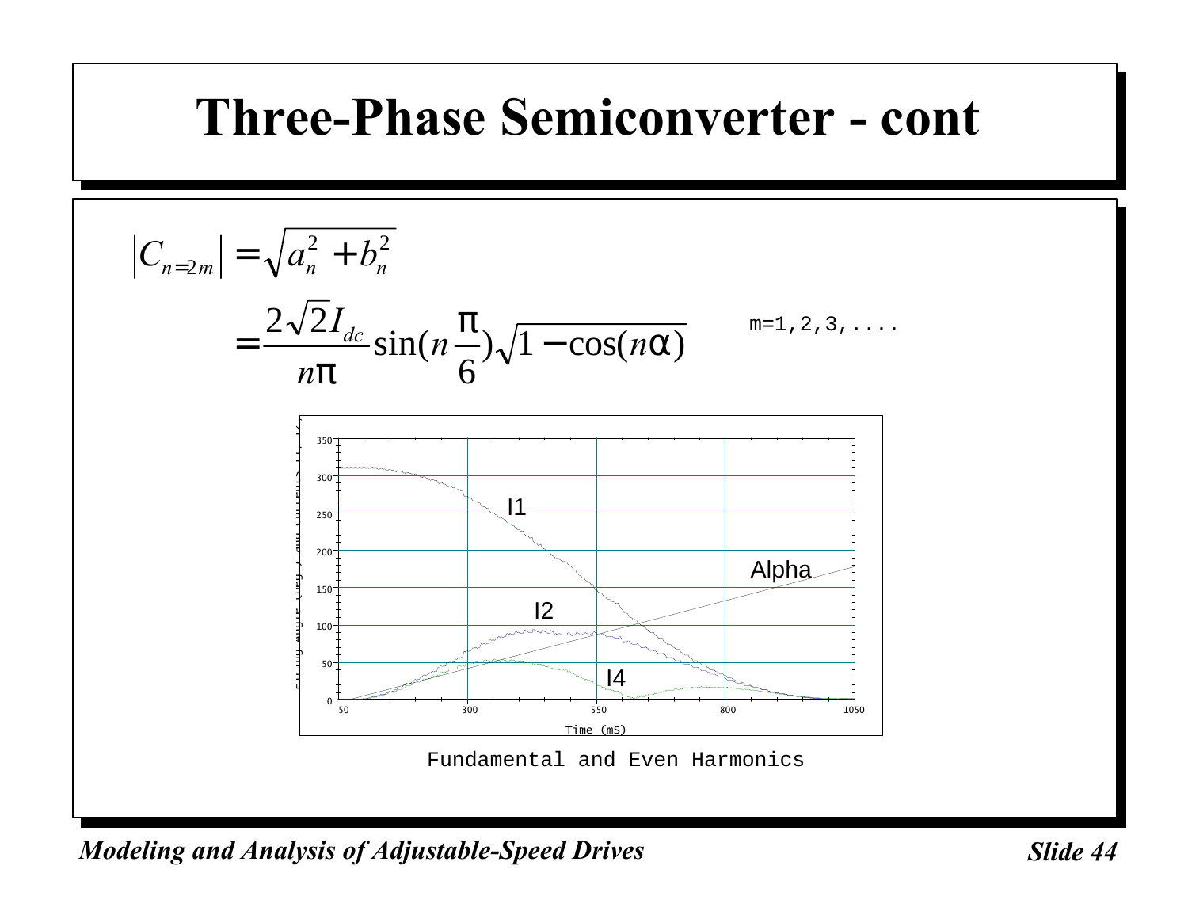# Three-Phase Semiconverter - cont

$$\left|C_{n=2m}\right| = \sqrt{a_n^2 + b_n^2}$$

$$= \frac{2\sqrt{2}I_{dc}}{n\pi}\sin\left(n\frac{\pi}{6}\right)\sqrt{1-\cos(n\alpha)} \qquad m=1,2,3,....$$

Fundamental and Even Harmonics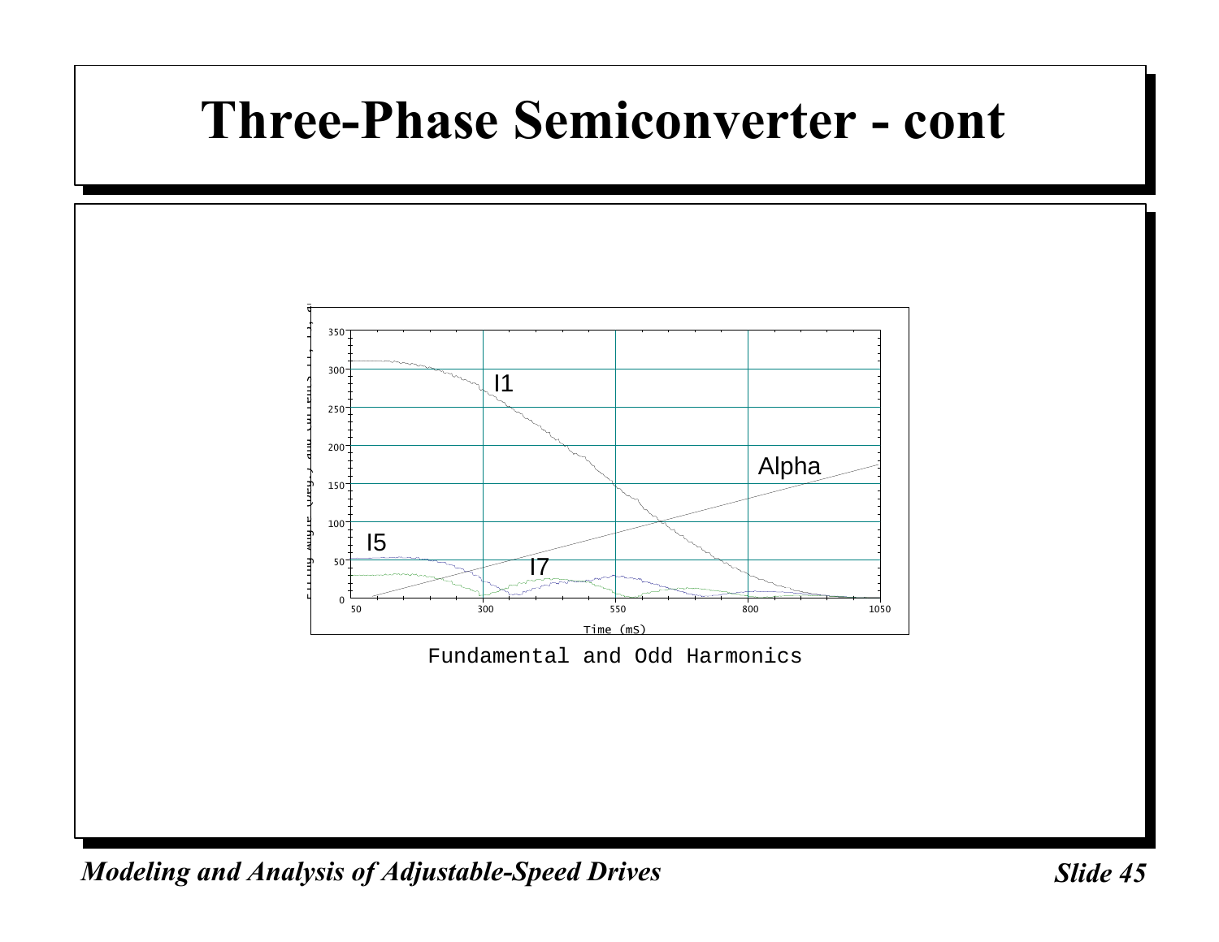# Three-Phase Semiconverter - cont

Fundamental and Odd Harmonics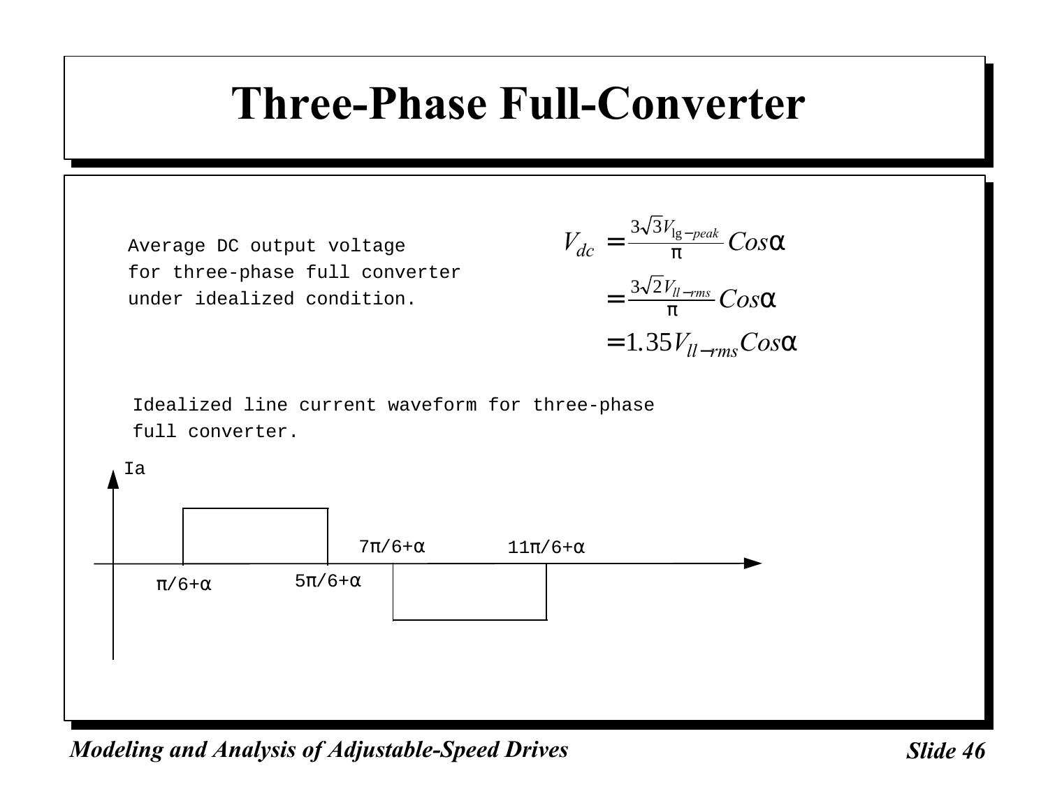# Three-Phase Full-Converter

Average DC output voltage for three-phase full converter under idealized condition.

$$V_{dc} = \frac{3\sqrt{3}V_{\lg-peak}}{\pi} Cos\alpha$$

$$= \frac{3\sqrt{2}V_{ll-rms}}{\pi} Cos\alpha$$

$$= 1.35 V_{ll-rms} Cos\alpha$$

Idealized line current waveform for three-phase full converter.

Ia

$\pi/6+\alpha$ $5\pi/6+\alpha$ $7\pi/6+\alpha$ $11\pi/6+\alpha$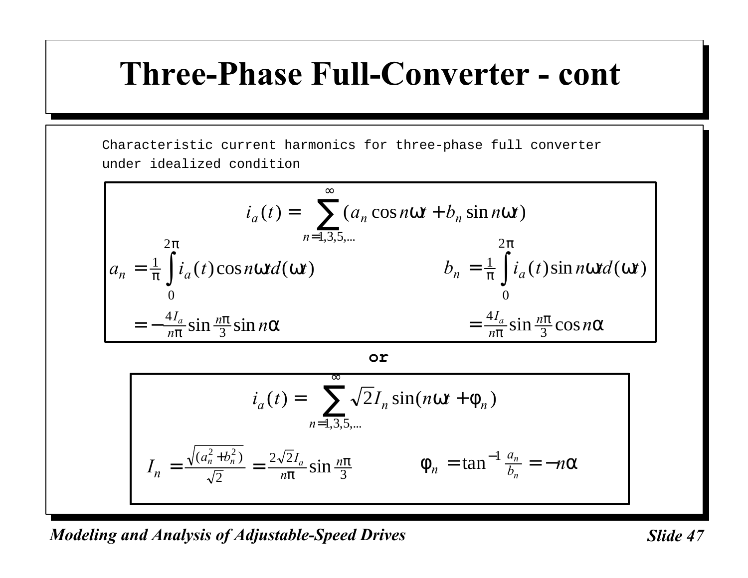# Three-Phase Full-Converter - cont

Characteristic current harmonics for three-phase full converter under idealized condition

$$i_a(t) = \sum_{n=1,3,5,\ldots}^{\infty} (a_n \cos n\omega t + b_n \sin n\omega t)$$

$$a_n = \frac{1}{\pi} \int_0^{2\pi} i_a(t) \cos n\omega t \, d(\omega t) = -\frac{4I_a}{n\pi} \sin\frac{n\pi}{3} \sin n\alpha$$

$$b_n = \frac{1}{\pi} \int_0^{2\pi} i_a(t) \sin n\omega t \, d(\omega t) = \frac{4I_a}{n\pi} \sin\frac{n\pi}{3} \cos n\alpha$$

**or**

$$i_a(t) = \sum_{n=1,3,5,\ldots}^{\infty} \sqrt{2} I_n \sin(n\omega t + \varphi_n)$$

$$I_n = \frac{\sqrt{(a_n^2 + b_n^2)}}{\sqrt{2}} = \frac{2\sqrt{2}I_a}{n\pi} \sin\frac{n\pi}{3} \qquad \varphi_n = \tan^{-1}\frac{a_n}{b_n} = -n\alpha$$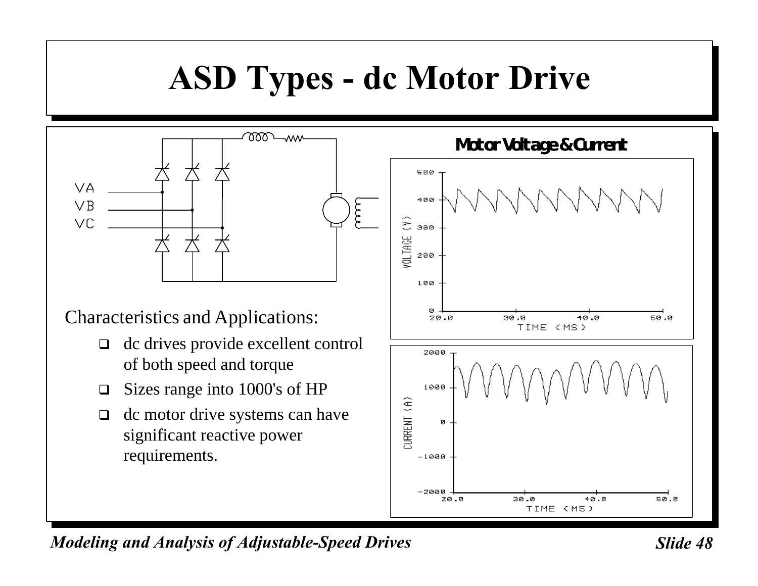# ASD Types - dc Motor Drive

Characteristics and Applications:

- dc drives provide excellent control of both speed and torque
- Sizes range into 1000's of HP
- dc motor drive systems can have significant reactive power requirements.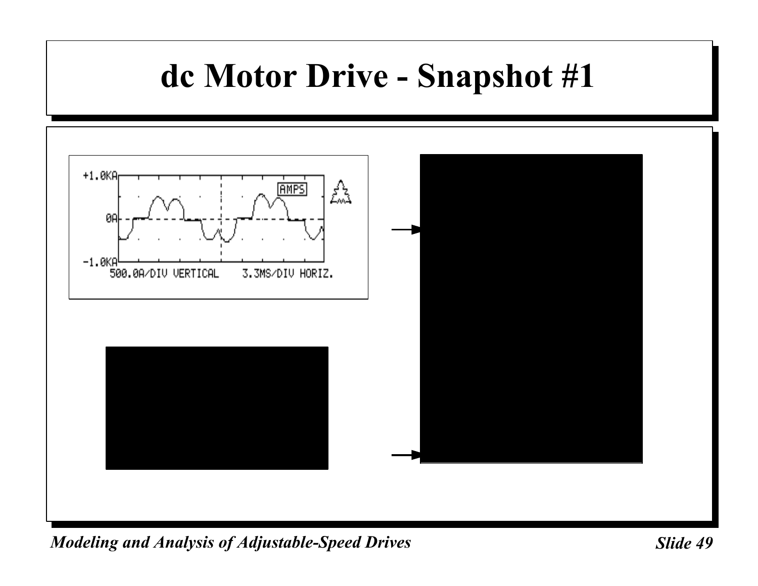# dc Motor Drive - Snapshot #1

+1.0KA

AMPS

0A

-1.0KA

500.0A/DIV VERTICAL 3.3MS/DIV HORIZ.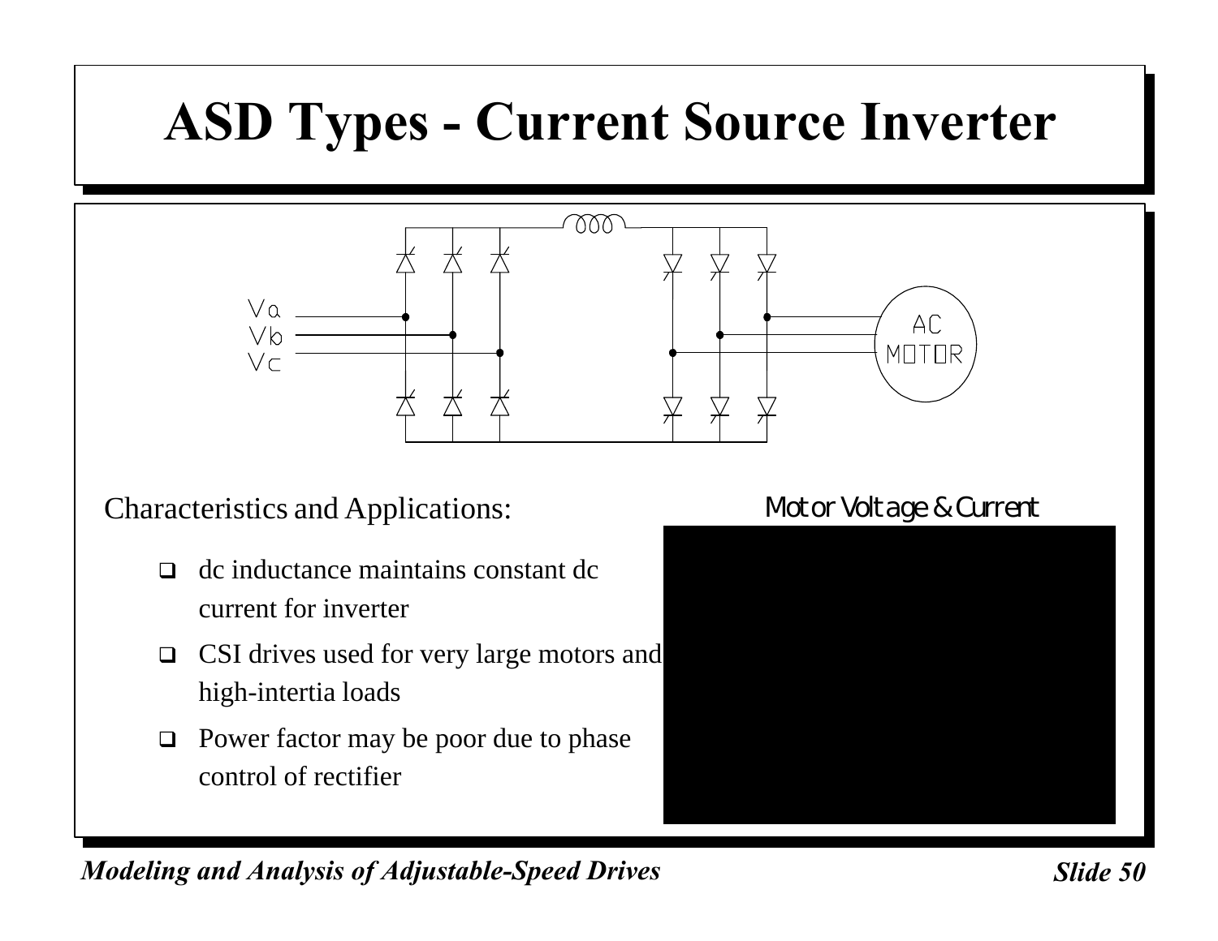# ASD Types - Current Source Inverter

Characteristics and Applications:

- dc inductance maintains constant dc current for inverter
- CSI drives used for very large motors and high-intertia loads
- Power factor may be poor due to phase control of rectifier

Motor Voltage & Current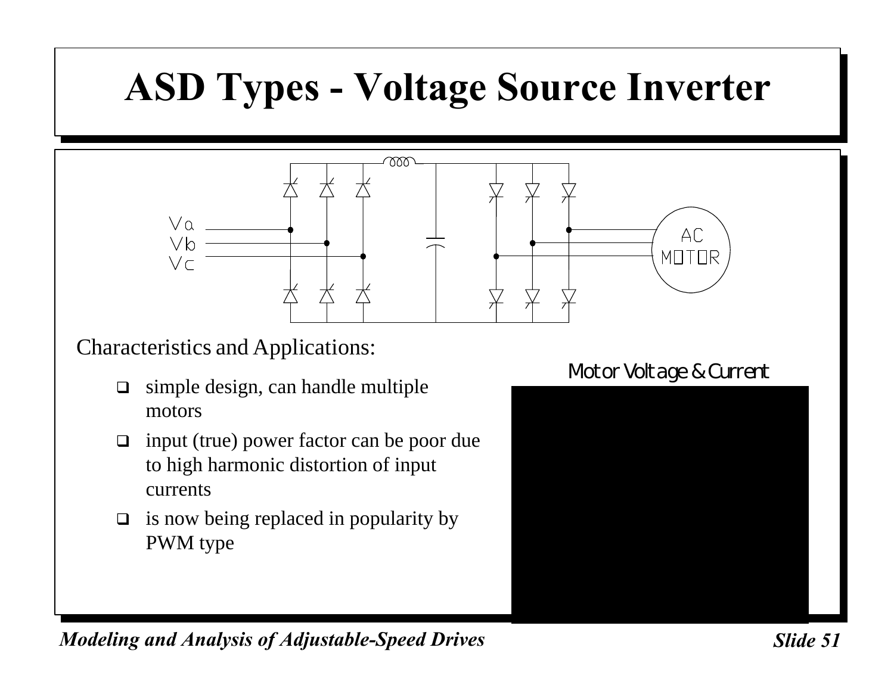# ASD Types - Voltage Source Inverter

Characteristics and Applications:

- simple design, can handle multiple motors
- input (true) power factor can be poor due to high harmonic distortion of input currents
- is now being replaced in popularity by PWM type

Motor Voltage & Current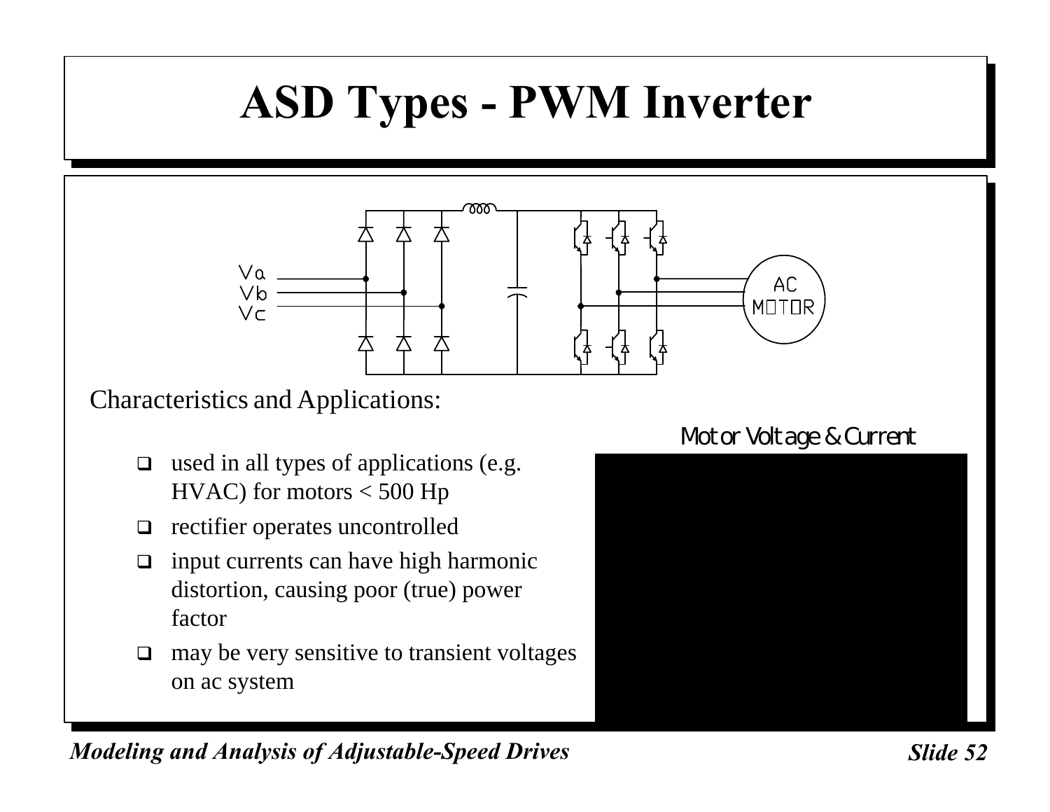# ASD Types - PWM Inverter

Characteristics and Applications:

- used in all types of applications (e.g. HVAC) for motors < 500 Hp
- rectifier operates uncontrolled
- input currents can have high harmonic distortion, causing poor (true) power factor
- may be very sensitive to transient voltages on ac system

Motor Voltage & Current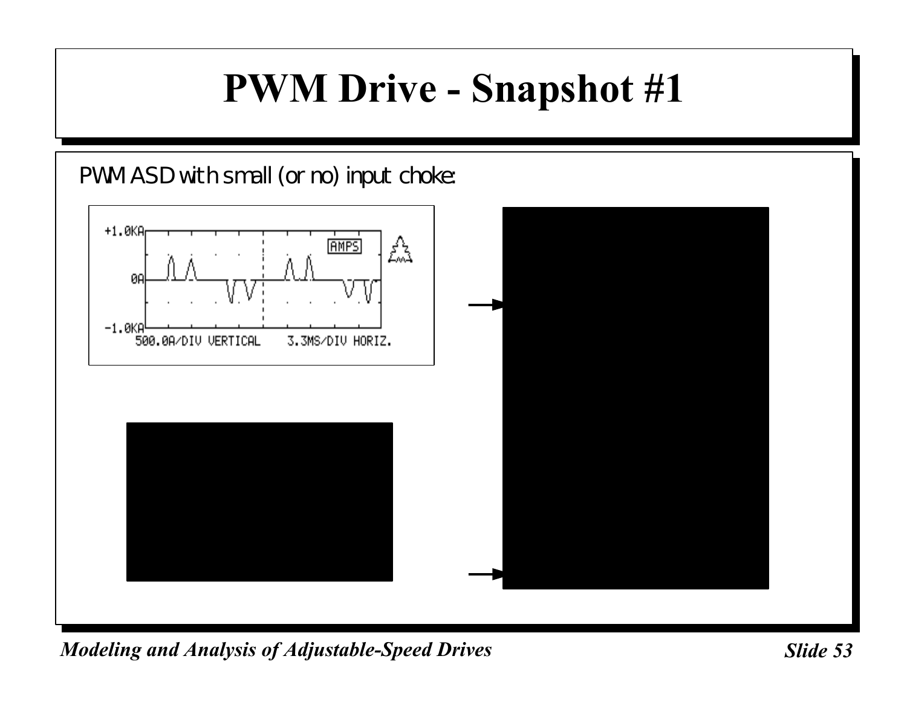# PWM Drive - Snapshot #1

PWM ASD with small (or no) input choke: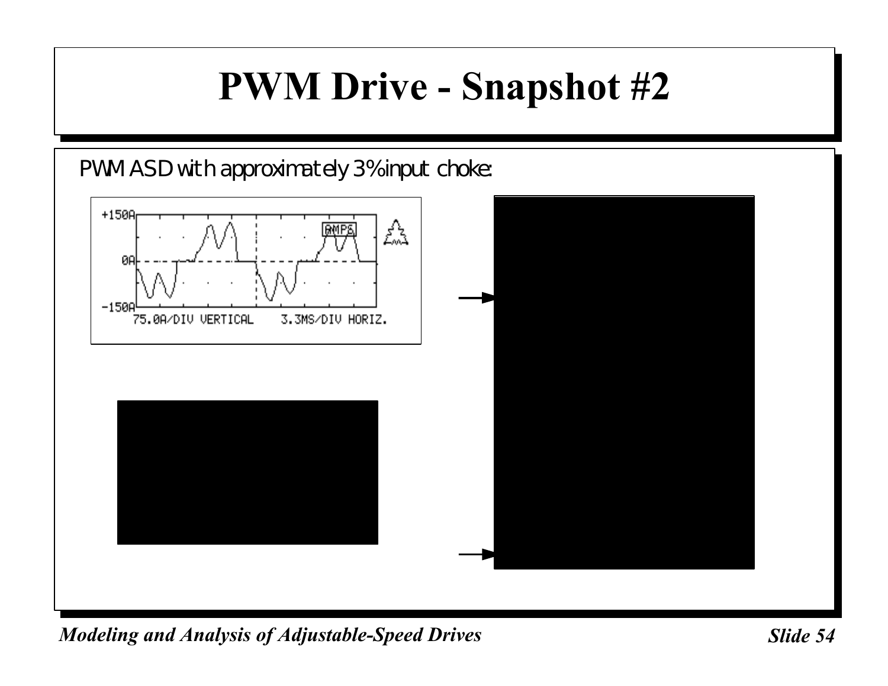# PWM Drive - Snapshot #2

PWM ASD with approximately 3% input choke: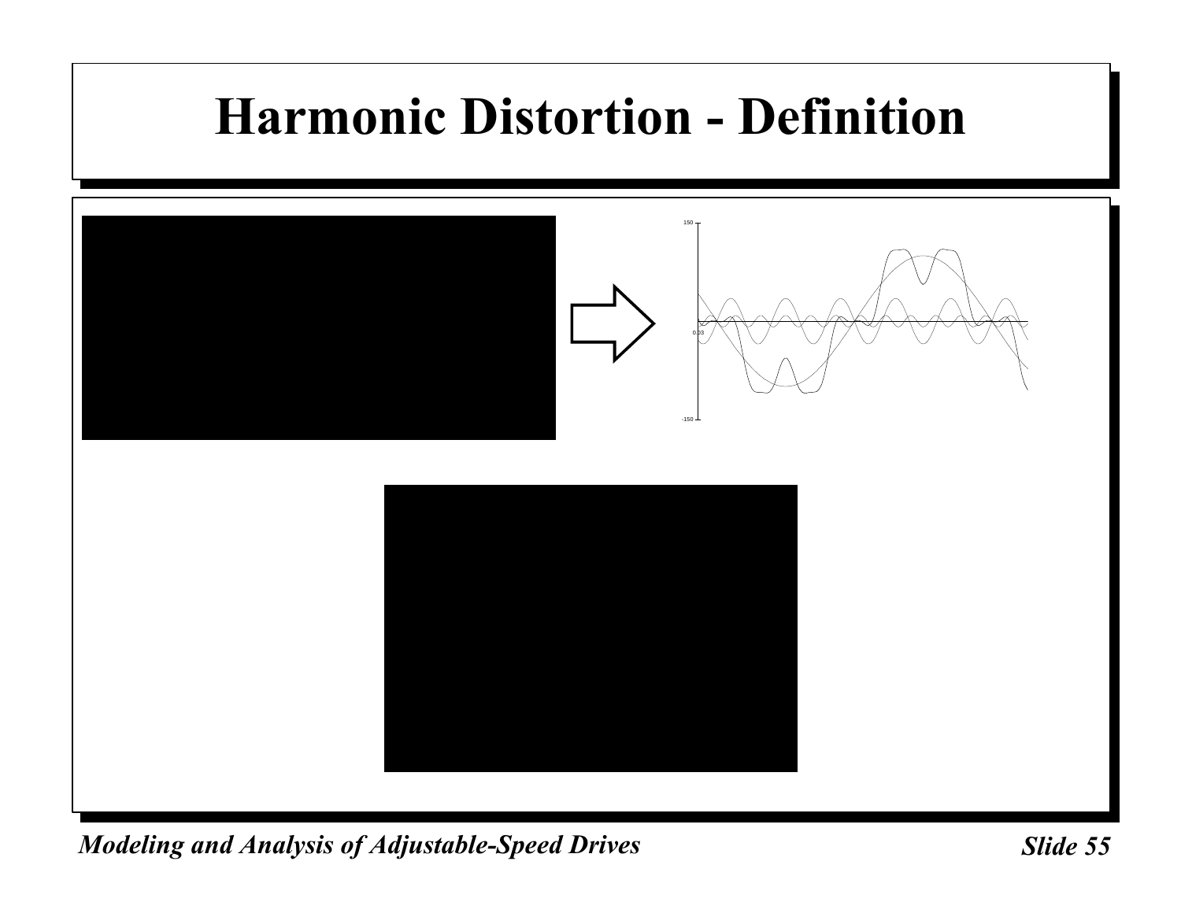# Harmonic Distortion - Definition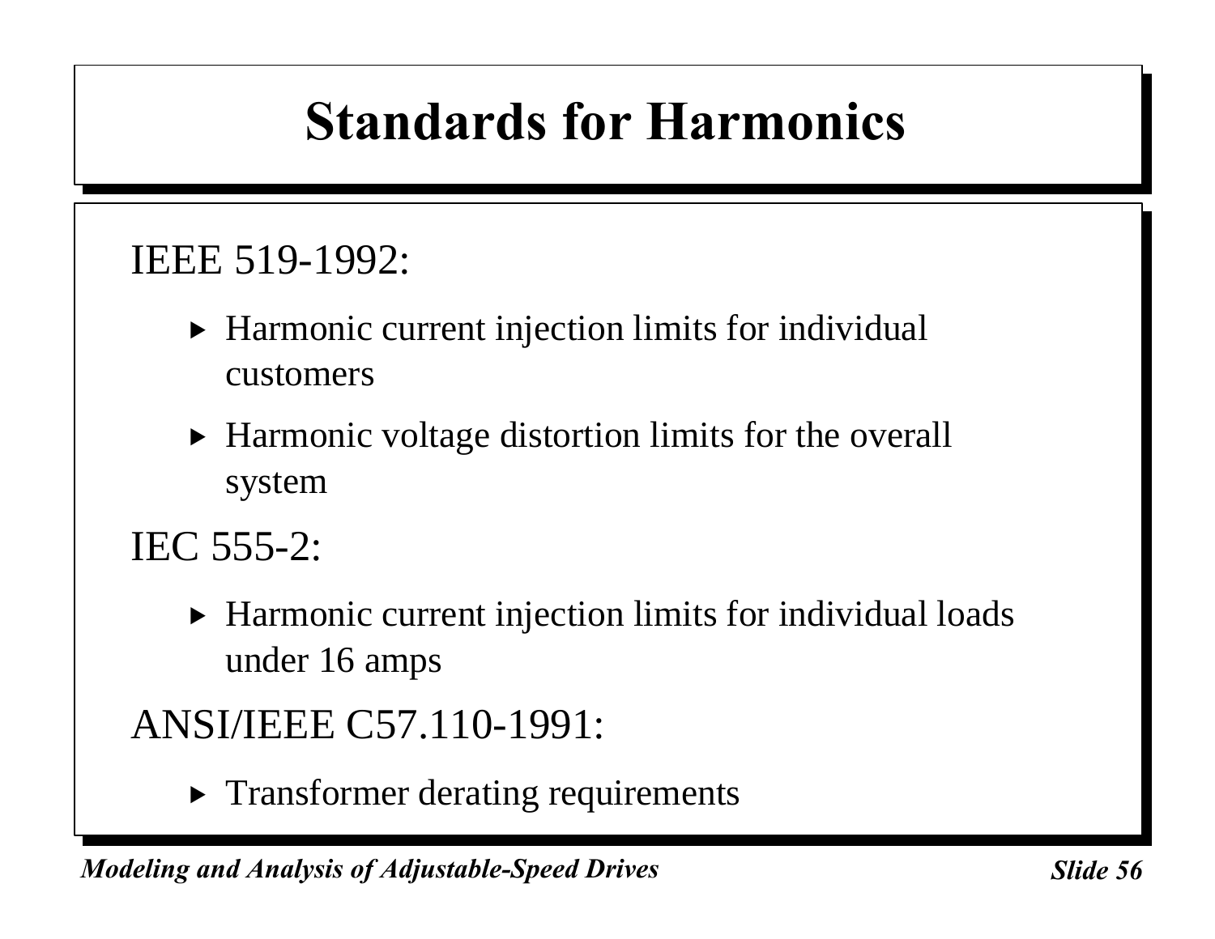# Standards for Harmonics

IEEE 519-1992:

- Harmonic current injection limits for individual customers
- Harmonic voltage distortion limits for the overall system

IEC 555-2:

- Harmonic current injection limits for individual loads under 16 amps

ANSI/IEEE C57.110-1991:

- Transformer derating requirements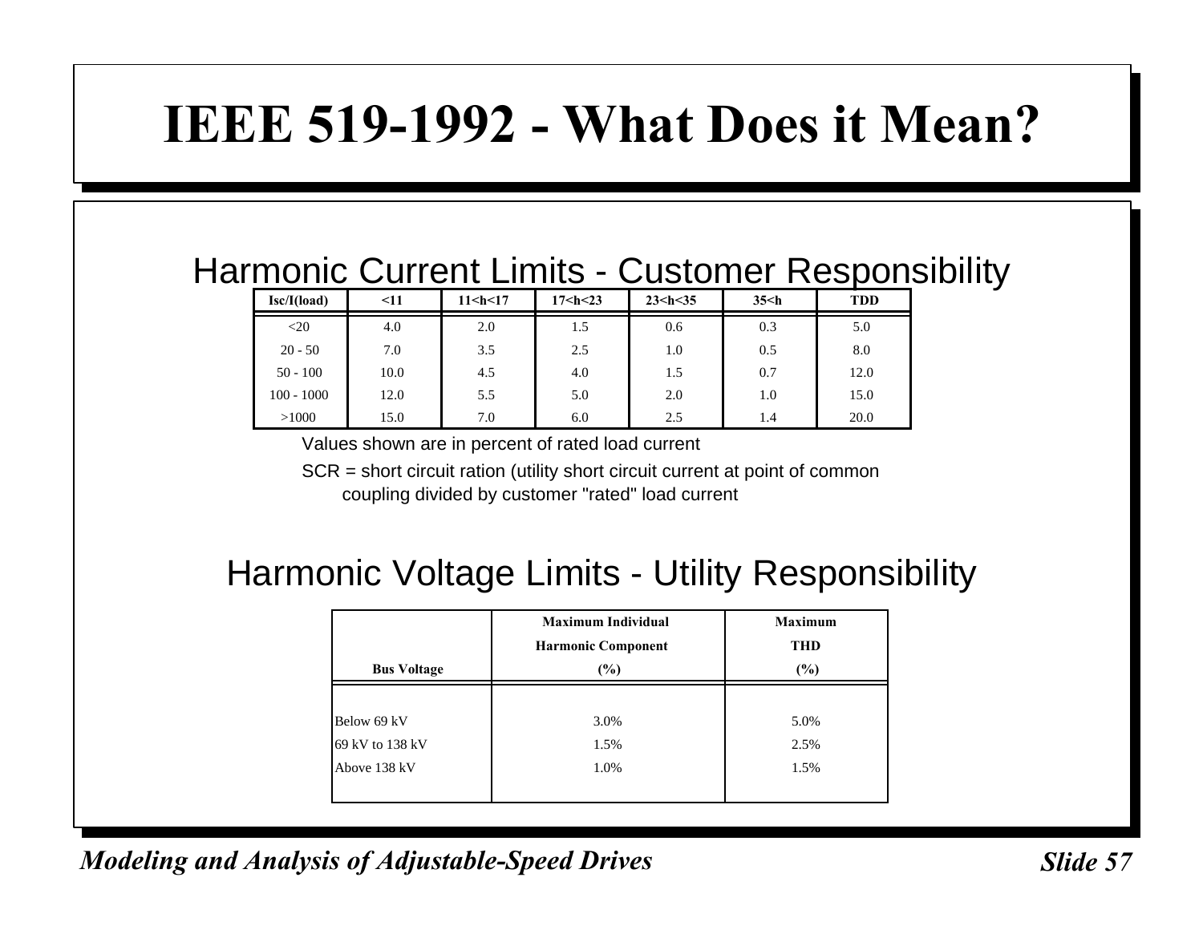# IEEE 519-1992 - What Does it Mean?

## Harmonic Current Limits - Customer Responsibility

| Isc/I(load) | <11 | 11<h<17 | 17<h<23 | 23<h<35 | 35<h | TDD |
|---|---|---|---|---|---|---|
| <20 | 4.0 | 2.0 | 1.5 | 0.6 | 0.3 | 5.0 |
| 20 - 50 | 7.0 | 3.5 | 2.5 | 1.0 | 0.5 | 8.0 |
| 50 - 100 | 10.0 | 4.5 | 4.0 | 1.5 | 0.7 | 12.0 |
| 100 - 1000 | 12.0 | 5.5 | 5.0 | 2.0 | 1.0 | 15.0 |
| >1000 | 15.0 | 7.0 | 6.0 | 2.5 | 1.4 | 20.0 |

Values shown are in percent of rated load current

SCR = short circuit ration (utility short circuit current at point of common coupling divided by customer "rated" load current

## Harmonic Voltage Limits - Utility Responsibility

| Bus Voltage | Maximum Individual Harmonic Component (%) | Maximum THD (%) |
|---|---|---|
| Below 69 kV | 3.0% | 5.0% |
| 69 kV to 138 kV | 1.5% | 2.5% |
| Above 138 kV | 1.0% | 1.5% |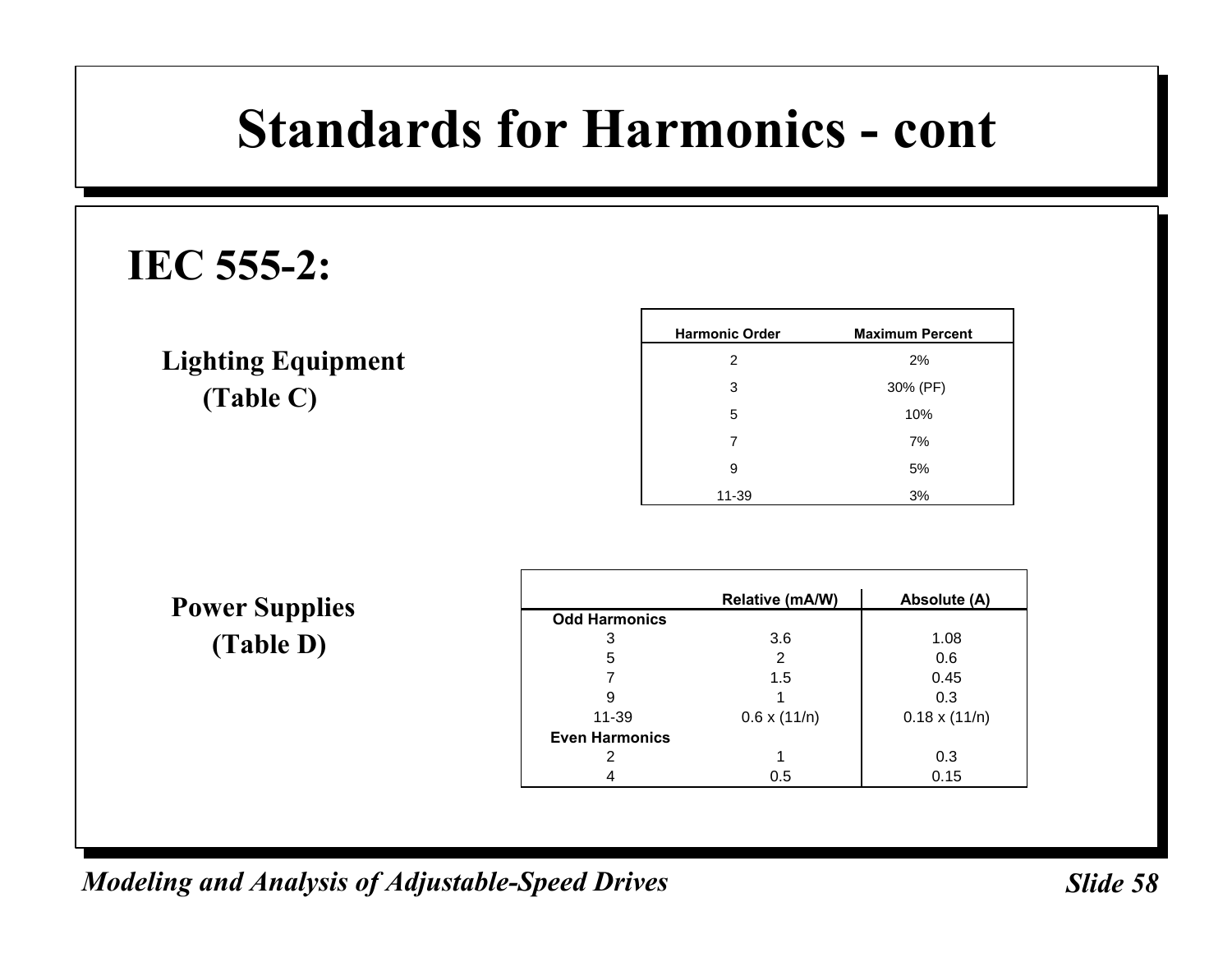# Standards for Harmonics - cont

## IEC 555-2:

**Lighting Equipment (Table C)**

| Harmonic Order | Maximum Percent |
|---|---|
| 2 | 2% |
| 3 | 30% (PF) |
| 5 | 10% |
| 7 | 7% |
| 9 | 5% |
| 11-39 | 3% |

**Power Supplies (Table D)**

| | Relative (mA/W) | Absolute (A) |
|---|---|---|
| **Odd Harmonics** | | |
| 3 | 3.6 | 1.08 |
| 5 | 2 | 0.6 |
| 7 | 1.5 | 0.45 |
| 9 | 1 | 0.3 |
| 11-39 | 0.6 x (11/n) | 0.18 x (11/n) |
| **Even Harmonics** | | |
| 2 | 1 | 0.3 |
| 4 | 0.5 | 0.15 |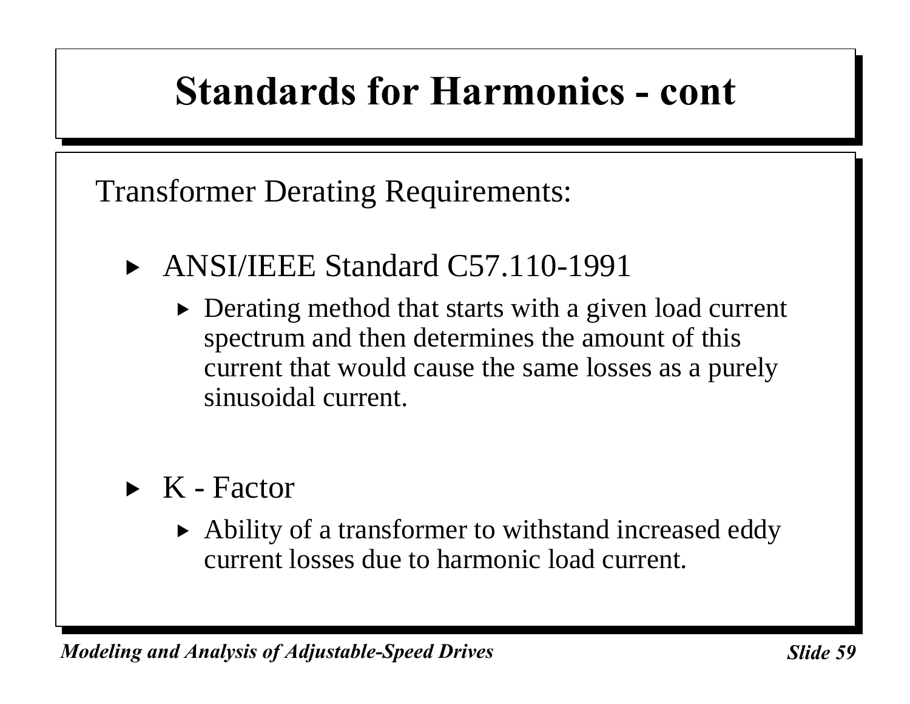# Standards for Harmonics - cont

Transformer Derating Requirements:

- ANSI/IEEE Standard C57.110-1991
  - Derating method that starts with a given load current spectrum and then determines the amount of this current that would cause the same losses as a purely sinusoidal current.

- K - Factor
  - Ability of a transformer to withstand increased eddy current losses due to harmonic load current.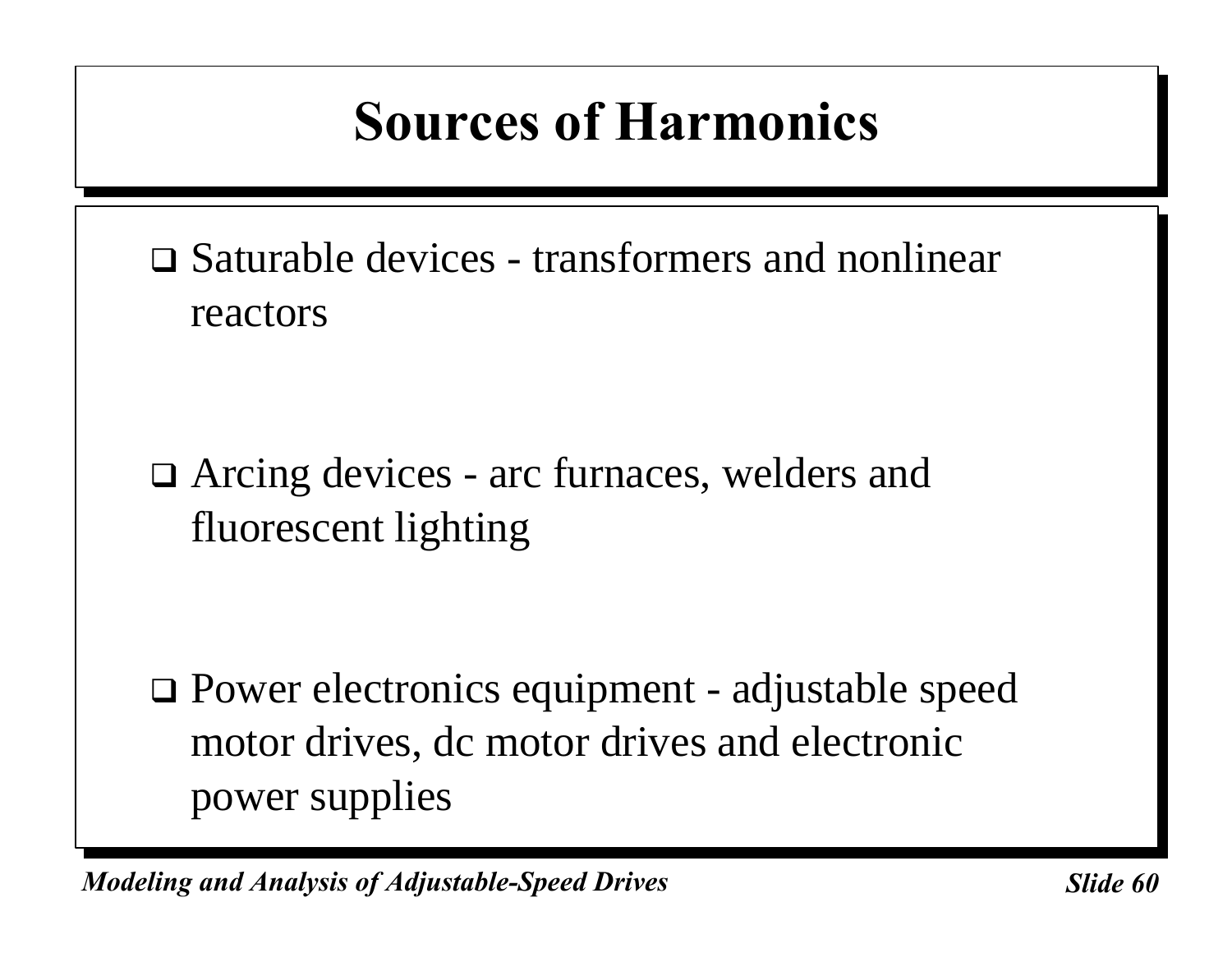# Sources of Harmonics

- Saturable devices - transformers and nonlinear reactors
- Arcing devices - arc furnaces, welders and fluorescent lighting
- Power electronics equipment - adjustable speed motor drives, dc motor drives and electronic power supplies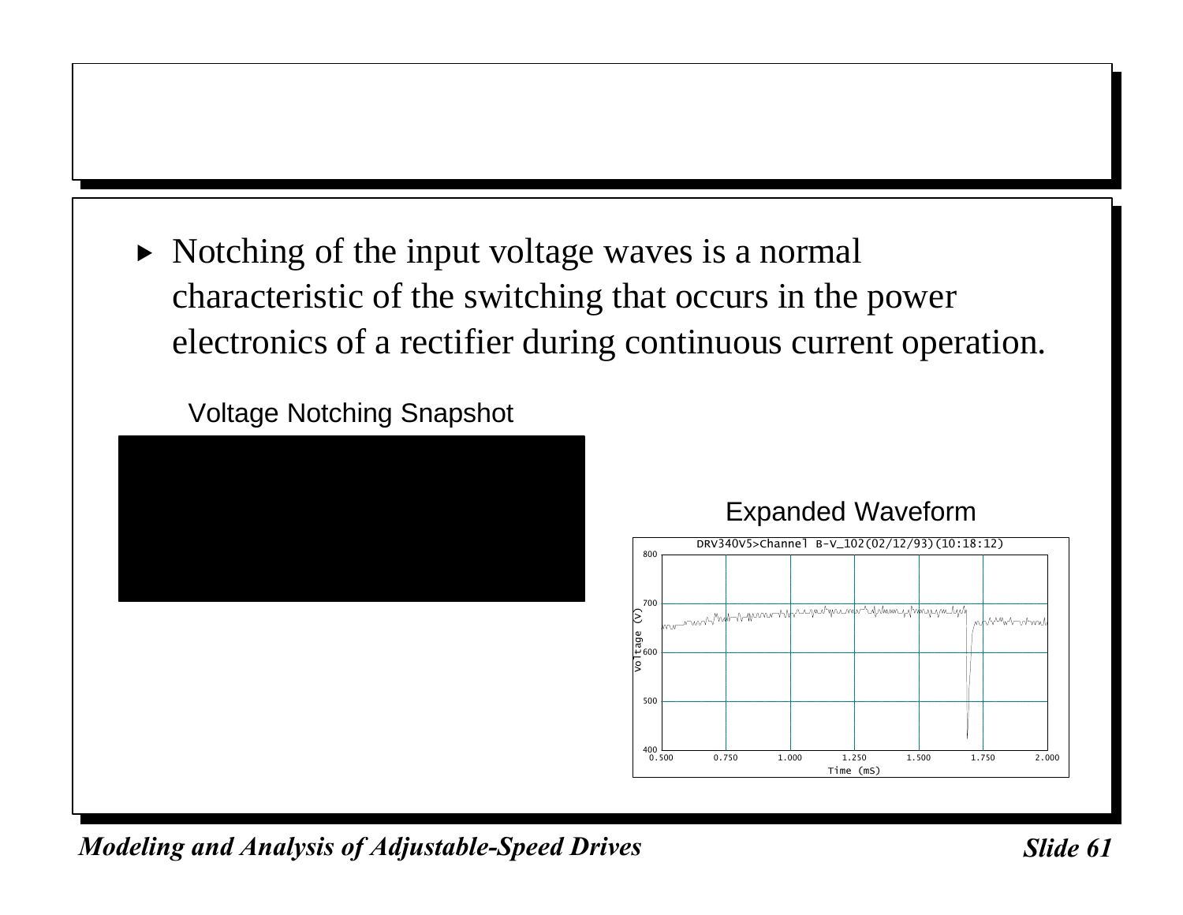- Notching of the input voltage waves is a normal characteristic of the switching that occurs in the power electronics of a rectifier during continuous current operation.

Voltage Notching Snapshot

Expanded Waveform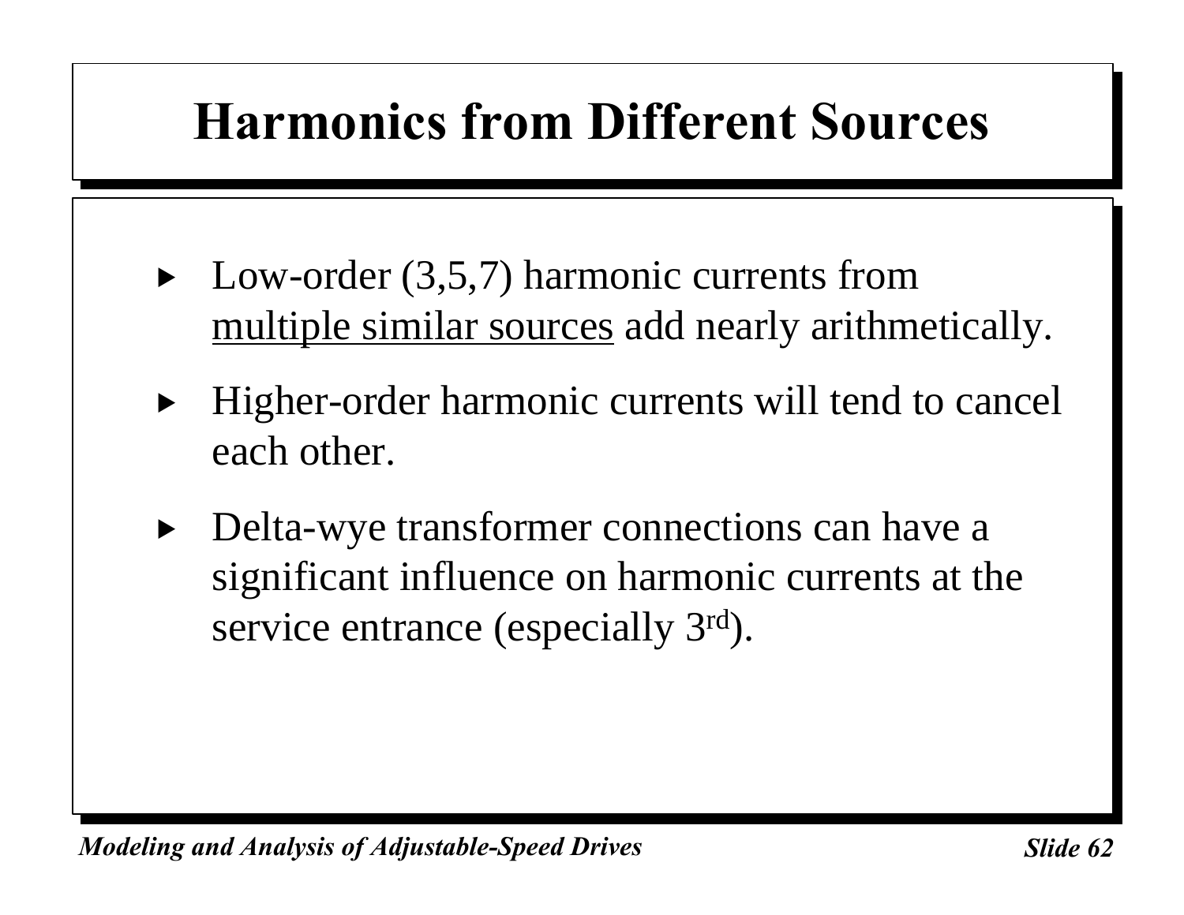# Harmonics from Different Sources

- Low-order (3,5,7) harmonic currents from <u>multiple similar sources</u> add nearly arithmetically.
- Higher-order harmonic currents will tend to cancel each other.
- Delta-wye transformer connections can have a significant influence on harmonic currents at the service entrance (especially $3^{rd}$).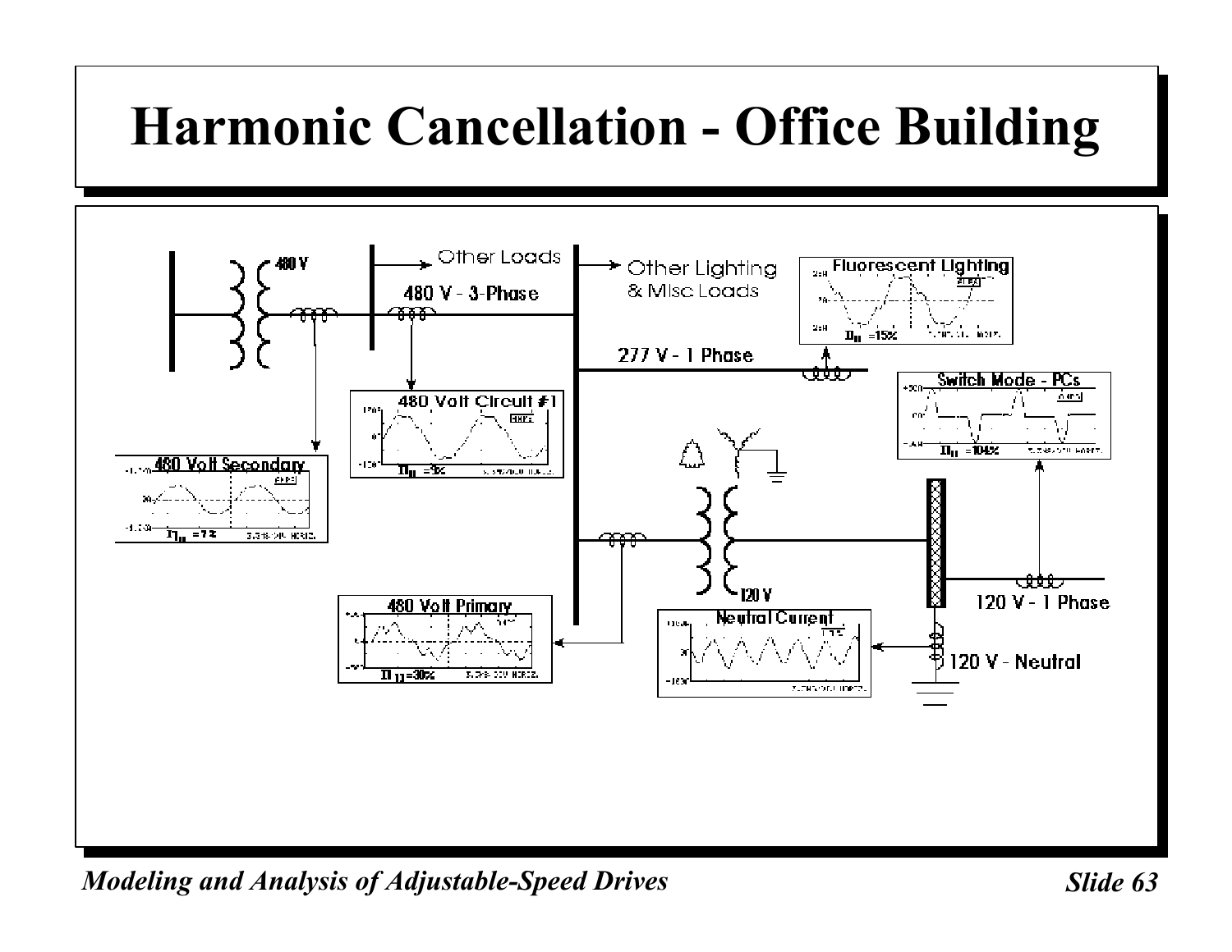# Harmonic Cancellation - Office Building

480 V

Other Loads

480 V - 3-Phase

Other Lighting & Misc Loads

Fluorescent Lighting

$I_{THD}$ =15%

277 V - 1 Phase

480 Volt Circuit #1

$I_{THD}$ =3%

Switch Mode - PCs

$I_{THD}$ =104%

480 Volt Secondary

$I_{THD}$ =7%

120 V

480 Volt Primary

$I_{THD}$=30%

Neutral Current

120 V - 1 Phase

120 V - Neutral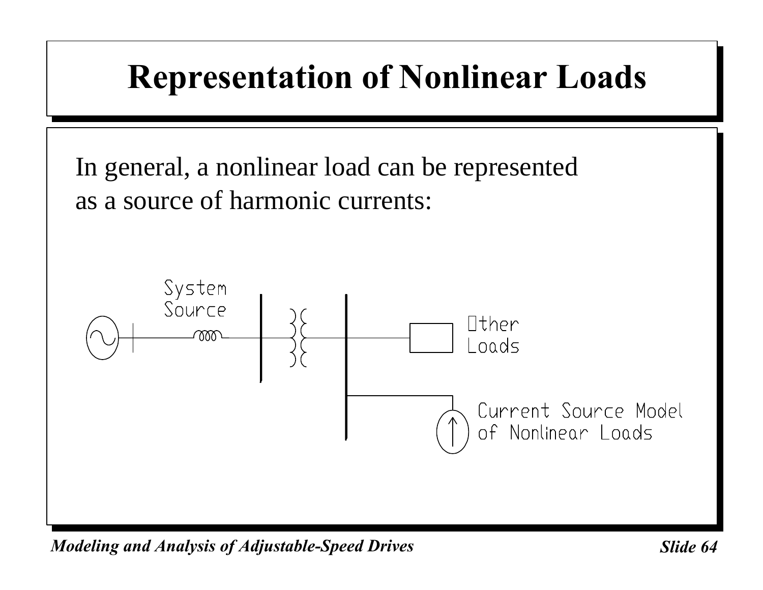# Representation of Nonlinear Loads

In general, a nonlinear load can be represented as a source of harmonic currents:

System Source

Other Loads

Current Source Model of Nonlinear Loads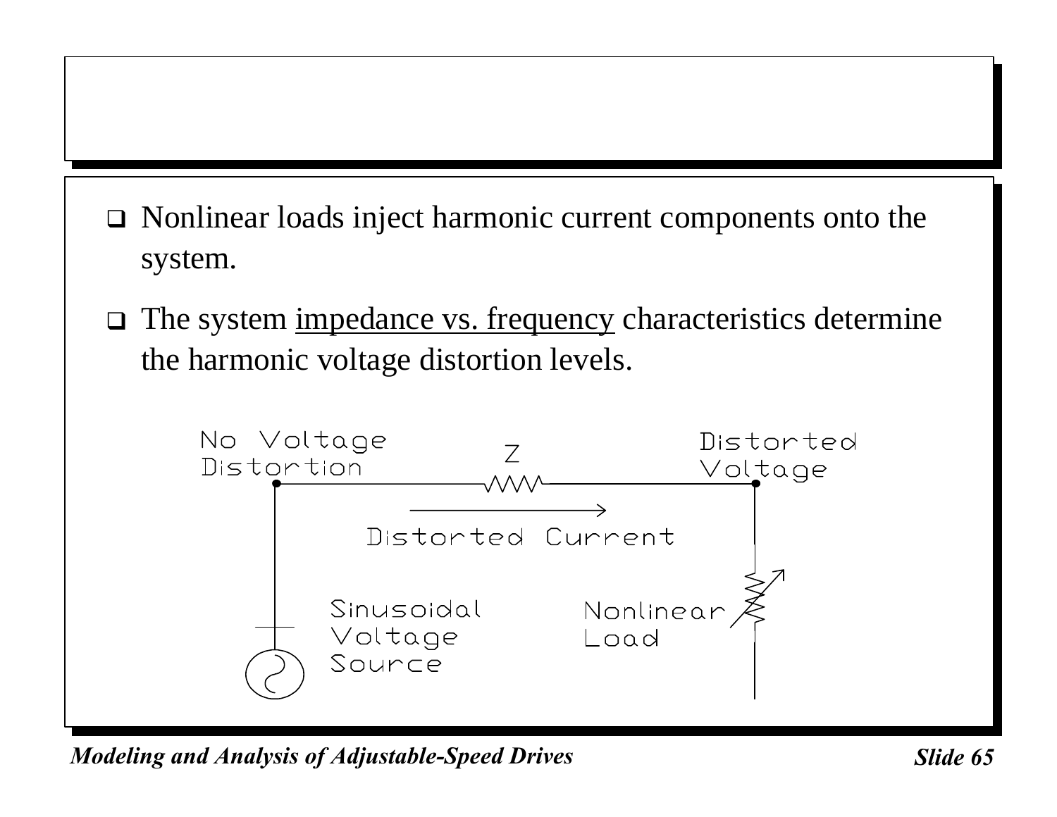- Nonlinear loads inject harmonic current components onto the system.
- The system <u>impedance vs. frequency</u> characteristics determine the harmonic voltage distortion levels.

No Voltage Distortion

Z

Distorted Voltage

Distorted Current

Sinusoidal Voltage Source

Nonlinear Load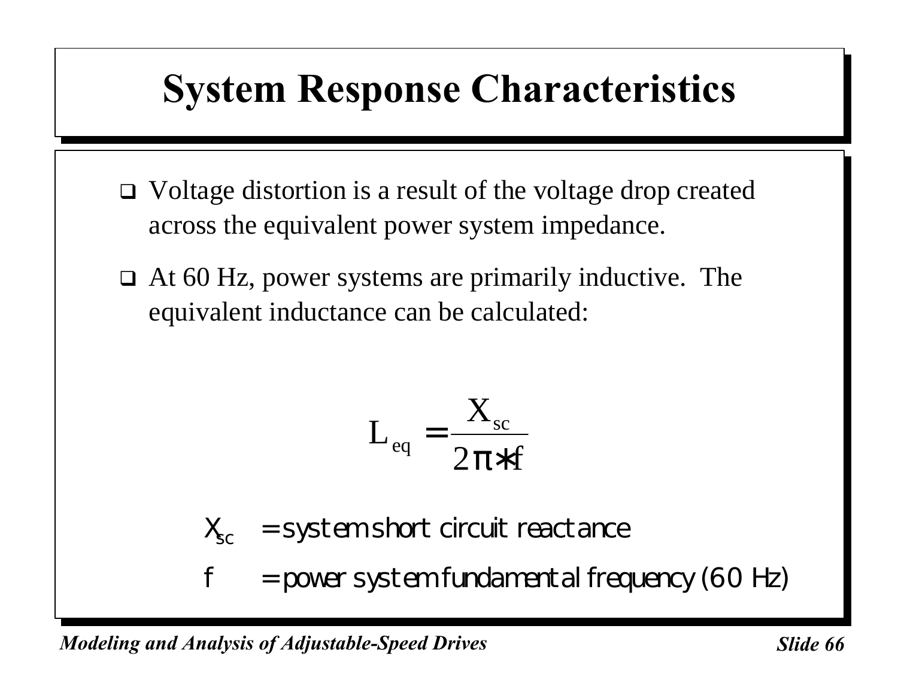# System Response Characteristics

- Voltage distortion is a result of the voltage drop created across the equivalent power system impedance.
- At 60 Hz, power systems are primarily inductive. The equivalent inductance can be calculated:

$$L_{eq} = \frac{X_{sc}}{2\pi * f}$$

$X_{sc}$ = system short circuit reactance

$f$ = power system fundamental frequency (60 Hz)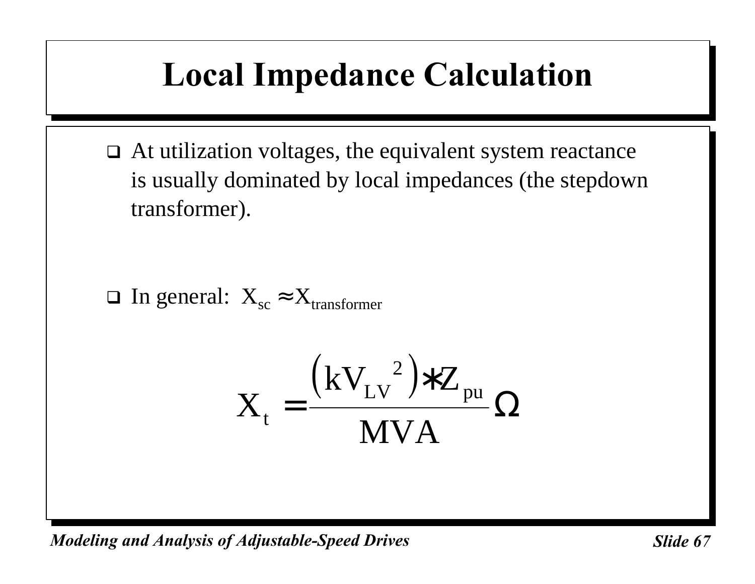# Local Impedance Calculation

- At utilization voltages, the equivalent system reactance is usually dominated by local impedances (the stepdown transformer).

- In general: $X_{sc} \approx X_{transformer}$

$$X_t = \frac{\left(kV_{LV}{}^2\right) * Z_{pu}}{MVA}\,\Omega$$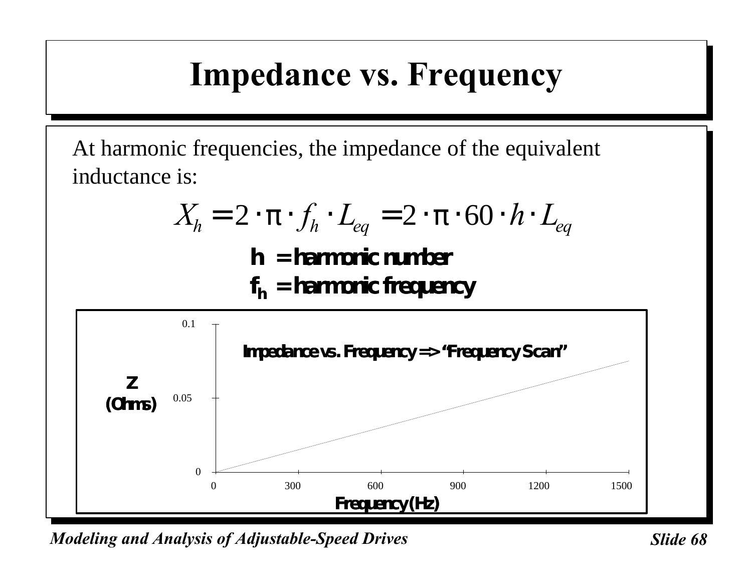# Impedance vs. Frequency

At harmonic frequencies, the impedance of the equivalent inductance is:

$$X_h = 2 \cdot \pi \cdot f_h \cdot L_{eq} = 2 \cdot \pi \cdot 60 \cdot h \cdot L_{eq}$$

**h = harmonic number**

**$f_h$ = harmonic frequency**

**Impedance vs. Frequency => "Frequency Scan"**

**Z (Ohms)**: 0, 0.05, 0.1

**Frequency (Hz)**: 0, 300, 600, 900, 1200, 1500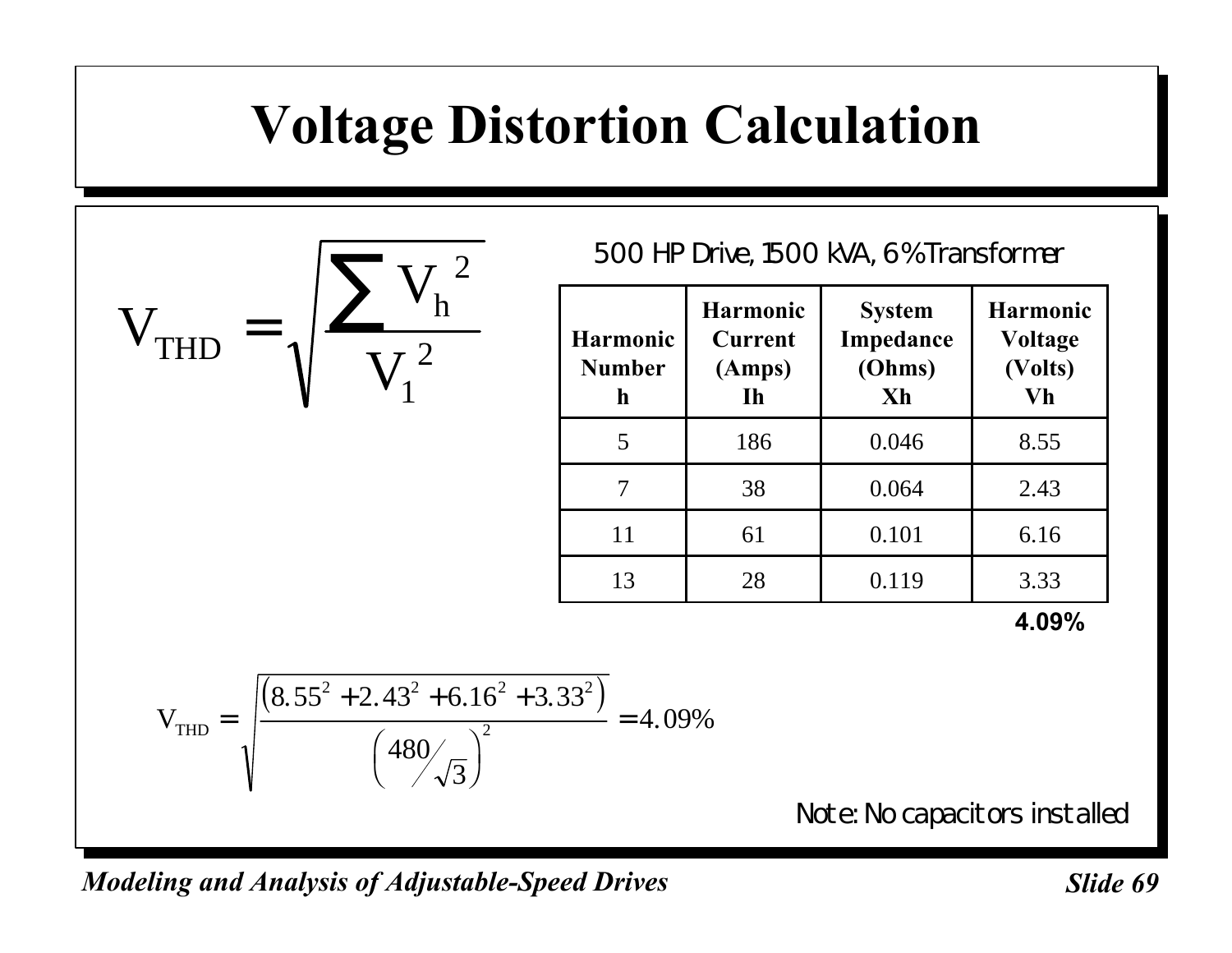# Voltage Distortion Calculation

$$V_{THD} = \sqrt{\frac{\sum V_h^{\,2}}{V_1^{\,2}}}$$

500 HP Drive, 1500 kVA, 6% Transformer

| Harmonic Number h | Harmonic Current (Amps) Ih | System Impedance (Ohms) Xh | Harmonic Voltage (Volts) Vh |
|---|---|---|---|
| 5 | 186 | 0.046 | 8.55 |
| 7 | 38 | 0.064 | 2.43 |
| 11 | 61 | 0.101 | 6.16 |
| 13 | 28 | 0.119 | 3.33 |
| | | | **4.09%** |

$$V_{THD} = \sqrt{\frac{\left(8.55^2 + 2.43^2 + 6.16^2 + 3.33^2\right)}{\left(480/\sqrt{3}\right)^2}} = 4.09\%$$

Note: No capacitors installed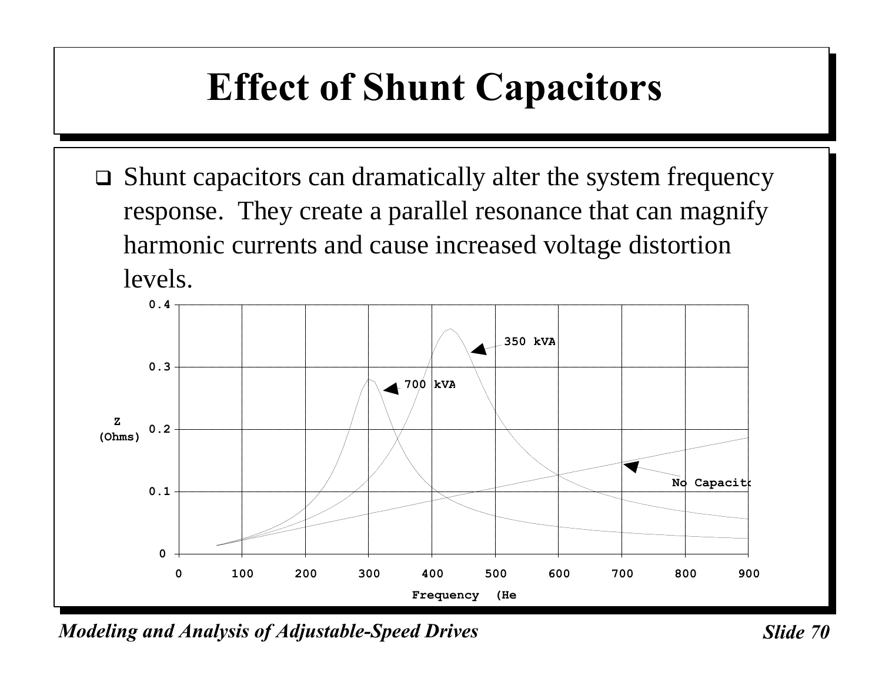# Effect of Shunt Capacitors

- Shunt capacitors can dramatically alter the system frequency response. They create a parallel resonance that can magnify harmonic currents and cause increased voltage distortion levels.

0.4
0.3
0.2
0.1
0

Z (Ohms)

350 kVA
700 kVA
No Capacito

0 100 200 300 400 500 600 700 800 900

Frequency (He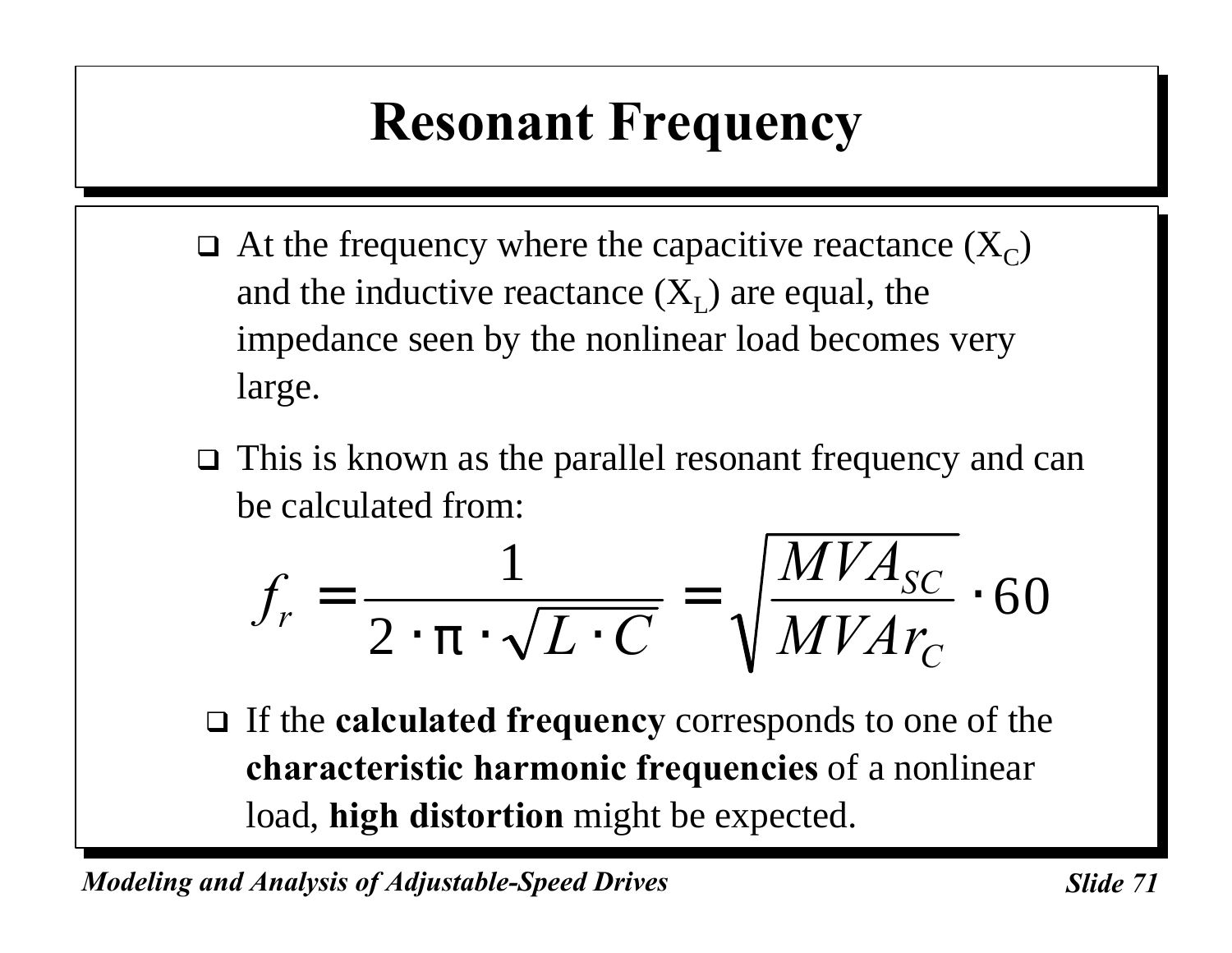# Resonant Frequency

- At the frequency where the capacitive reactance ($X_C$) and the inductive reactance ($X_L$) are equal, the impedance seen by the nonlinear load becomes very large.
- This is known as the parallel resonant frequency and can be calculated from:

$$f_r = \frac{1}{2 \cdot \pi \cdot \sqrt{L \cdot C}} = \sqrt{\frac{MVA_{SC}}{MVAr_C}} \cdot 60$$

- If the **calculated frequency** corresponds to one of the **characteristic harmonic frequencies** of a nonlinear load, **high distortion** might be expected.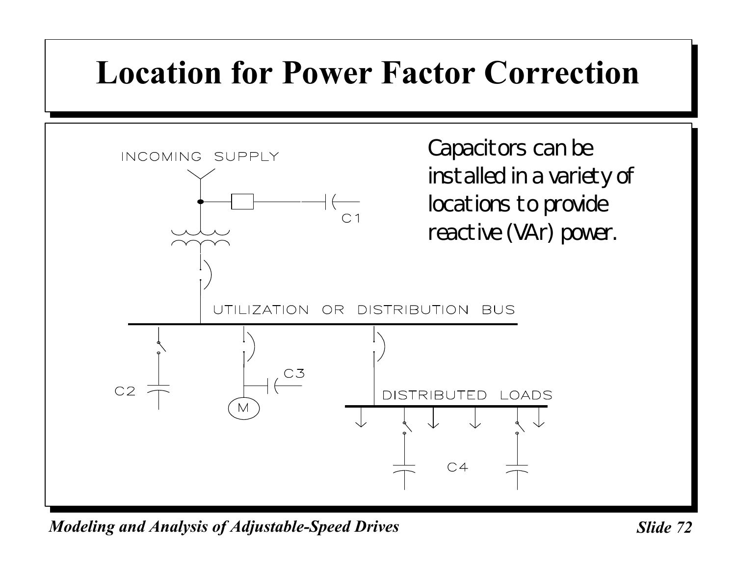# Location for Power Factor Correction

Capacitors can be installed in a variety of locations to provide reactive (VAr) power.

INCOMING SUPPLY

C1

UTILIZATION OR DISTRIBUTION BUS

C2

C3

M

DISTRIBUTED LOADS

C4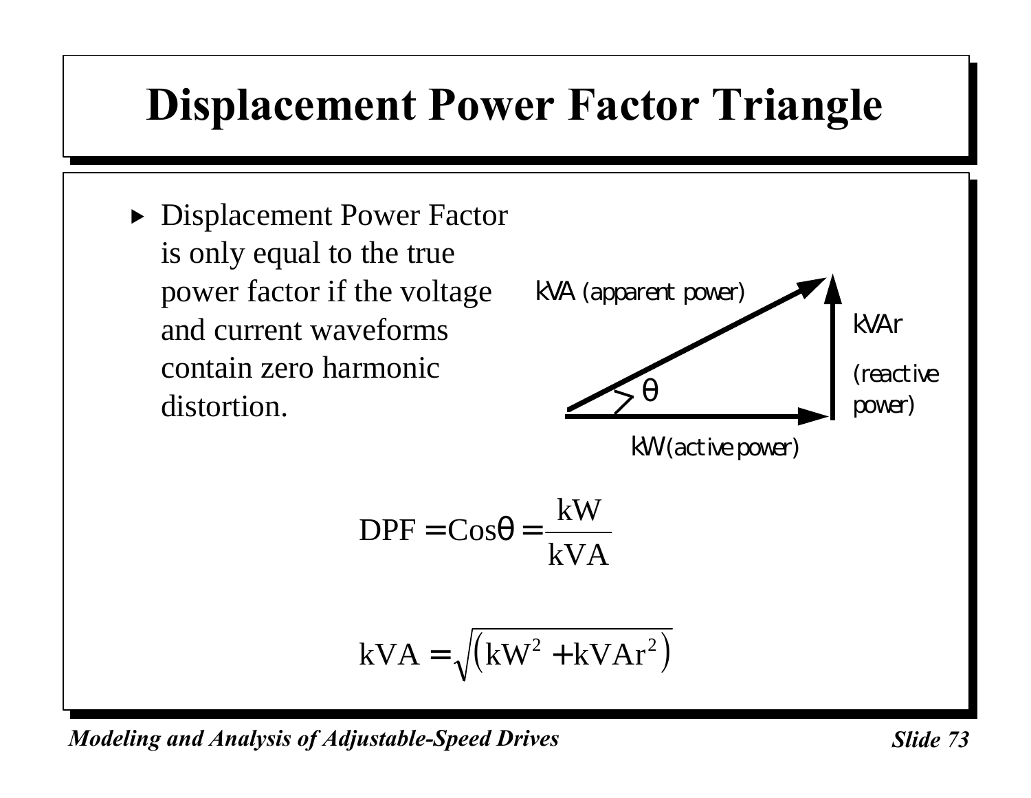# Displacement Power Factor Triangle

- Displacement Power Factor is only equal to the true power factor if the voltage and current waveforms contain zero harmonic distortion.

kVA (apparent power)

kVAr (reactive power)

θ

kW (active power)

$$\text{DPF} = \text{Cos}\theta = \frac{\text{kW}}{\text{kVA}}$$

$$\text{kVA} = \sqrt{\left(\text{kW}^2 + \text{kVAr}^2\right)}$$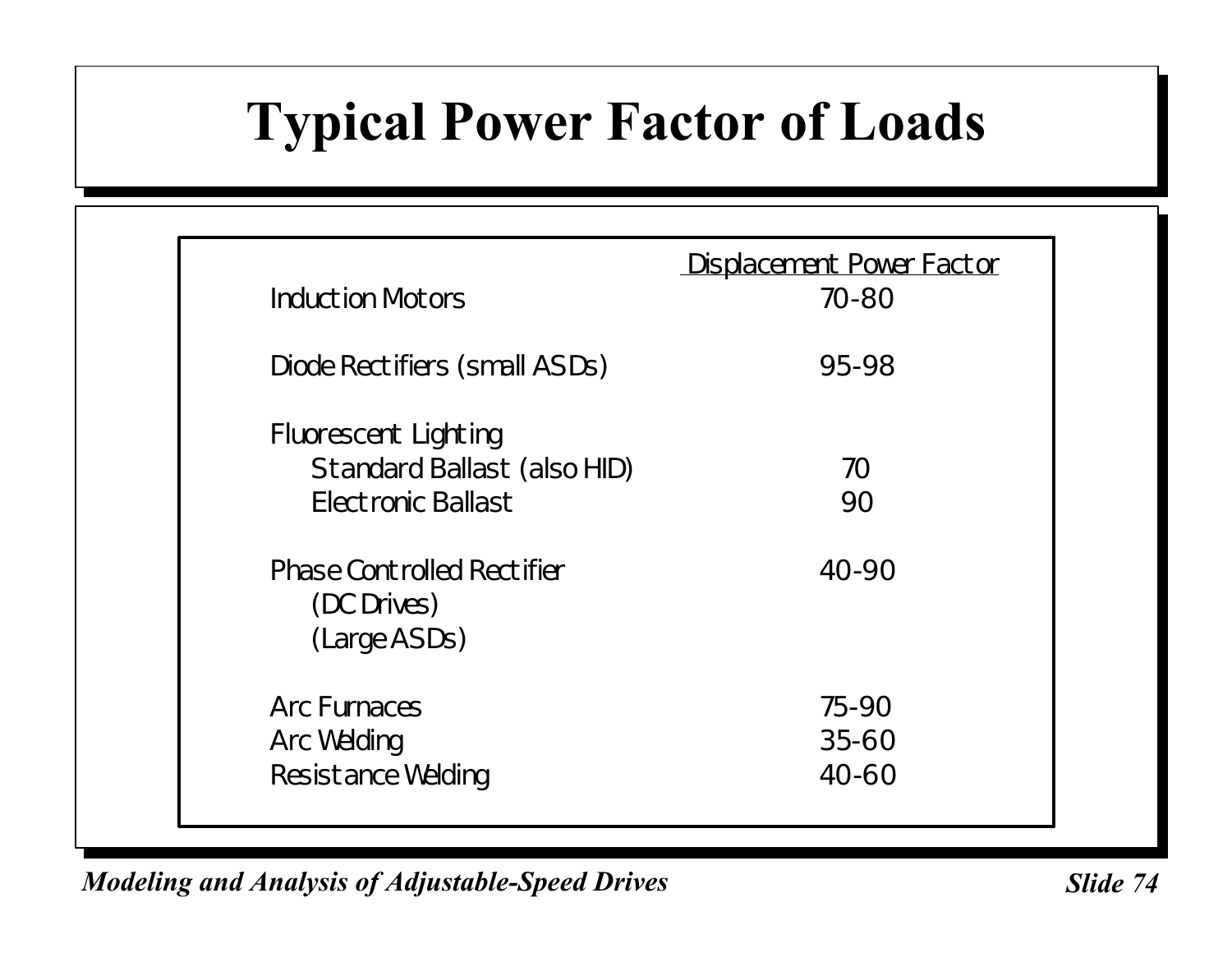# Typical Power Factor of Loads

| | Displacement Power Factor |
|---|---|
| Induction Motors | 70-80 |
| Diode Rectifiers (small ASDs) | 95-98 |
| Fluorescent Lighting | |
| Standard Ballast (also HID) | 70 |
| Electronic Ballast | 90 |
| Phase Controlled Rectifier (DC Drives) (Large ASDs) | 40-90 |
| Arc Furnaces | 75-90 |
| Arc Welding | 35-60 |
| Resistance Welding | 40-60 |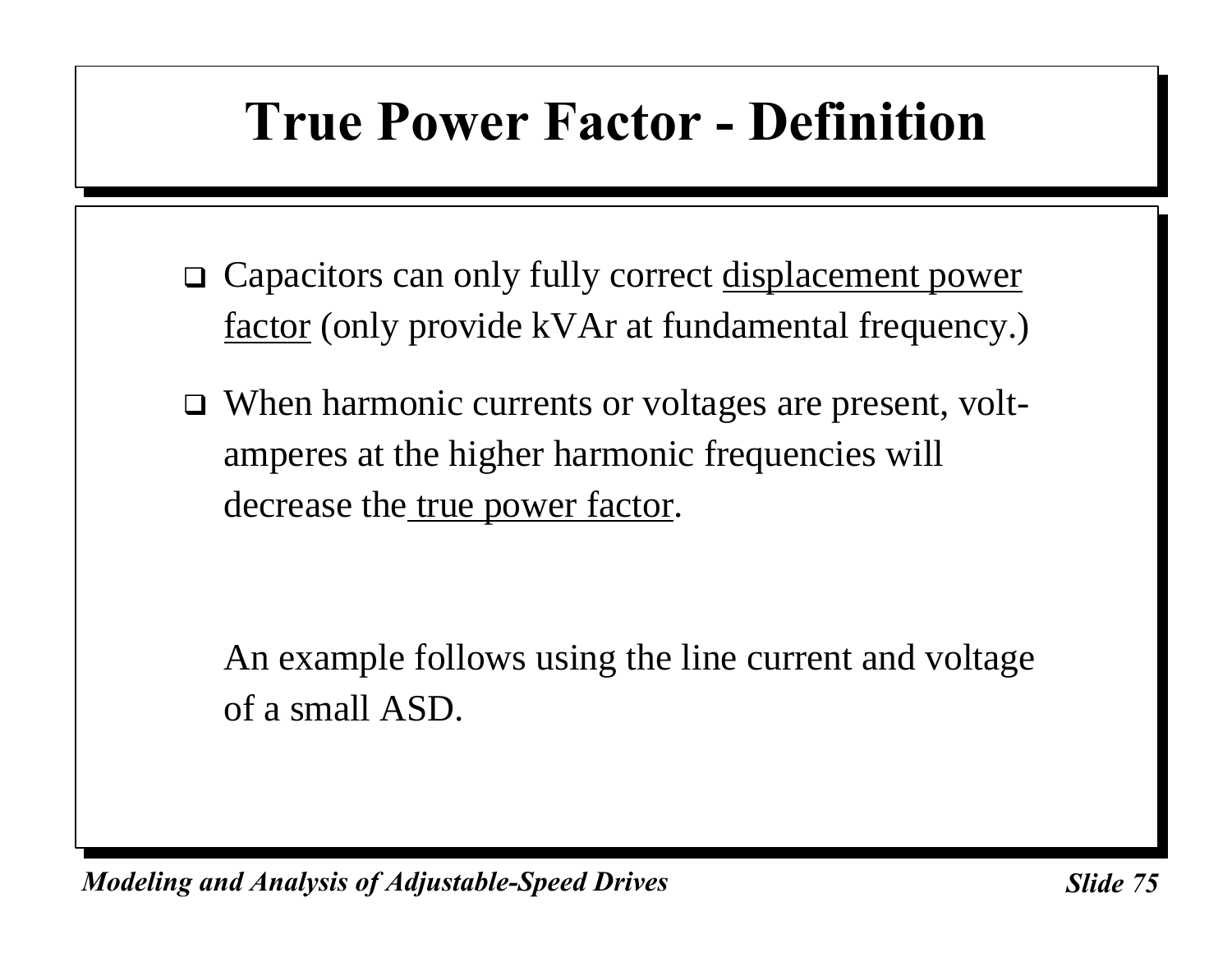# True Power Factor - Definition

- Capacitors can only fully correct <u>displacement power factor</u> (only provide kVAr at fundamental frequency.)
- When harmonic currents or voltages are present, volt-amperes at the higher harmonic frequencies will decrease the <u>true power factor</u>.

An example follows using the line current and voltage of a small ASD.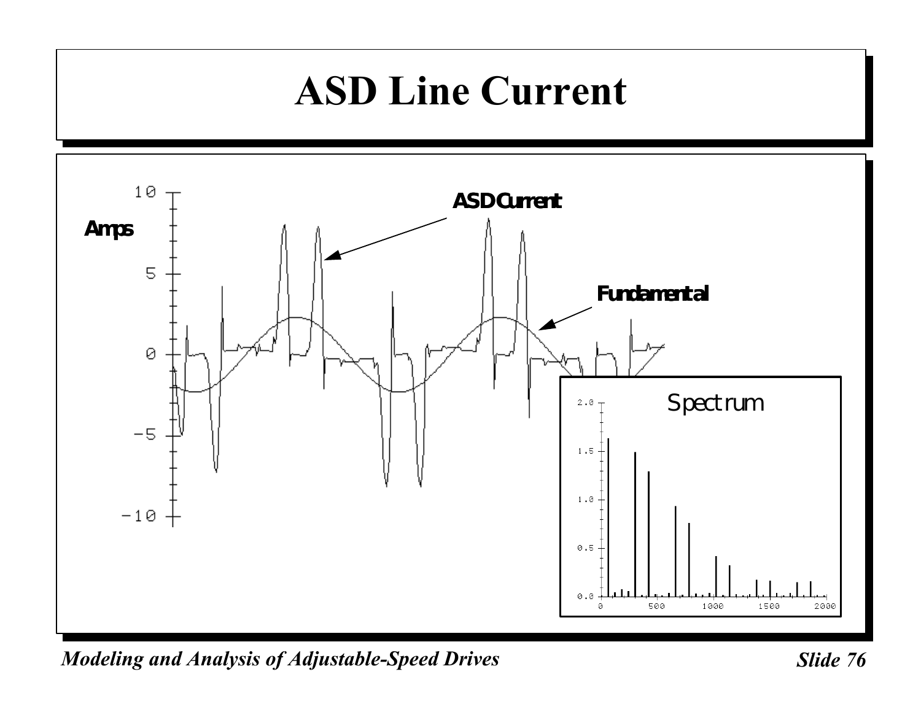# ASD Line Current

Amps

ASD Current

Fundamental

Spectrum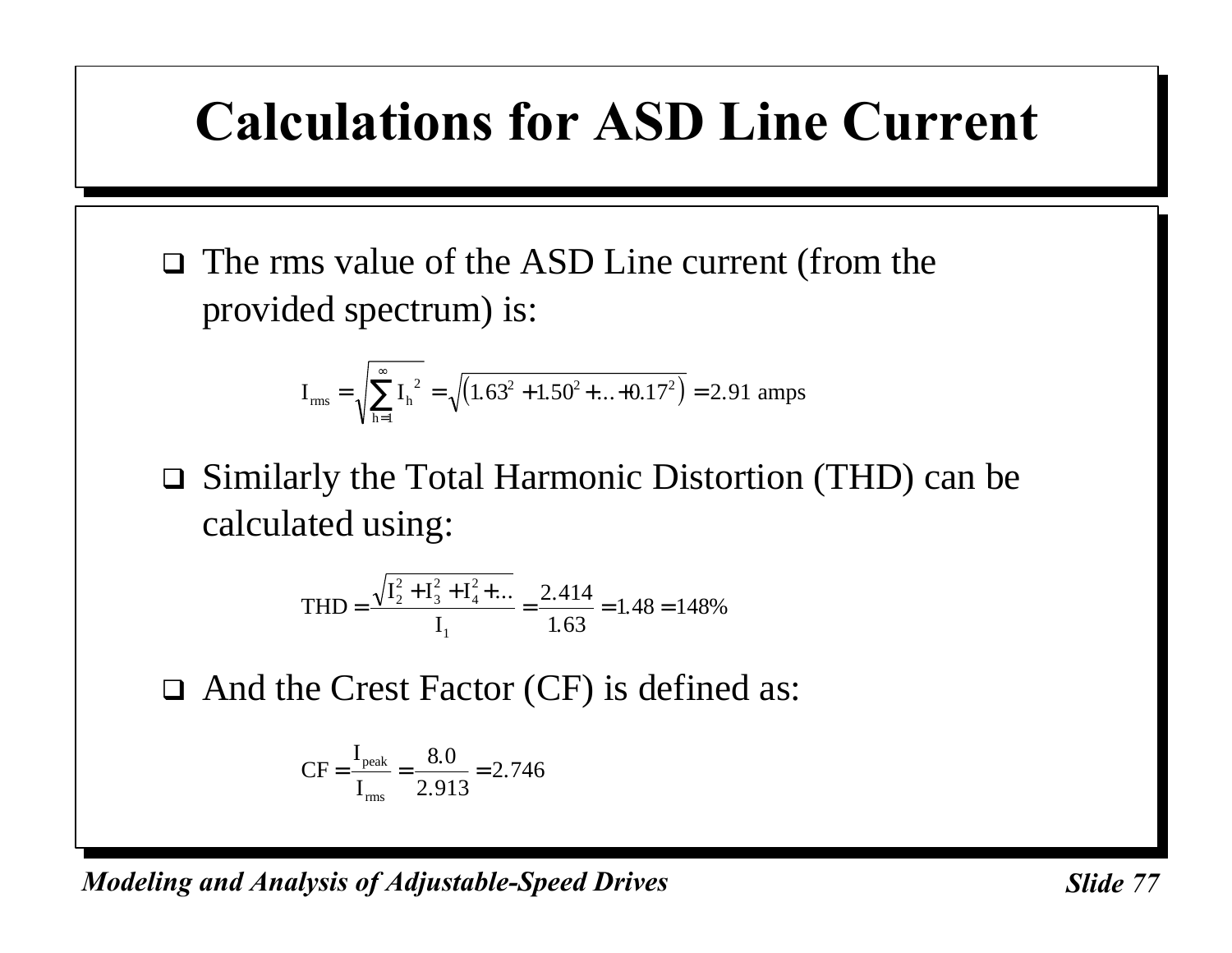# Calculations for ASD Line Current

- The rms value of the ASD Line current (from the provided spectrum) is:

$$I_{rms} = \sqrt{\sum_{h=1}^{\infty} I_h^{\ 2}} = \sqrt{\left(1.63^2 + 1.50^2 + \ldots + 0.17^2\right)} = 2.91 \text{ amps}$$

- Similarly the Total Harmonic Distortion (THD) can be calculated using:

$$\text{THD} = \frac{\sqrt{I_2^2 + I_3^2 + I_4^2 + \ldots}}{I_1} = \frac{2.414}{1.63} = 1.48 = 148\%$$

- And the Crest Factor (CF) is defined as:

$$\text{CF} = \frac{I_{peak}}{I_{rms}} = \frac{8.0}{2.913} = 2.746$$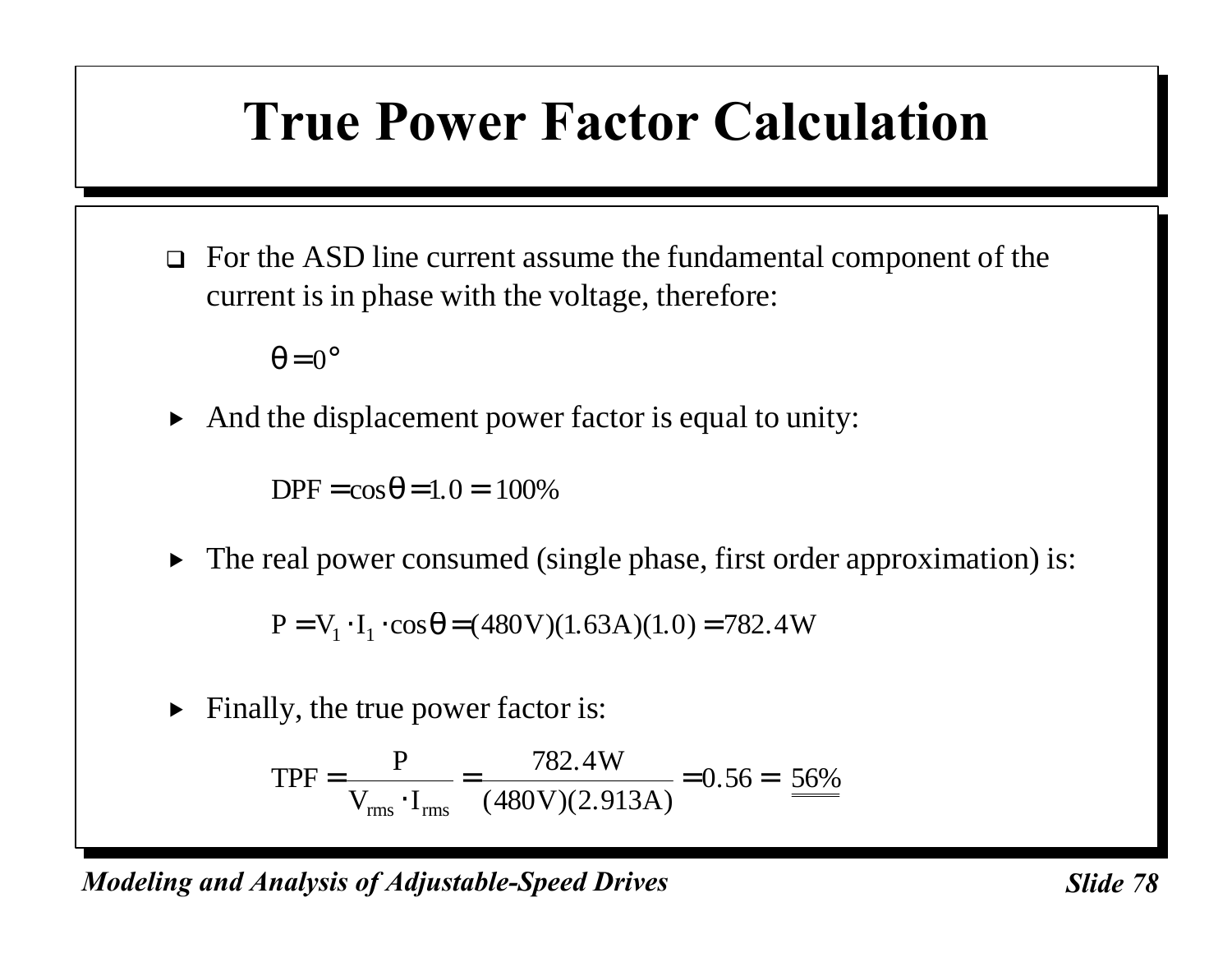# True Power Factor Calculation

- For the ASD line current assume the fundamental component of the current is in phase with the voltage, therefore:

$$\theta = 0°$$

  - And the displacement power factor is equal to unity:

$$\text{DPF} = \cos\theta = 1.0 = 100\%$$

  - The real power consumed (single phase, first order approximation) is:

$$P = V_1 \cdot I_1 \cdot \cos\theta = (480\text{V})(1.63\text{A})(1.0) = 782.4\text{W}$$

  - Finally, the true power factor is:

$$\text{TPF} = \frac{P}{V_{rms} \cdot I_{rms}} = \frac{782.4\text{W}}{(480\text{V})(2.913\text{A})} = 0.56 = \underline{\underline{56\%}}$$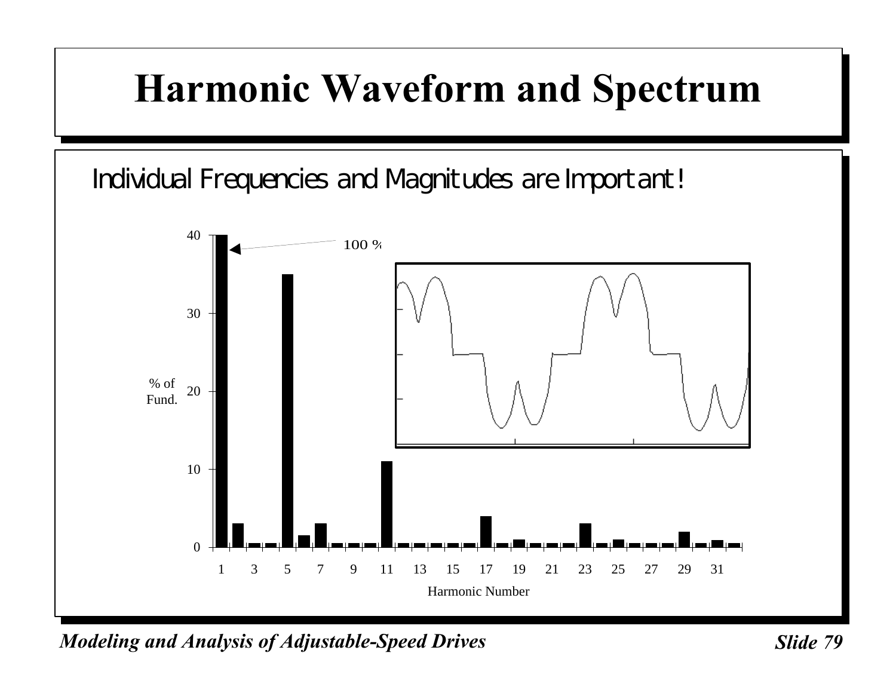# Harmonic Waveform and Spectrum

Individual Frequencies and Magnitudes are Important!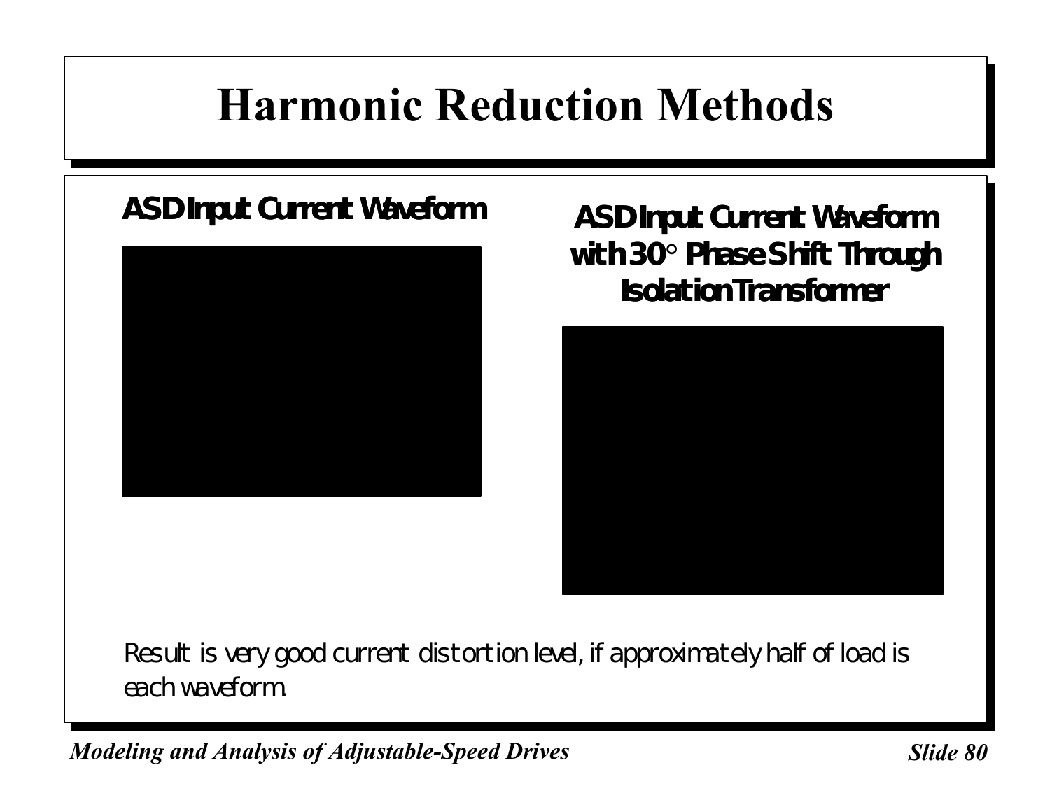# Harmonic Reduction Methods

**ASD Input Current Waveform**

**ASD Input Current Waveform with 30° Phase Shift Through Isolation Transformer**

Result is very good current distortion level, if approximately half of load is each waveform.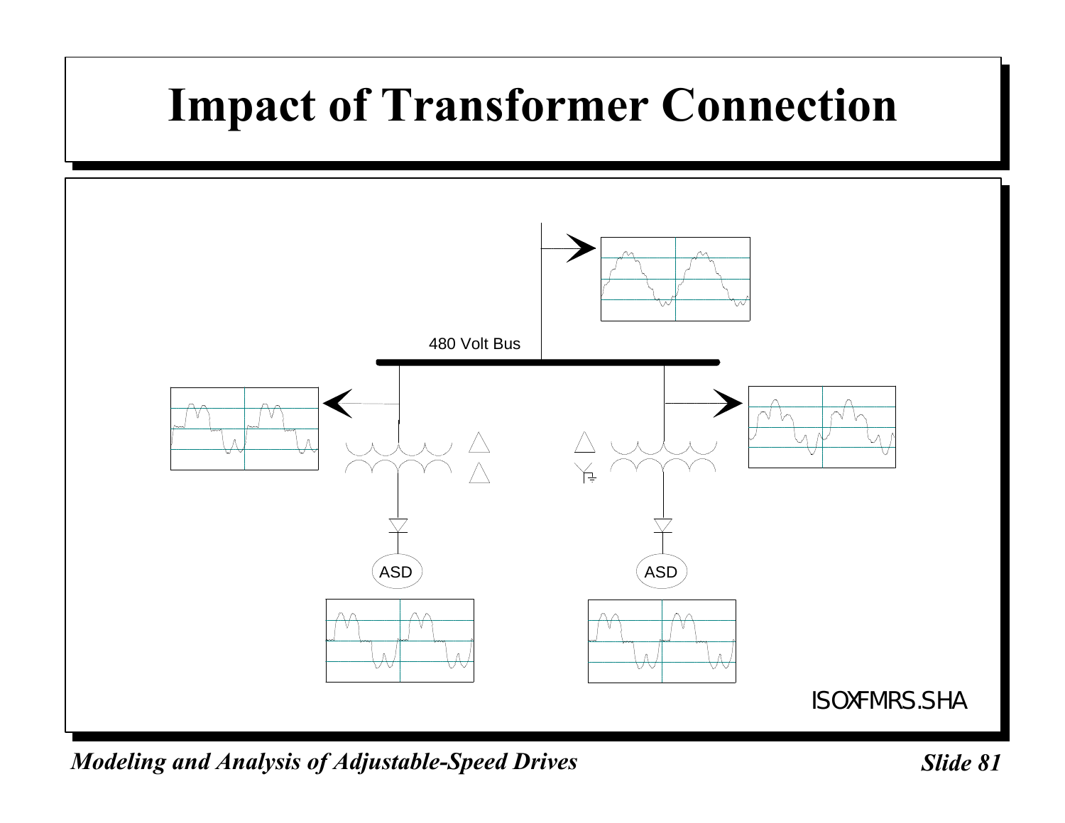# Impact of Transformer Connection

480 Volt Bus

ASD

ASD

ISOXFMRS.SHA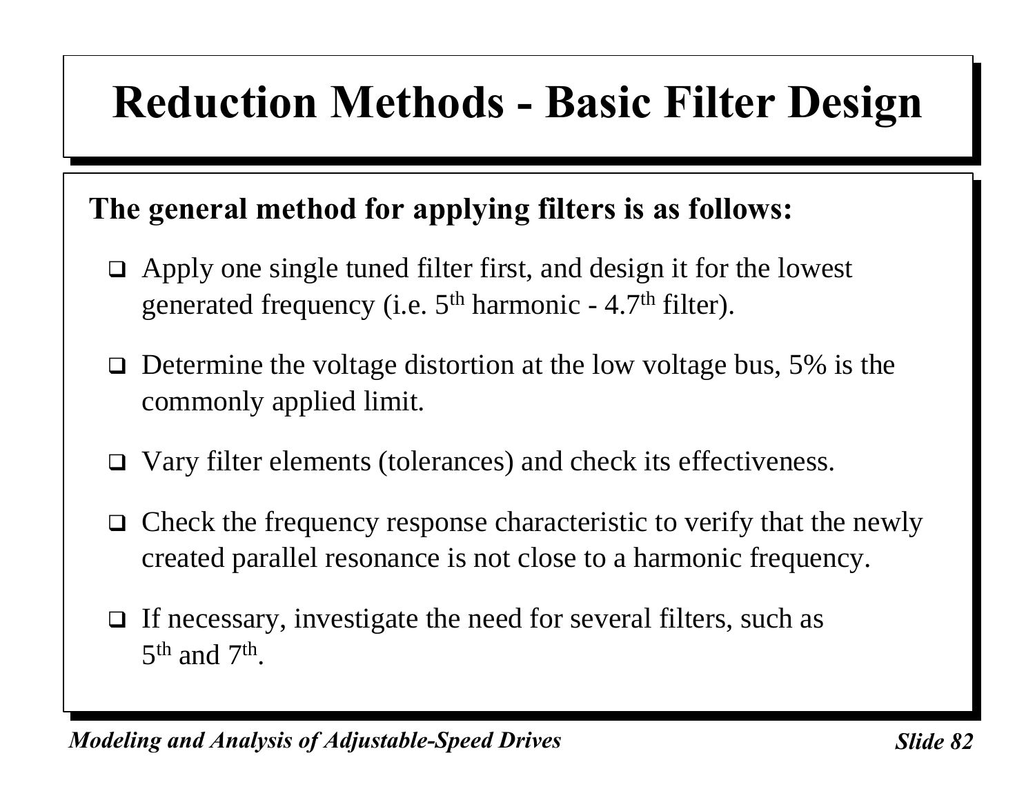# Reduction Methods - Basic Filter Design

**The general method for applying filters is as follows:**

- Apply one single tuned filter first, and design it for the lowest generated frequency (i.e. $5^{th}$ harmonic - $4.7^{th}$ filter).
- Determine the voltage distortion at the low voltage bus, 5% is the commonly applied limit.
- Vary filter elements (tolerances) and check its effectiveness.
- Check the frequency response characteristic to verify that the newly created parallel resonance is not close to a harmonic frequency.
- If necessary, investigate the need for several filters, such as $5^{th}$ and $7^{th}$.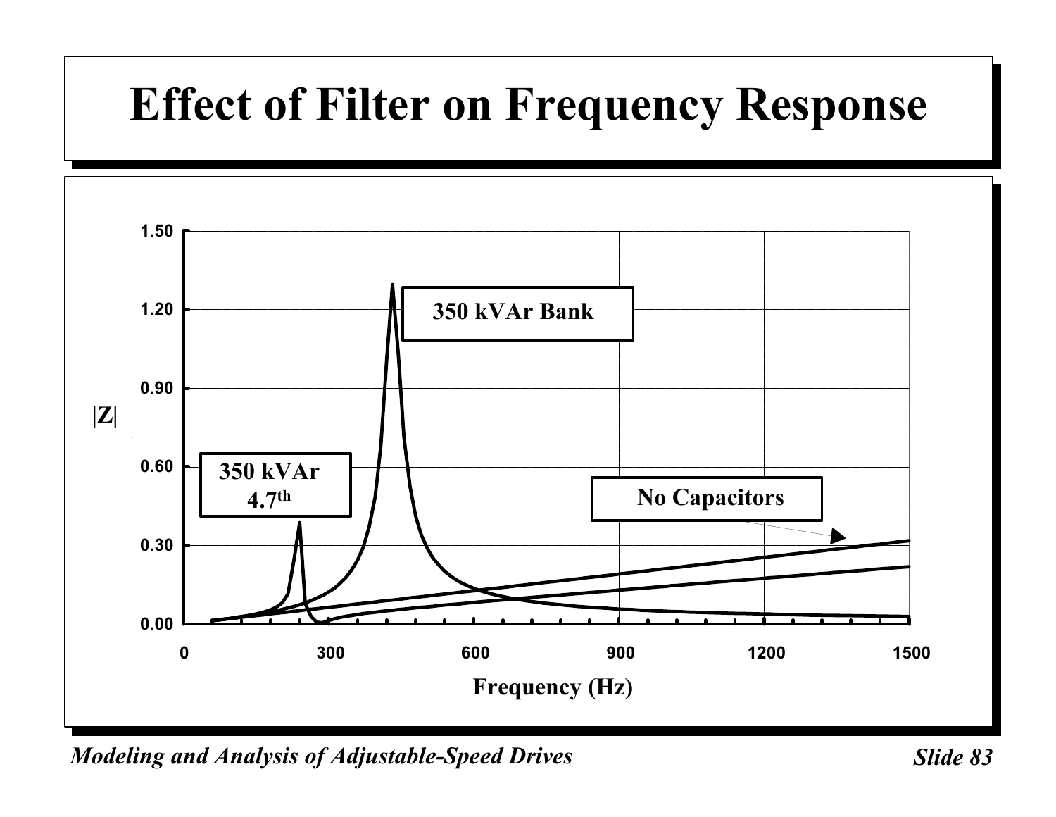# Effect of Filter on Frequency Response

|Z|

350 kVAr Bank

350 kVAr 4.7th

No Capacitors

Frequency (Hz)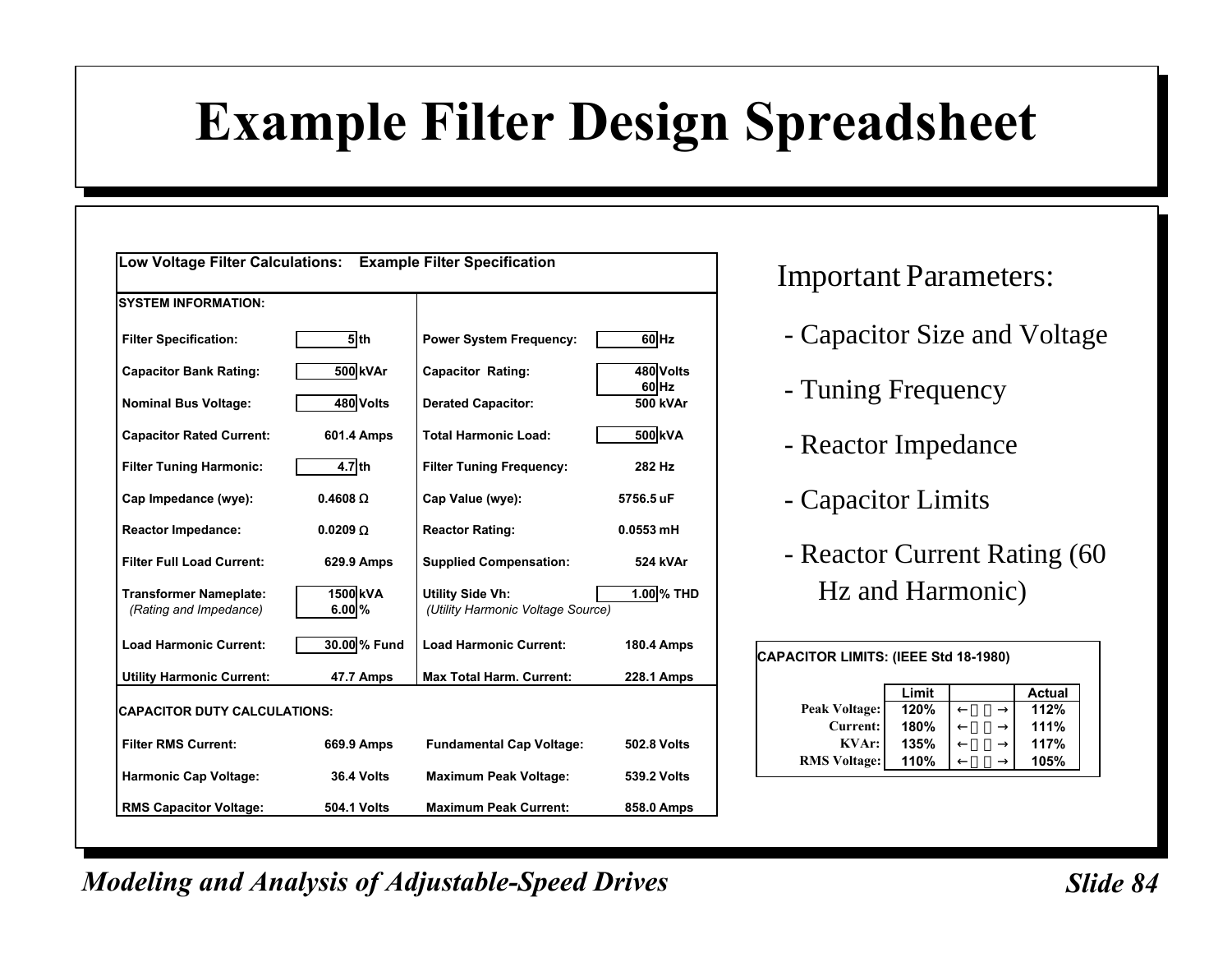# Example Filter Design Spreadsheet

**Low Voltage Filter Calculations: Example Filter Specification**

**SYSTEM INFORMATION:**

| | | | |
|---|---|---|---|
| **Filter Specification:** | 5 th | **Power System Frequency:** | 60 Hz |
| **Capacitor Bank Rating:** | 500 kVAr | **Capacitor Rating:** | 480 Volts, 60 Hz |
| **Nominal Bus Voltage:** | 480 Volts | **Derated Capacitor:** | 500 kVAr |
| **Capacitor Rated Current:** | 601.4 Amps | **Total Harmonic Load:** | 500 kVA |
| **Filter Tuning Harmonic:** | 4.7 th | **Filter Tuning Frequency:** | 282 Hz |
| **Cap Impedance (wye):** | 0.4608 Ω | **Cap Value (wye):** | 5756.5 uF |
| **Reactor Impedance:** | 0.0209 Ω | **Reactor Rating:** | 0.0553 mH |
| **Filter Full Load Current:** | 629.9 Amps | **Supplied Compensation:** | 524 kVAr |
| **Transformer Nameplate:** *(Rating and Impedance)* | 1500 kVA, 6.00 % | **Utility Side Vh:** *(Utility Harmonic Voltage Source)* | 1.00 % THD |
| **Load Harmonic Current:** | 30.00 % Fund | **Load Harmonic Current:** | 180.4 Amps |
| **Utility Harmonic Current:** | 47.7 Amps | **Max Total Harm. Current:** | 228.1 Amps |

**CAPACITOR DUTY CALCULATIONS:**

| | | | |
|---|---|---|---|
| **Filter RMS Current:** | 669.9 Amps | **Fundamental Cap Voltage:** | 502.8 Volts |
| **Harmonic Cap Voltage:** | 36.4 Volts | **Maximum Peak Voltage:** | 539.2 Volts |
| **RMS Capacitor Voltage:** | 504.1 Volts | **Maximum Peak Current:** | 858.0 Amps |

Important Parameters:

- Capacitor Size and Voltage
- Tuning Frequency
- Reactor Impedance
- Capacitor Limits
- Reactor Current Rating (60 Hz and Harmonic)

**CAPACITOR LIMITS: (IEEE Std 18-1980)**

| | Limit | | Actual |
|---|---|---|---|
| **Peak Voltage:** | 120% | ← → | 112% |
| **Current:** | 180% | ← → | 111% |
| **KVAr:** | 135% | ← → | 117% |
| **RMS Voltage:** | 110% | ← → | 105% |

*Modeling and Analysis of Adjustable-Speed Drives*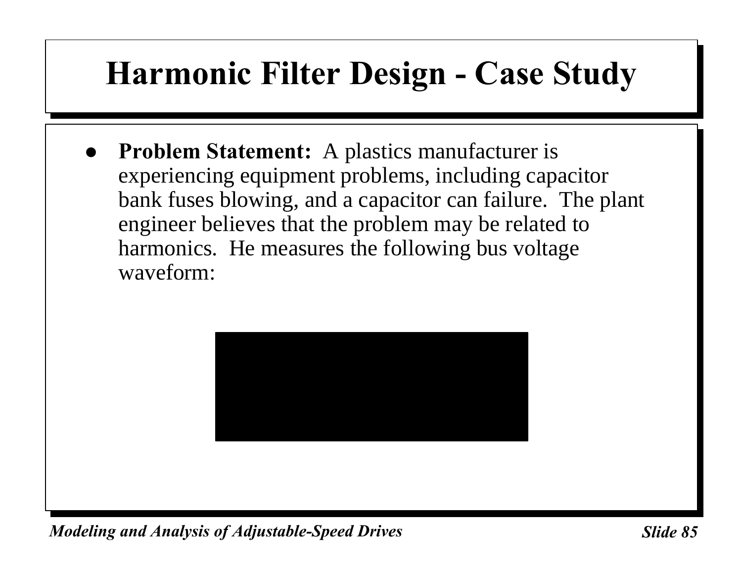# Harmonic Filter Design - Case Study

- **Problem Statement:** A plastics manufacturer is experiencing equipment problems, including capacitor bank fuses blowing, and a capacitor can failure. The plant engineer believes that the problem may be related to harmonics. He measures the following bus voltage waveform: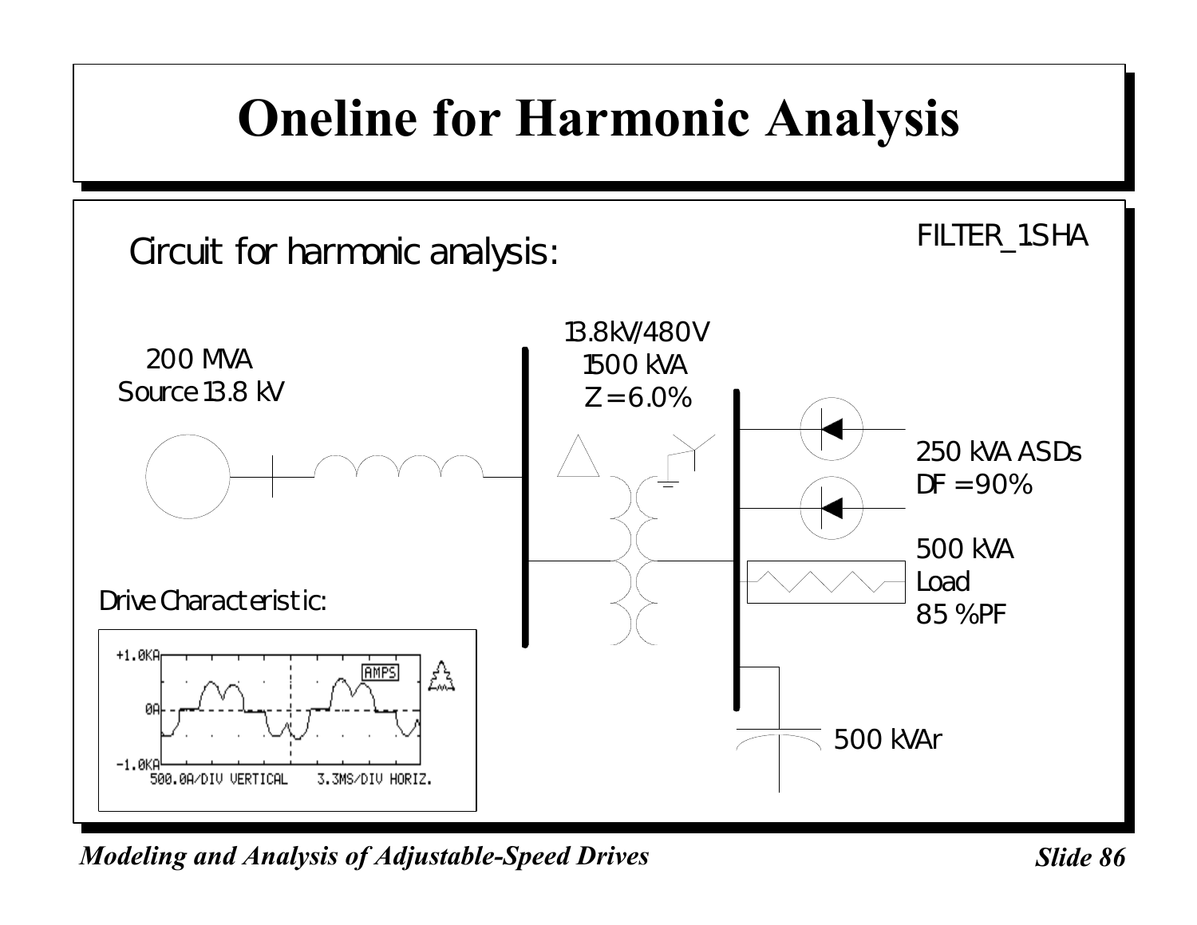# Oneline for Harmonic Analysis

FILTER_1.SHA

Circuit for harmonic analysis:

200 MVA
Source 13.8 kV

13.8kV/480V
1500 kVA
Z = 6.0%

250 kVA ASDs
DF = 90%

500 kVA
Load
85 %PF

500 kVAr

Drive Characteristic:

+1.0KA

0A

-1.0KA

500.0A/DIV VERTICAL    3.3MS/DIV HORIZ.

AMPS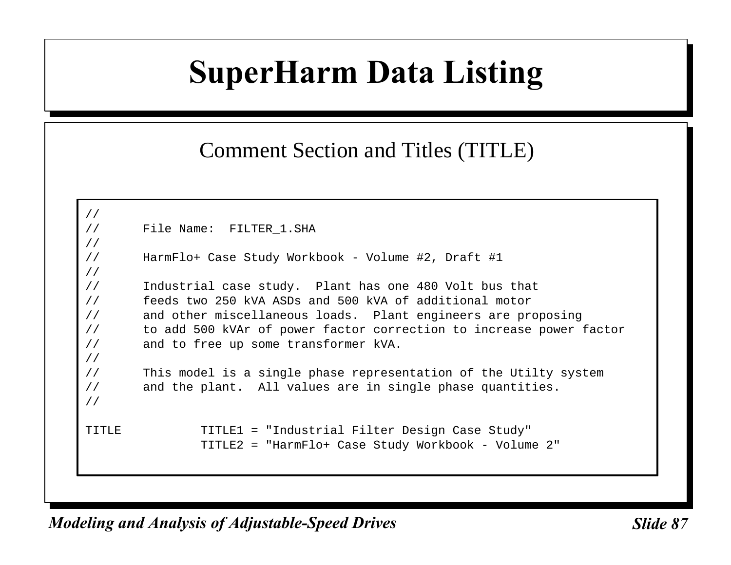# SuperHarm Data Listing

## Comment Section and Titles (TITLE)

```
//
//      File Name:  FILTER_1.SHA
//
//      HarmFlo+ Case Study Workbook - Volume #2, Draft #1
//
//      Industrial case study.  Plant has one 480 Volt bus that
//      feeds two 250 kVA ASDs and 500 kVA of additional motor
//      and other miscellaneous loads.  Plant engineers are proposing
//      to add 500 kVAr of power factor correction to increase power factor
//      and to free up some transformer kVA.
//
//      This model is a single phase representation of the Utilty system
//      and the plant.  All values are in single phase quantities.
//

TITLE           TITLE1 = "Industrial Filter Design Case Study"
                TITLE2 = "HarmFlo+ Case Study Workbook - Volume 2"
```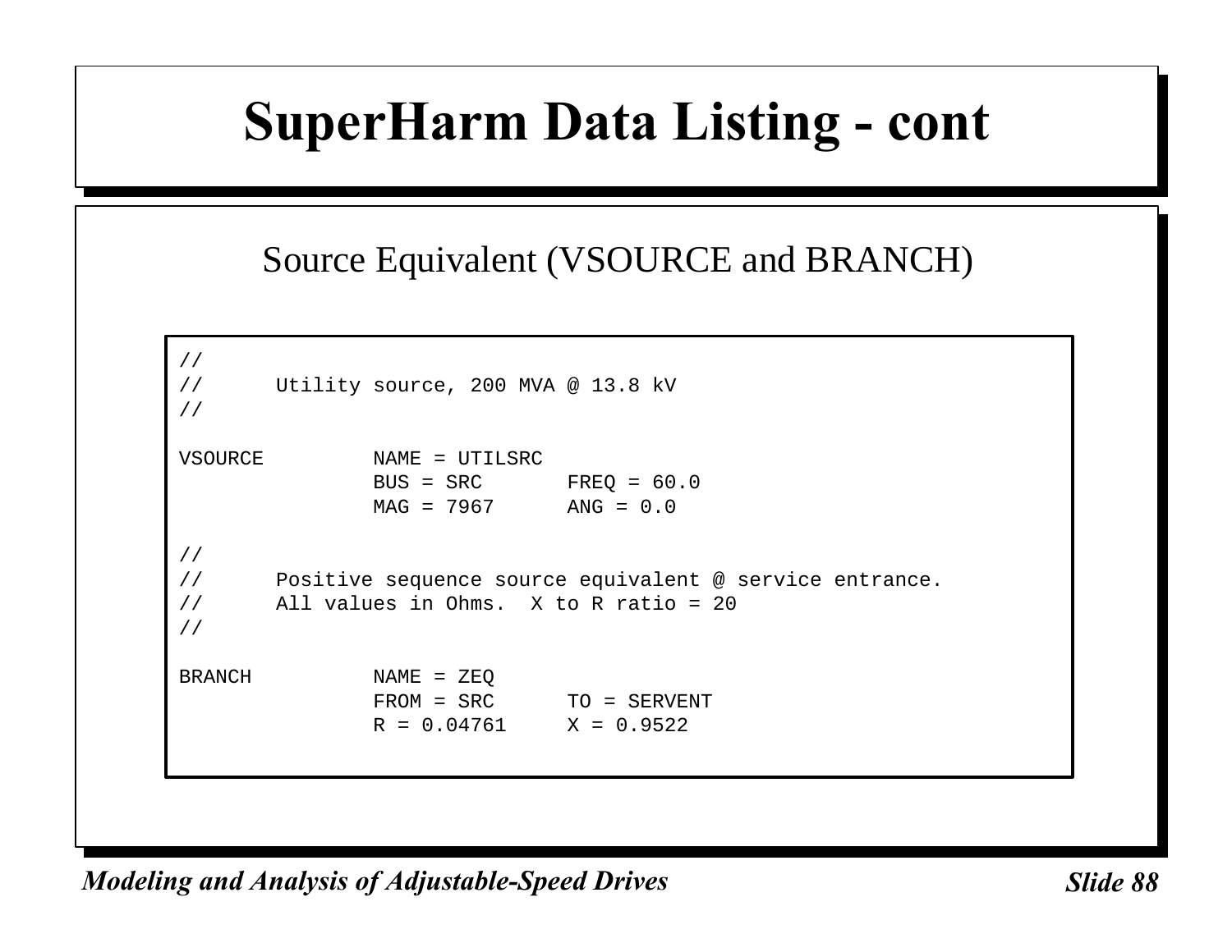# SuperHarm Data Listing - cont

## Source Equivalent (VSOURCE and BRANCH)

```
//
//      Utility source, 200 MVA @ 13.8 kV
//

VSOURCE         NAME = UTILSRC
                BUS = SRC       FREQ = 60.0
                MAG = 7967      ANG = 0.0

//
//      Positive sequence source equivalent @ service entrance.
//      All values in Ohms.  X to R ratio = 20
//

BRANCH          NAME = ZEQ
                FROM = SRC      TO = SERVENT
                R = 0.04761     X = 0.9522
```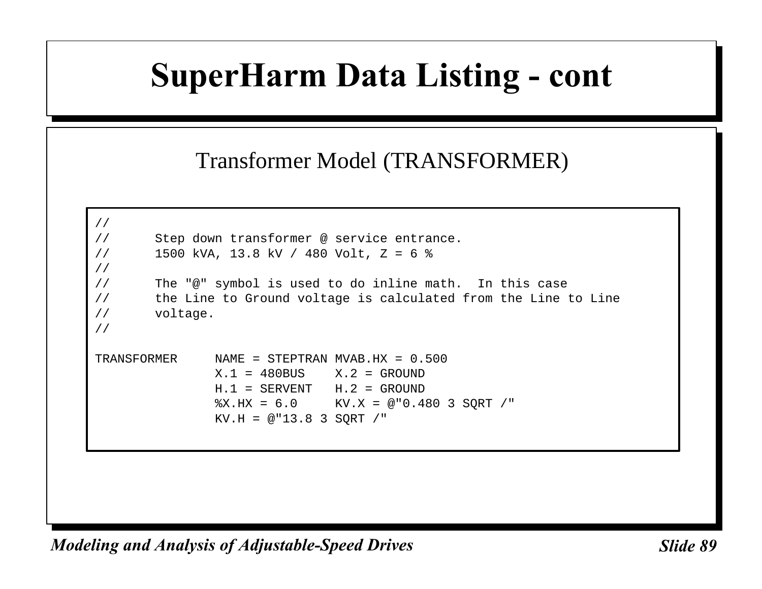# SuperHarm Data Listing - cont

## Transformer Model (TRANSFORMER)

```
//
//      Step down transformer @ service entrance.
//      1500 kVA, 13.8 kV / 480 Volt, Z = 6 %
//
//      The "@" symbol is used to do inline math.  In this case
//      the Line to Ground voltage is calculated from the Line to Line
//      voltage.
//

TRANSFORMER     NAME = STEPTRAN MVAB.HX = 0.500
                X.1 = 480BUS    X.2 = GROUND
                H.1 = SERVENT   H.2 = GROUND
                %X.HX = 6.0     KV.X = @"0.480 3 SQRT /"
                KV.H = @"13.8 3 SQRT /"
```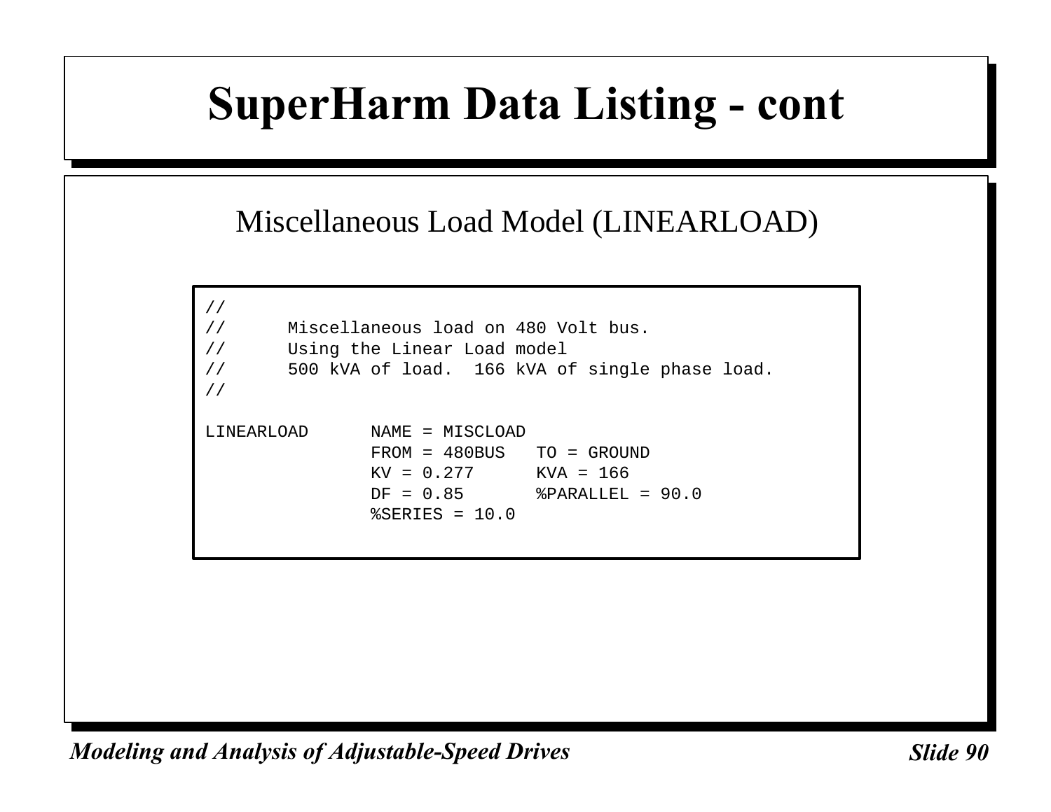# SuperHarm Data Listing - cont

## Miscellaneous Load Model (LINEARLOAD)

```
//
//      Miscellaneous load on 480 Volt bus.
//      Using the Linear Load model
//      500 kVA of load.  166 kVA of single phase load.
//

LINEARLOAD      NAME = MISCLOAD
                FROM = 480BUS   TO = GROUND
                KV = 0.277      KVA = 166
                DF = 0.85       %PARALLEL = 90.0
                %SERIES = 10.0
```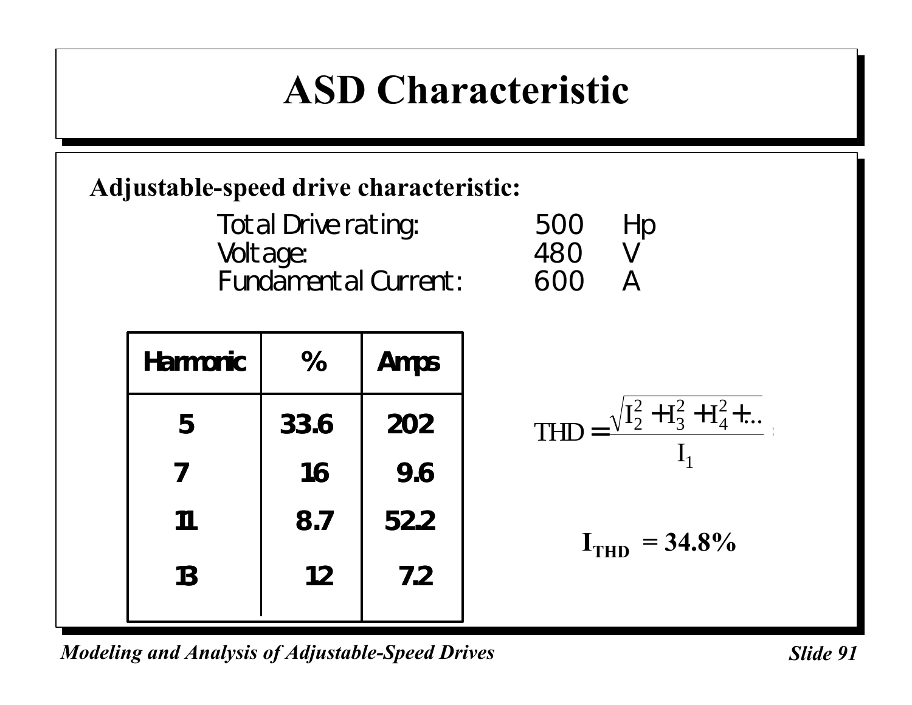# ASD Characteristic

**Adjustable-speed drive characteristic:**

| | | |
|---|---|---|
| Total Drive rating: | 500 | Hp |
| Voltage: | 480 | V |
| Fundamental Current: | 600 | A |

| Harmonic | % | Amps |
|---|---|---|
| 5 | 33.6 | 202 |
| 7 | 16 | 9.6 |
| 11 | 8.7 | 52.2 |
| 13 | 12 | 7.2 |

$$THD = \frac{\sqrt{I_2^2 + H_3^2 + H_4^2 + \ldots}}{I_1}$$

$$I_{THD} = 34.8\%$$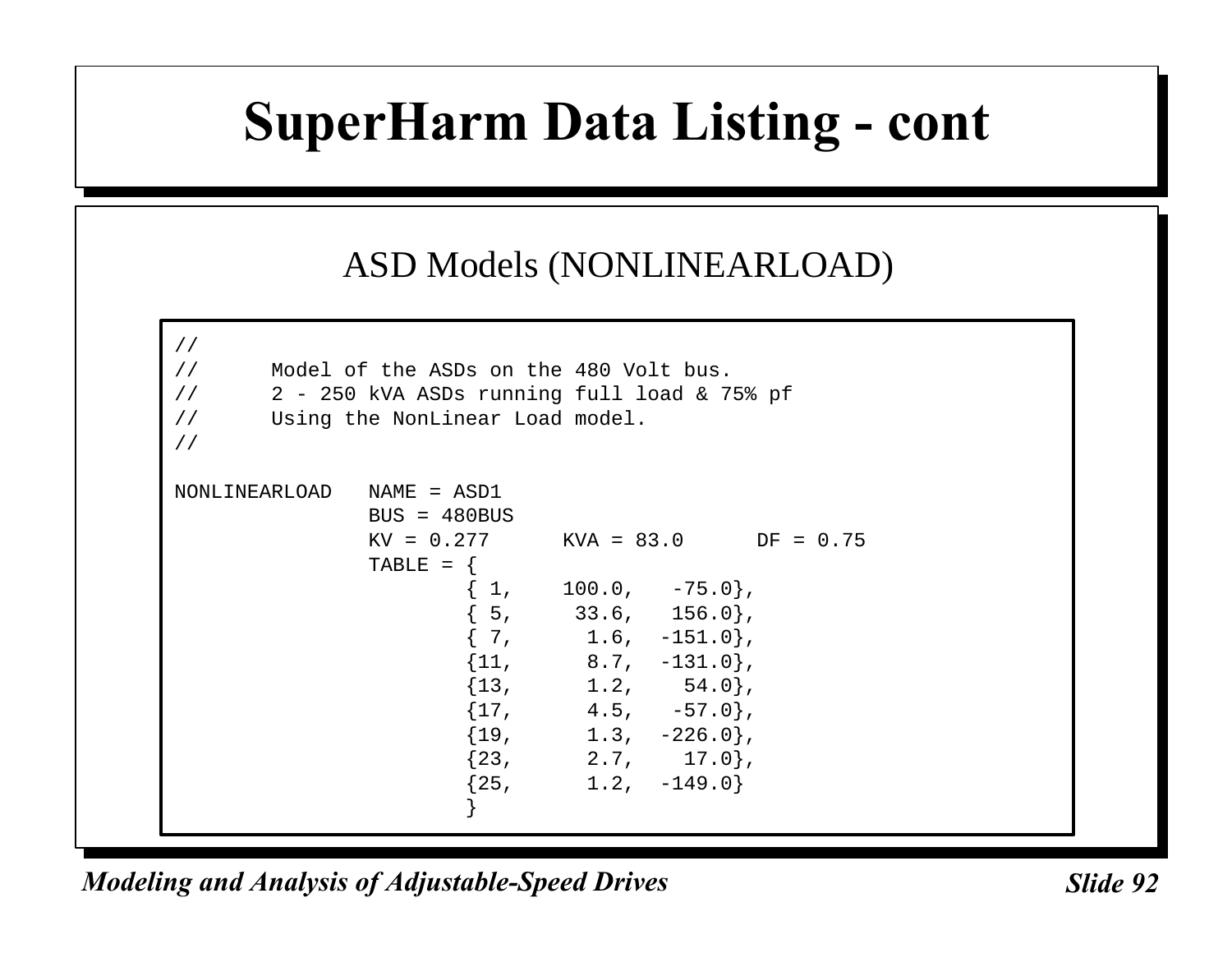# SuperHarm Data Listing - cont

## ASD Models (NONLINEARLOAD)

```
//
//      Model of the ASDs on the 480 Volt bus.
//      2 - 250 kVA ASDs running full load & 75% pf
//      Using the NonLinear Load model.
//

NONLINEARLOAD   NAME = ASD1
                BUS = 480BUS
                KV = 0.277      KVA = 83.0      DF = 0.75
                TABLE = {
                        { 1,    100.0,   -75.0},
                        { 5,     33.6,   156.0},
                        { 7,      1.6,  -151.0},
                        {11,      8.7,  -131.0},
                        {13,      1.2,    54.0},
                        {17,      4.5,   -57.0},
                        {19,      1.3,  -226.0},
                        {23,      2.7,    17.0},
                        {25,      1.2,  -149.0}
                        }
```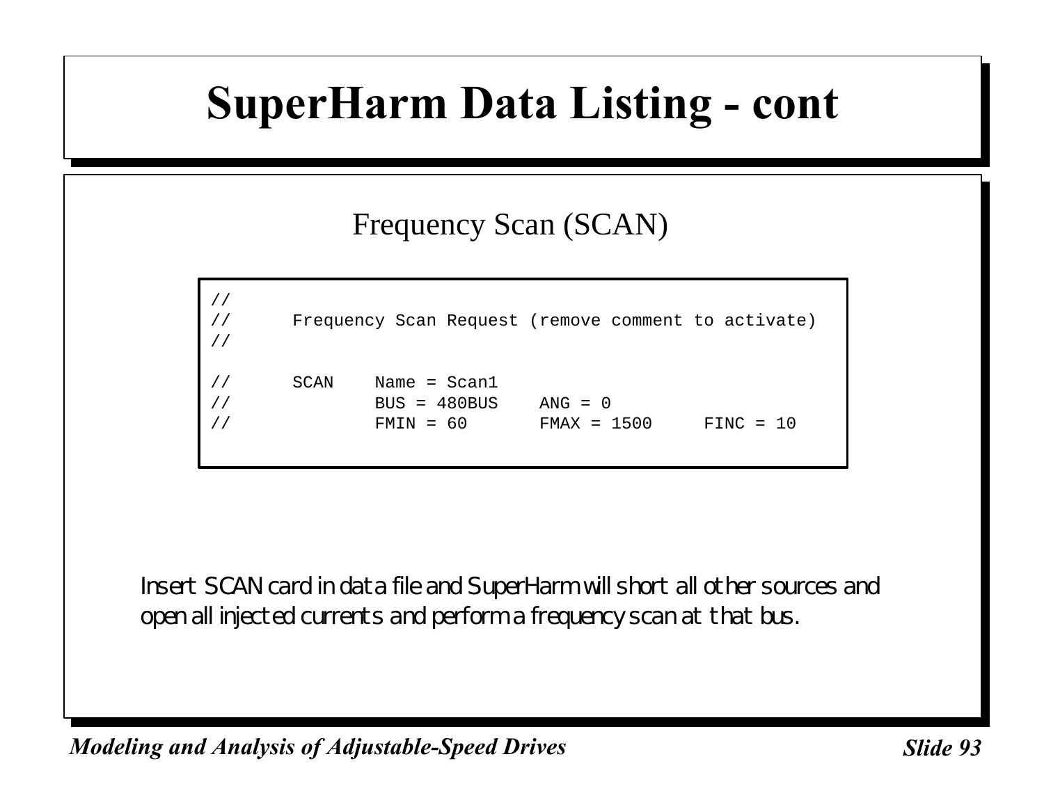# SuperHarm Data Listing - cont

## Frequency Scan (SCAN)

```
//
//      Frequency Scan Request (remove comment to activate)
//

//      SCAN    Name = Scan1
//              BUS = 480BUS    ANG = 0
//              FMIN = 60       FMAX = 1500     FINC = 10
```

Insert SCAN card in data file and SuperHarm will short all other sources and open all injected currents and perform a frequency scan at that bus.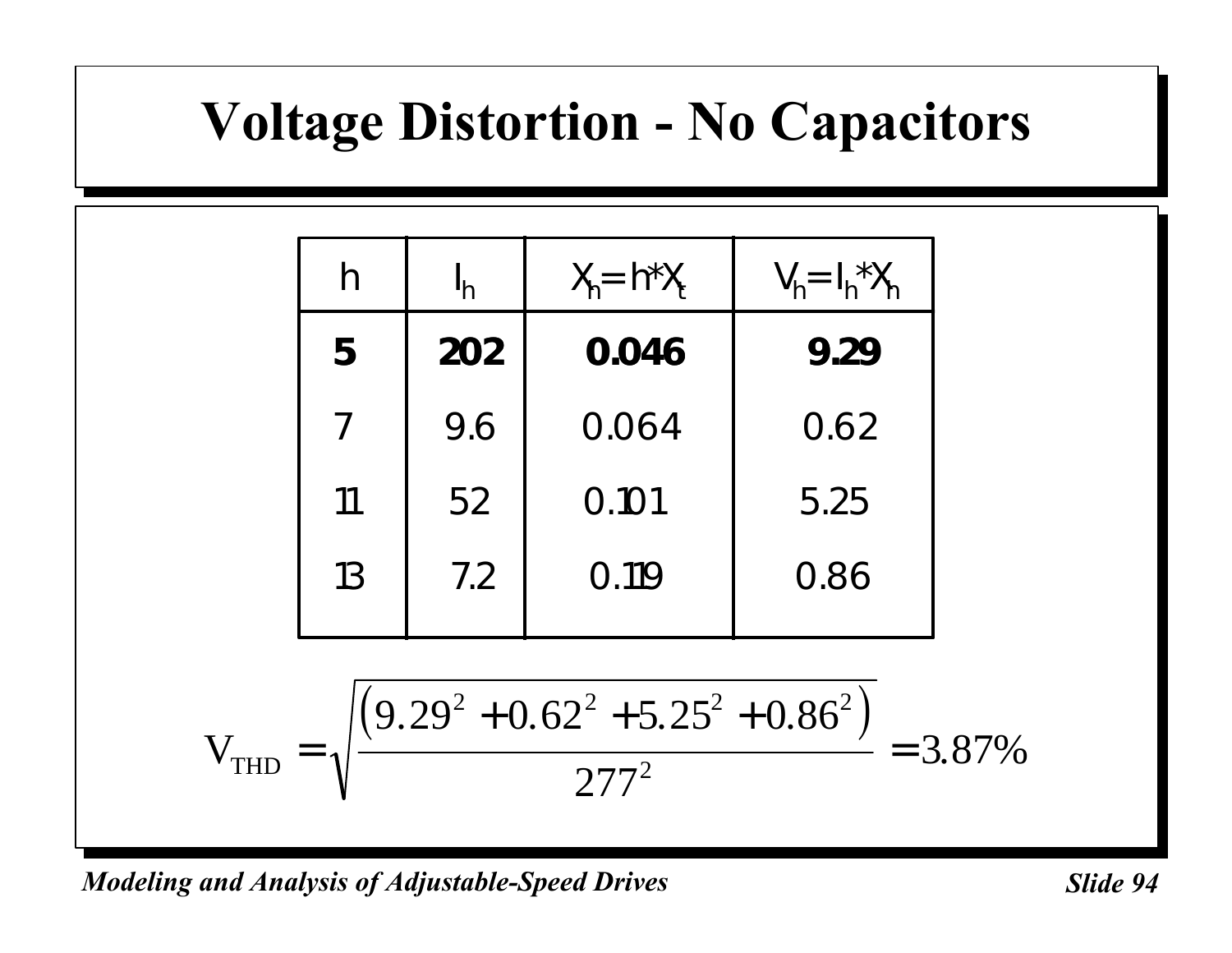# Voltage Distortion - No Capacitors

| h | $I_h$ | $X_h = h * X_t$ | $V_h = I_h * X_h$ |
|---|---|---|---|
| **5** | **202** | **0.046** | **9.29** |
| 7 | 9.6 | 0.064 | 0.62 |
| 11 | 52 | 0.101 | 5.25 |
| 13 | 7.2 | 0.119 | 0.86 |

$$V_{THD} = \sqrt{\frac{\left(9.29^2 + 0.62^2 + 5.25^2 + 0.86^2\right)}{277^2}} = 3.87\%$$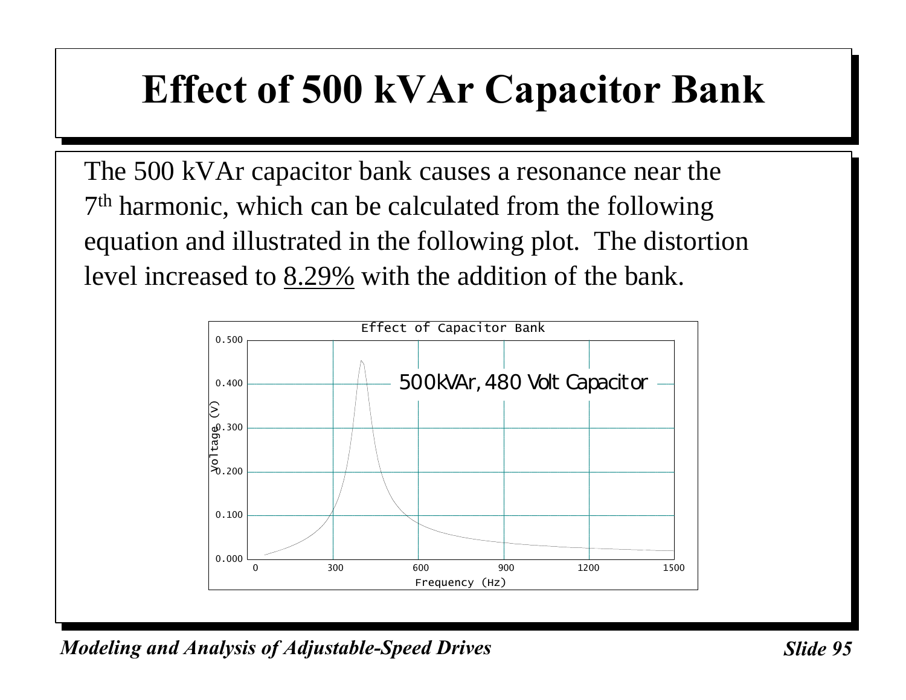# Effect of 500 kVAr Capacitor Bank

The 500 kVAr capacitor bank causes a resonance near the 7th harmonic, which can be calculated from the following equation and illustrated in the following plot. The distortion level increased to <u>8.29%</u> with the addition of the bank.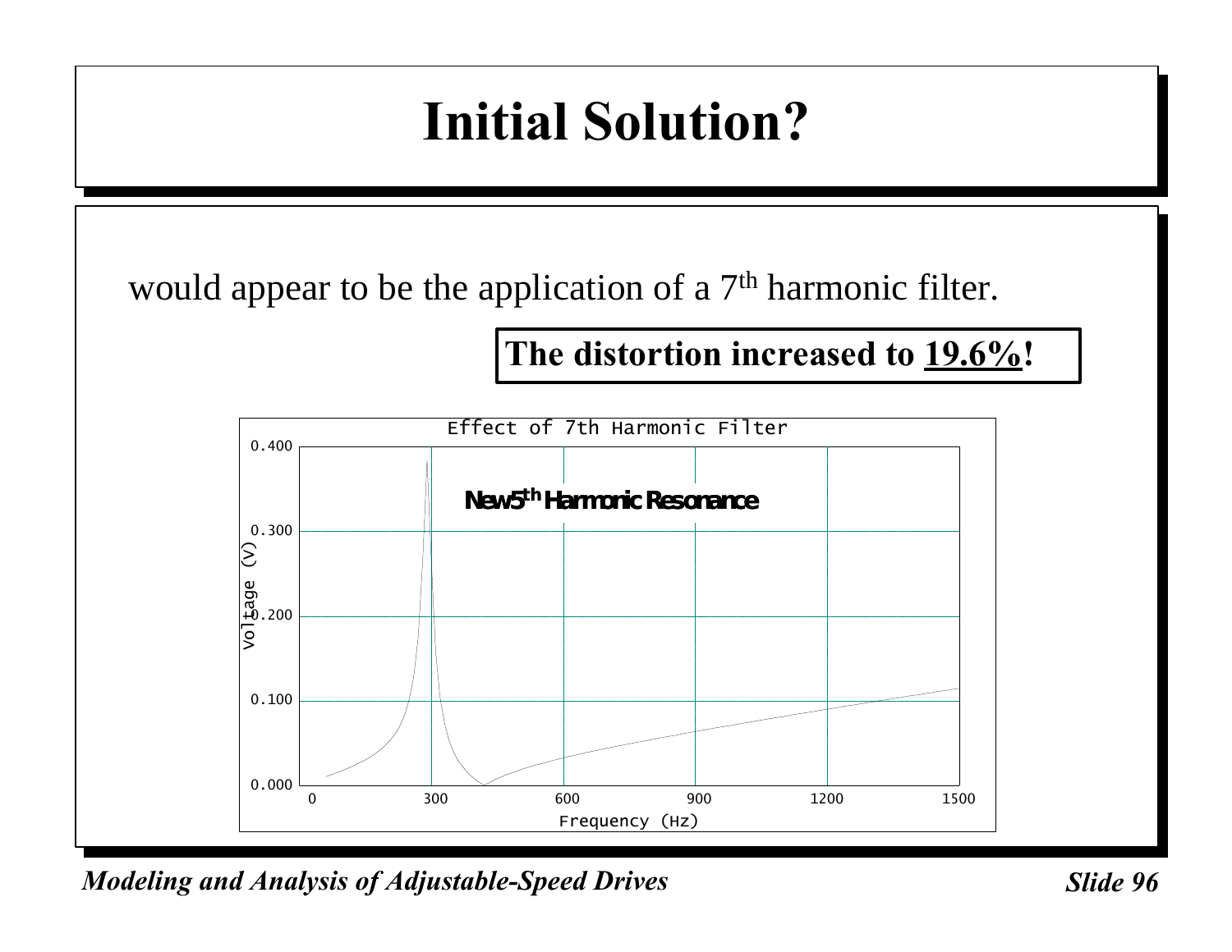# Initial Solution?

would appear to be the application of a 7th harmonic filter.

**The distortion increased to 19.6%!**

Effect of 7th Harmonic Filter

New 5th Harmonic Resonance

Voltage (V)

Frequency (Hz)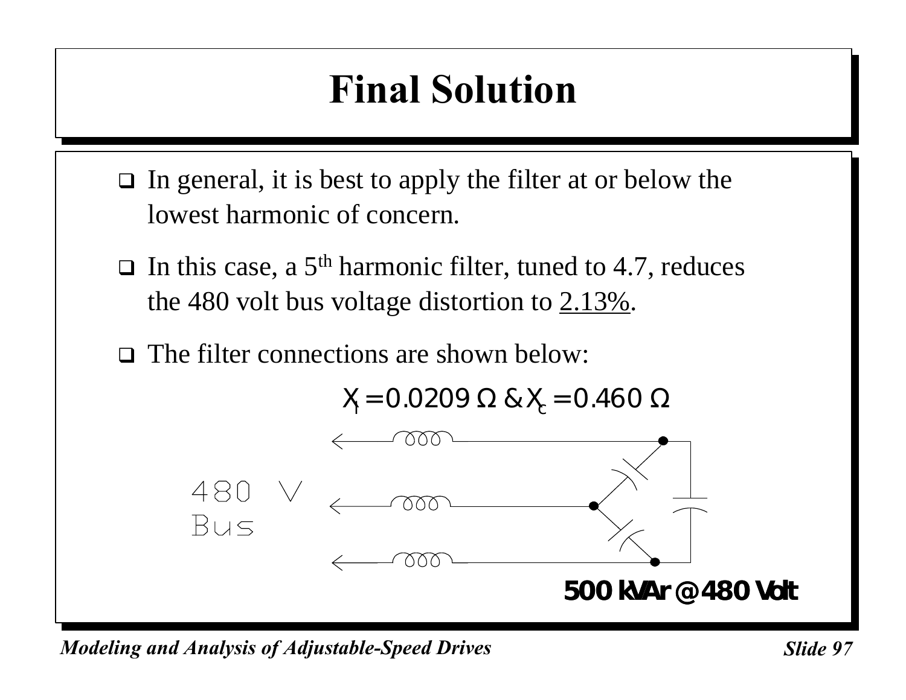# Final Solution

- In general, it is best to apply the filter at or below the lowest harmonic of concern.
- In this case, a 5th harmonic filter, tuned to 4.7, reduces the 480 volt bus voltage distortion to <u>2.13%</u>.
- The filter connections are shown below:

$X_l = 0.0209\ \Omega$ & $X_c = 0.460\ \Omega$

480 V Bus

**500 kVAr @ 480 Volt**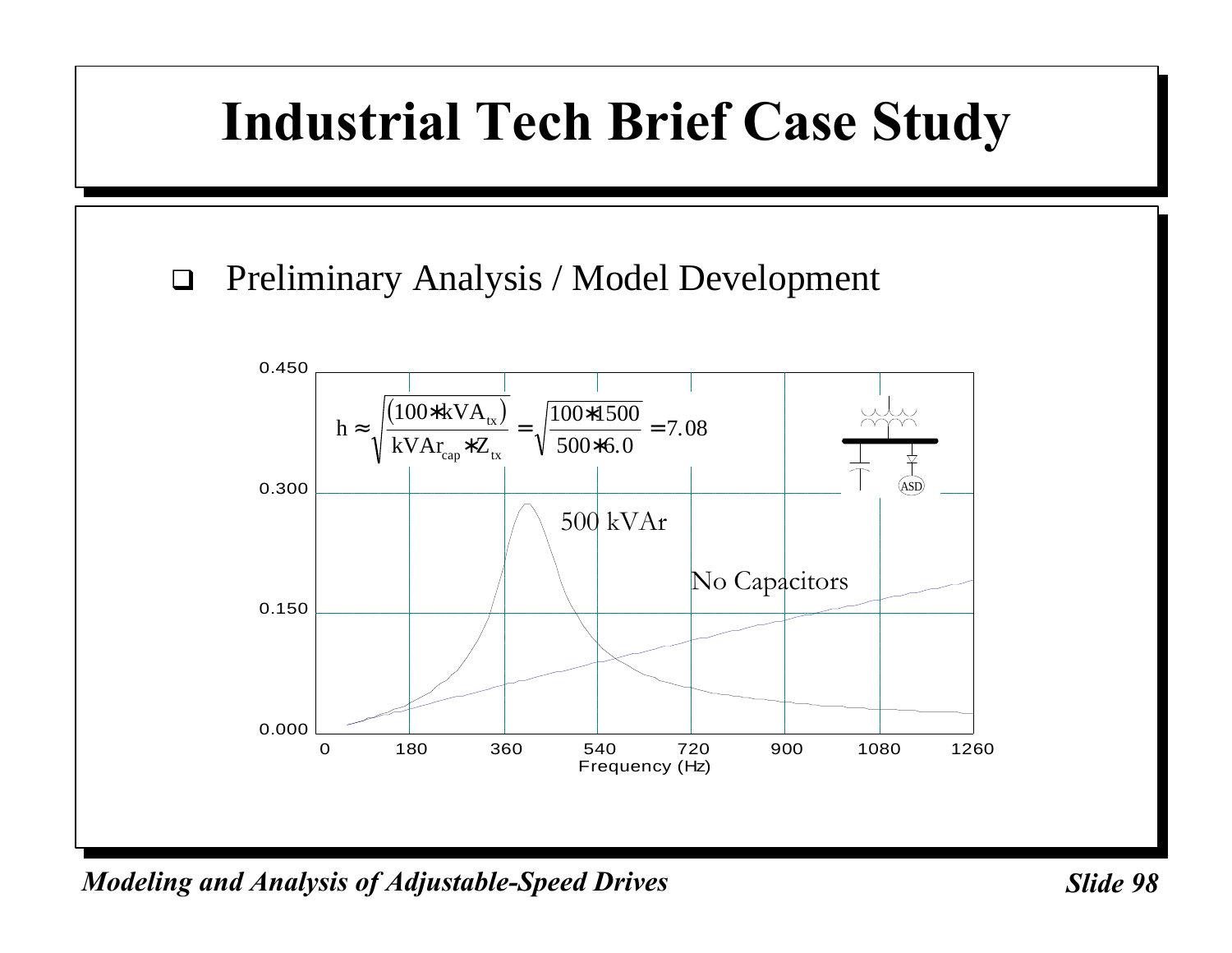# Industrial Tech Brief Case Study

- Preliminary Analysis / Model Development

$$h \approx \sqrt{\frac{(100 * kVA_{tx})}{kVAr_{cap} * Z_{tx}}} = \sqrt{\frac{100 * 1500}{500 * 6.0}} = 7.08$$

500 kVAr

No Capacitors

Frequency (Hz)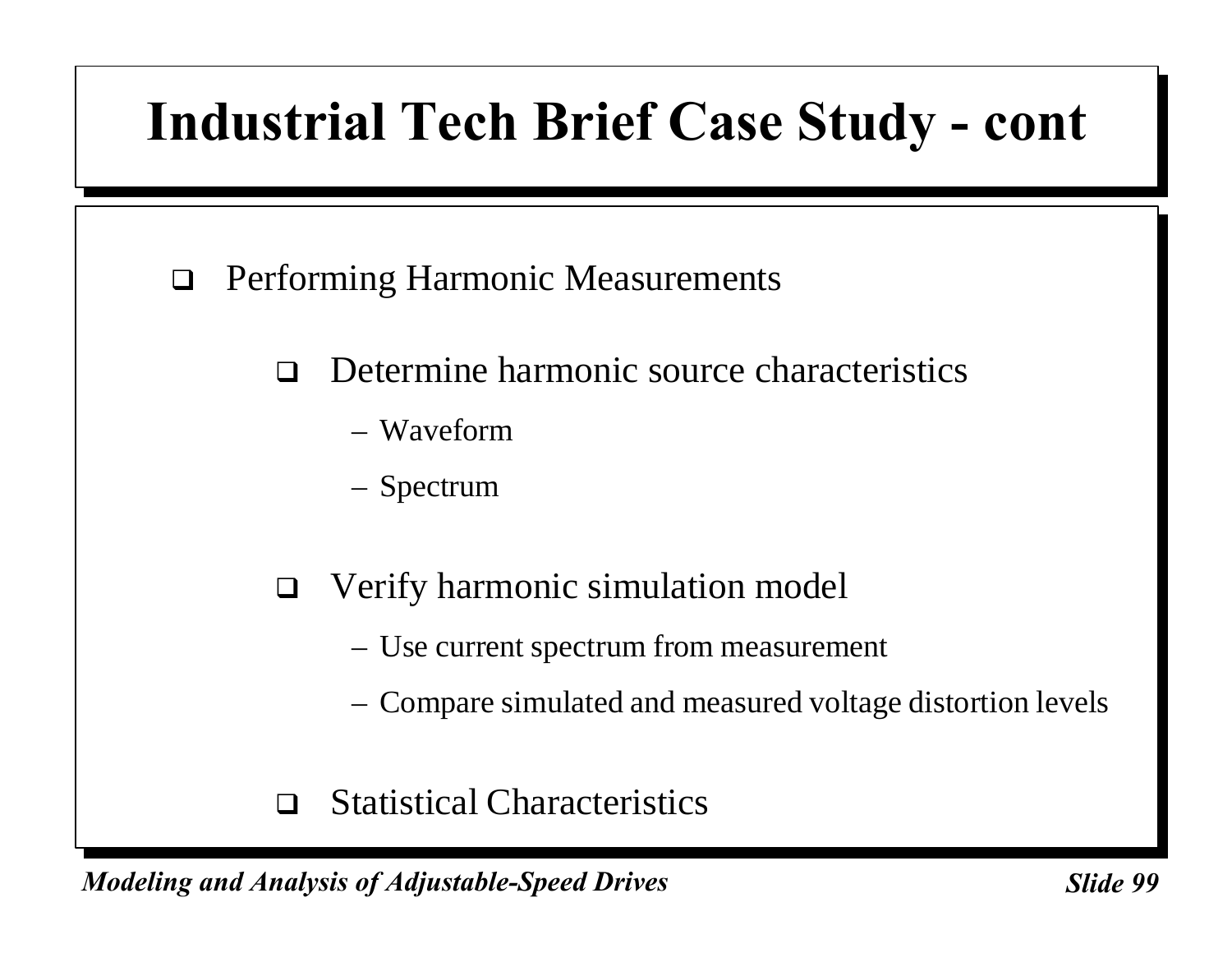# Industrial Tech Brief Case Study - cont

- Performing Harmonic Measurements
  - Determine harmonic source characteristics
    - Waveform
    - Spectrum
  - Verify harmonic simulation model
    - Use current spectrum from measurement
    - Compare simulated and measured voltage distortion levels
  - Statistical Characteristics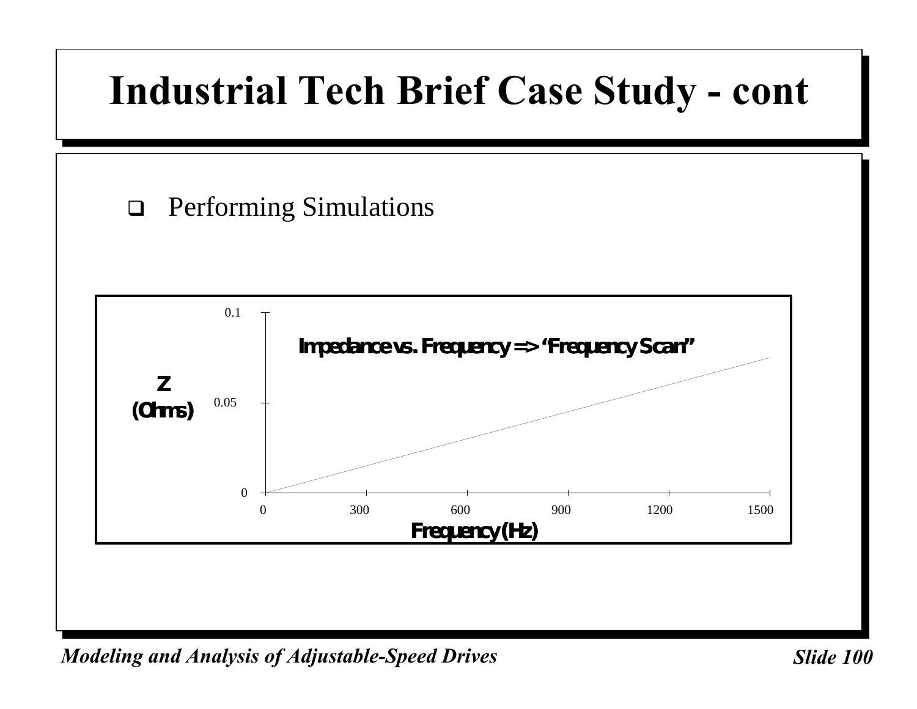# Industrial Tech Brief Case Study - cont

- Performing Simulations

**Impedance vs. Frequency => "Frequency Scan"**

Z (Ohms): 0, 0.05, 0.1

Frequency (Hz): 0, 300, 600, 900, 1200, 1500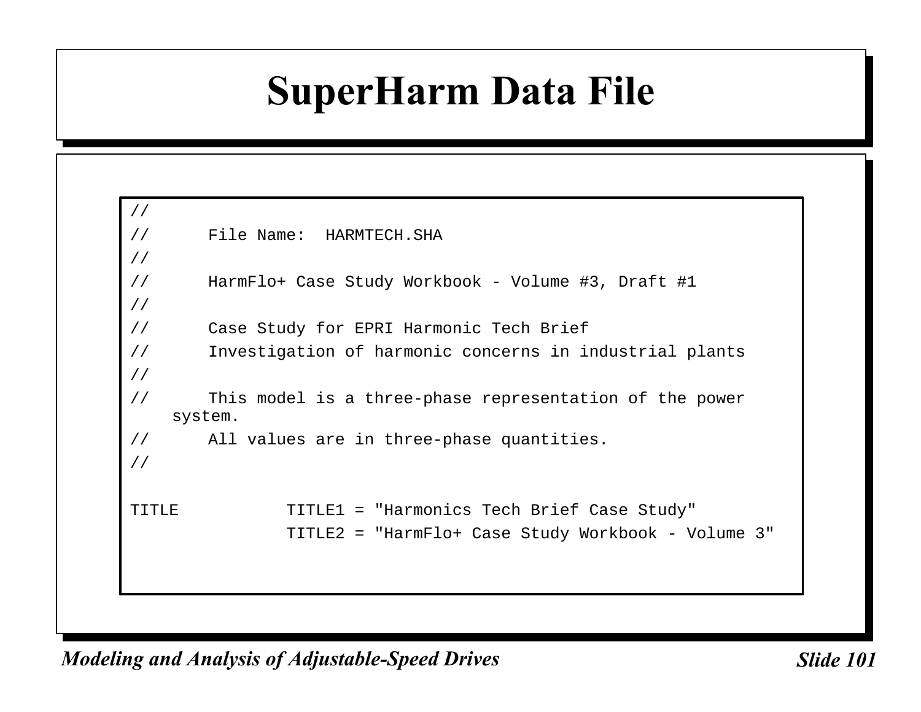# SuperHarm Data File

```
//
//      File Name:  HARMTECH.SHA
//
//      HarmFlo+ Case Study Workbook - Volume #3, Draft #1
//
//      Case Study for EPRI Harmonic Tech Brief
//      Investigation of harmonic concerns in industrial plants
//
//      This model is a three-phase representation of the power
//      system.
//      All values are in three-phase quantities.
//

TITLE           TITLE1 = "Harmonics Tech Brief Case Study"
                TITLE2 = "HarmFlo+ Case Study Workbook - Volume 3"
```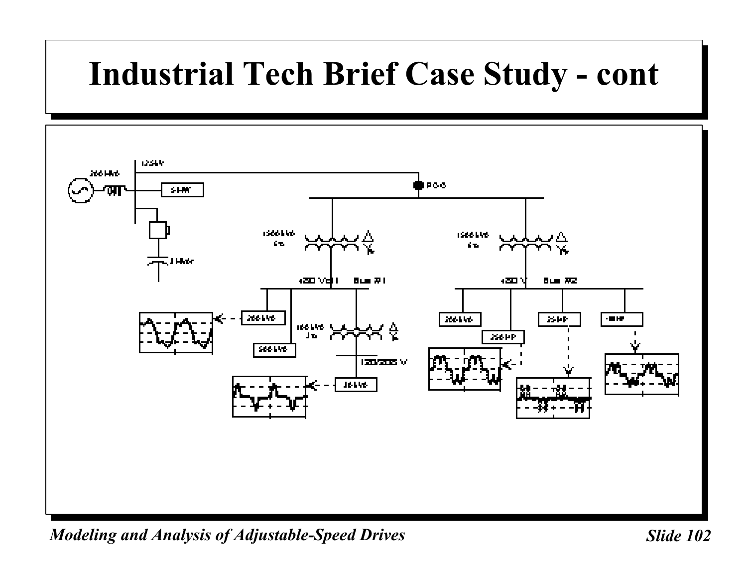# Industrial Tech Brief Case Study - cont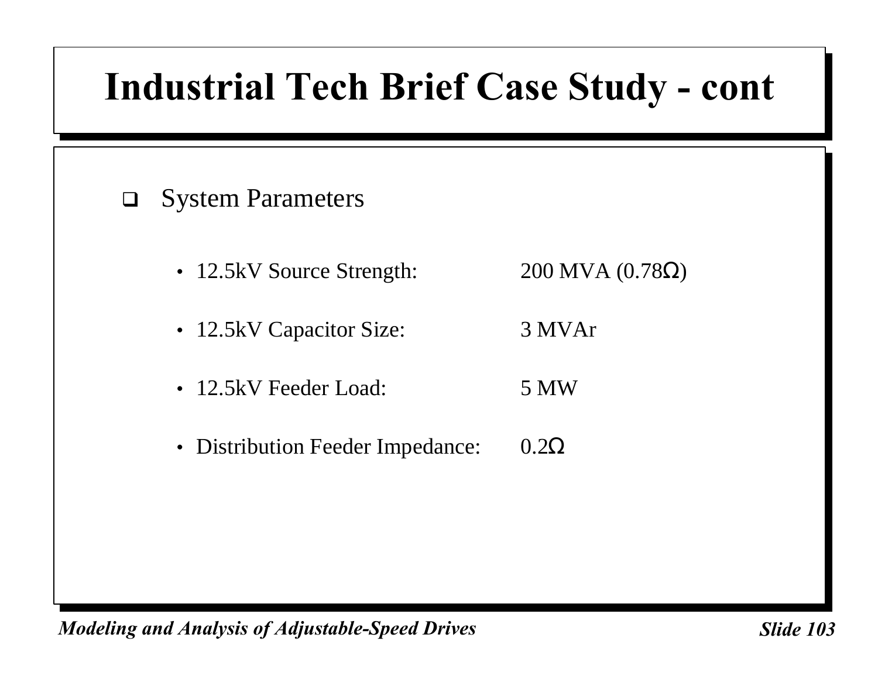# Industrial Tech Brief Case Study - cont

- System Parameters

  - 12.5kV Source Strength: 200 MVA (0.78Ω)
  - 12.5kV Capacitor Size: 3 MVAr
  - 12.5kV Feeder Load: 5 MW
  - Distribution Feeder Impedance: 0.2Ω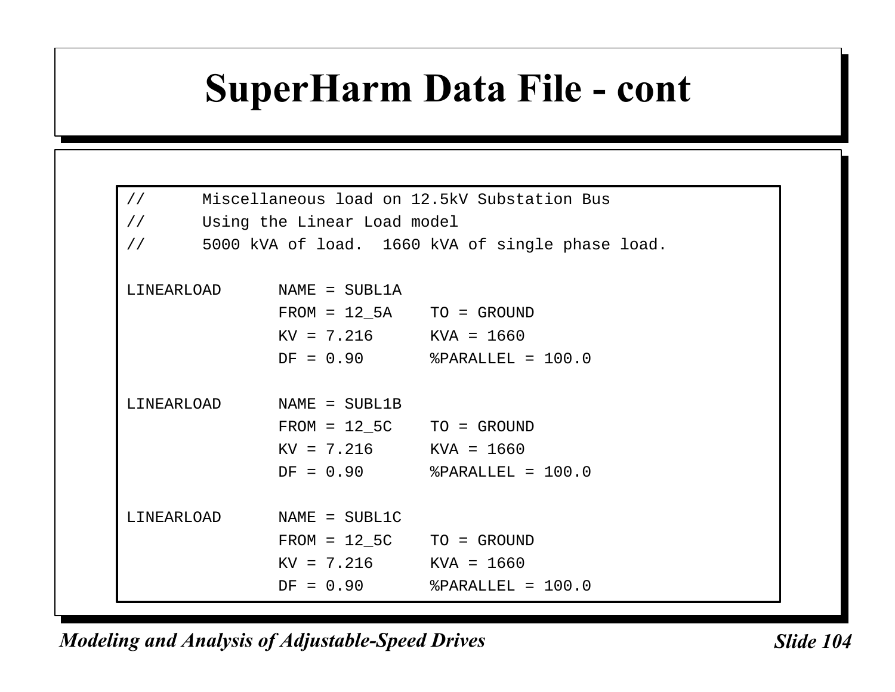# SuperHarm Data File - cont

```
//      Miscellaneous load on 12.5kV Substation Bus
//      Using the Linear Load model
//      5000 kVA of load.  1660 kVA of single phase load.

LINEARLOAD      NAME = SUBL1A
                FROM = 12_5A    TO = GROUND
                KV = 7.216      KVA = 1660
                DF = 0.90       %PARALLEL = 100.0

LINEARLOAD      NAME = SUBL1B
                FROM = 12_5C    TO = GROUND
                KV = 7.216      KVA = 1660
                DF = 0.90       %PARALLEL = 100.0

LINEARLOAD      NAME = SUBL1C
                FROM = 12_5C    TO = GROUND
                KV = 7.216      KVA = 1660
                DF = 0.90       %PARALLEL = 100.0
```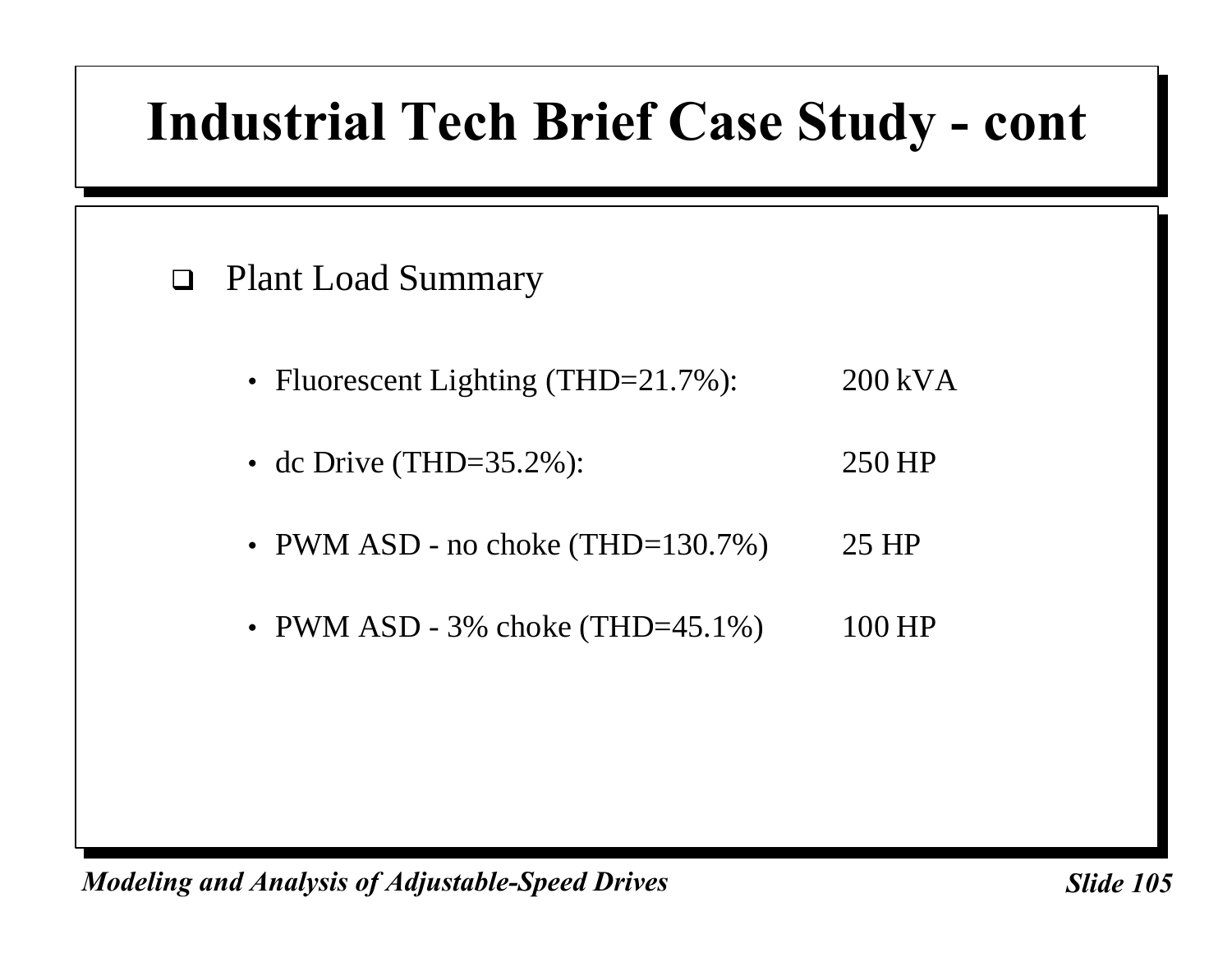# Industrial Tech Brief Case Study - cont

- Plant Load Summary

  - Fluorescent Lighting (THD=21.7%): 200 kVA
  - dc Drive (THD=35.2%): 250 HP
  - PWM ASD - no choke (THD=130.7%) 25 HP
  - PWM ASD - 3% choke (THD=45.1%) 100 HP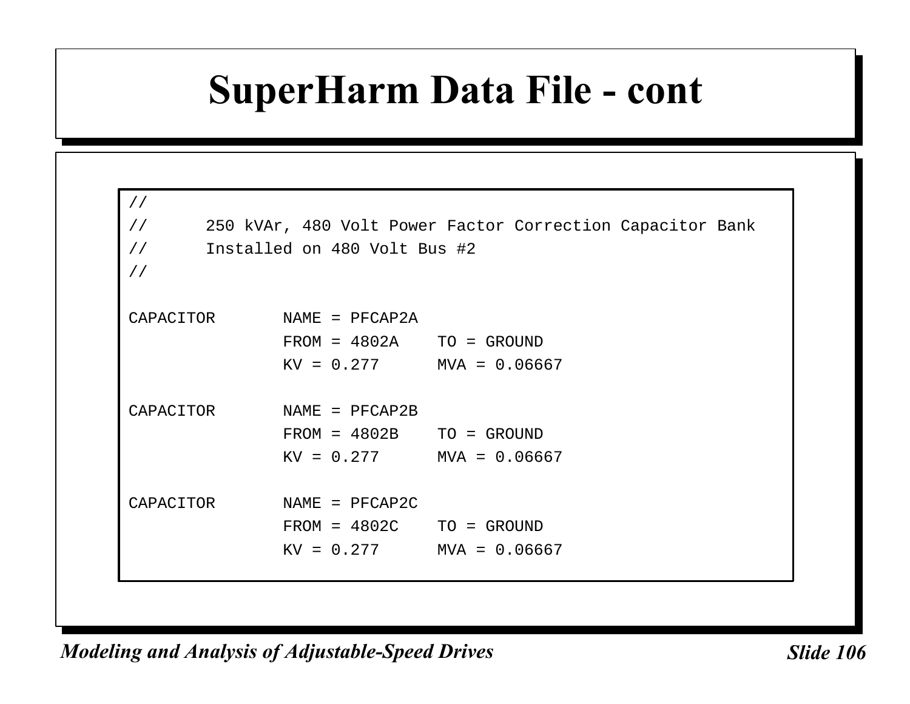# SuperHarm Data File - cont

```
//
//      250 kVAr, 480 Volt Power Factor Correction Capacitor Bank
//      Installed on 480 Volt Bus #2
//

CAPACITOR       NAME = PFCAP2A
                FROM = 4802A    TO = GROUND
                KV = 0.277      MVA = 0.06667

CAPACITOR       NAME = PFCAP2B
                FROM = 4802B    TO = GROUND
                KV = 0.277      MVA = 0.06667

CAPACITOR       NAME = PFCAP2C
                FROM = 4802C    TO = GROUND
                KV = 0.277      MVA = 0.06667
```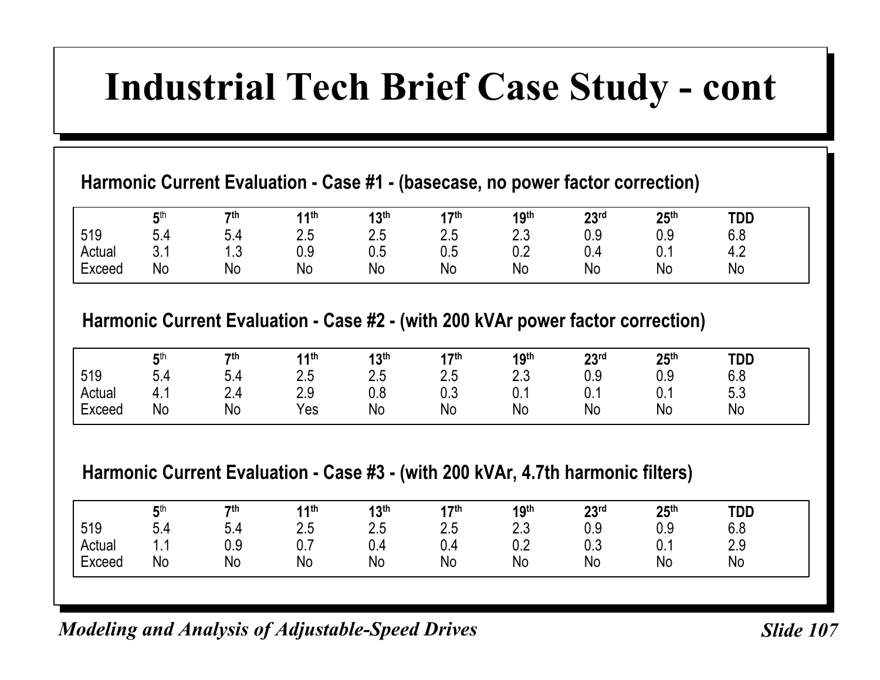# Industrial Tech Brief Case Study - cont

**Harmonic Current Evaluation - Case #1 - (basecase, no power factor correction)**

| | 5th | 7th | 11th | 13th | 17th | 19th | 23rd | 25th | TDD |
|---|---|---|---|---|---|---|---|---|---|
| 519 | 5.4 | 5.4 | 2.5 | 2.5 | 2.5 | 2.3 | 0.9 | 0.9 | 6.8 |
| Actual | 3.1 | 1.3 | 0.9 | 0.5 | 0.5 | 0.2 | 0.4 | 0.1 | 4.2 |
| Exceed | No | No | No | No | No | No | No | No | No |

**Harmonic Current Evaluation - Case #2 - (with 200 kVAr power factor correction)**

| | 5th | 7th | 11th | 13th | 17th | 19th | 23rd | 25th | TDD |
|---|---|---|---|---|---|---|---|---|---|
| 519 | 5.4 | 5.4 | 2.5 | 2.5 | 2.5 | 2.3 | 0.9 | 0.9 | 6.8 |
| Actual | 4.1 | 2.4 | 2.9 | 0.8 | 0.3 | 0.1 | 0.1 | 0.1 | 5.3 |
| Exceed | No | No | Yes | No | No | No | No | No | No |

**Harmonic Current Evaluation - Case #3 - (with 200 kVAr, 4.7th harmonic filters)**

| | 5th | 7th | 11th | 13th | 17th | 19th | 23rd | 25th | TDD |
|---|---|---|---|---|---|---|---|---|---|
| 519 | 5.4 | 5.4 | 2.5 | 2.5 | 2.5 | 2.3 | 0.9 | 0.9 | 6.8 |
| Actual | 1.1 | 0.9 | 0.7 | 0.4 | 0.4 | 0.2 | 0.3 | 0.1 | 2.9 |
| Exceed | No | No | No | No | No | No | No | No | No |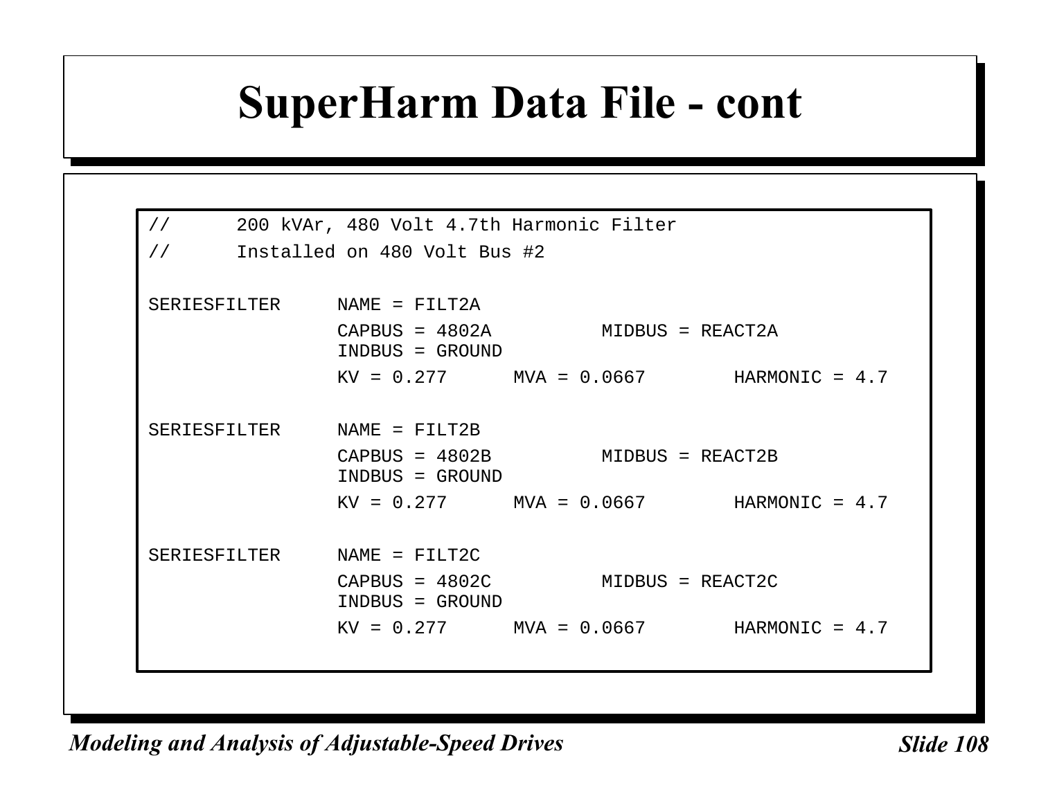# SuperHarm Data File - cont

```
//      200 kVAr, 480 Volt 4.7th Harmonic Filter
//      Installed on 480 Volt Bus #2

SERIESFILTER     NAME = FILT2A
                 CAPBUS = 4802A          MIDBUS = REACT2A
                 INDBUS = GROUND
                 KV = 0.277      MVA = 0.0667        HARMONIC = 4.7

SERIESFILTER     NAME = FILT2B
                 CAPBUS = 4802B          MIDBUS = REACT2B
                 INDBUS = GROUND
                 KV = 0.277      MVA = 0.0667        HARMONIC = 4.7

SERIESFILTER     NAME = FILT2C
                 CAPBUS = 4802C          MIDBUS = REACT2C
                 INDBUS = GROUND
                 KV = 0.277      MVA = 0.0667        HARMONIC = 4.7
```